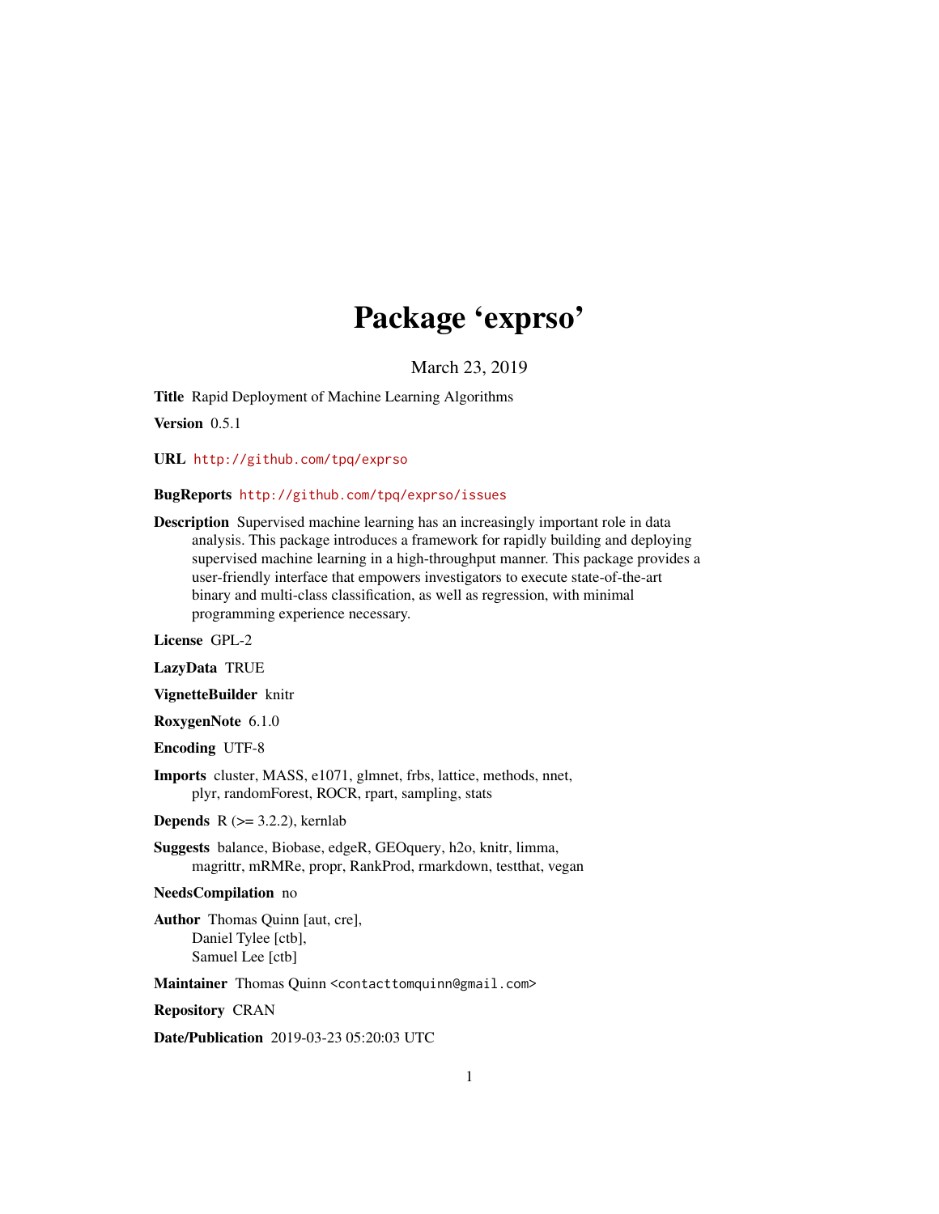# Package 'exprso'

March 23, 2019

**Title** Rapid Deployment of Machine Learning Algorithms

**Version** 0.5.1

**URL** http://github.com/tpq/exprso

**BugReports** http://github.com/tpq/exprso/issues

**Description** Supervised machine learning has an increasingly important role in data analysis. This package introduces a framework for rapidly building and deploying supervised machine learning in a high-throughput manner. This package provides a user-friendly interface that empowers investigators to execute state-of-the-art binary and multi-class classification, as well as regression, with minimal programming experience necessary.

**License** GPL-2

**LazyData** TRUE

**VignetteBuilder** knitr

**RoxygenNote** 6.1.0

**Encoding** UTF-8

**Imports** cluster, MASS, e1071, glmnet, frbs, lattice, methods, nnet, plyr, randomForest, ROCR, rpart, sampling, stats

**Depends** R (>= 3.2.2), kernlab

**Suggests** balance, Biobase, edgeR, GEOquery, h2o, knitr, limma, magrittr, mRMRe, propr, RankProd, rmarkdown, testthat, vegan

**NeedsCompilation** no

**Author** Thomas Quinn [aut, cre],
Daniel Tylee [ctb],
Samuel Lee [ctb]

**Maintainer** Thomas Quinn <contacttomquinn@gmail.com>

**Repository** CRAN

**Date/Publication** 2019-03-23 05:20:03 UTC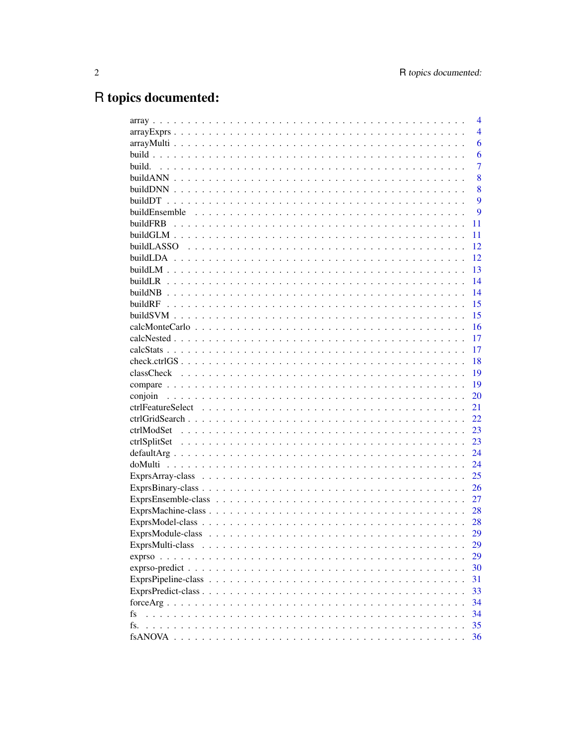# R topics documented:

| | |
|---|---|
| array | 4 |
| arrayExprs | 4 |
| arrayMulti | 6 |
| build | 6 |
| build. | 7 |
| buildANN | 8 |
| buildDNN | 8 |
| buildDT | 9 |
| buildEnsemble | 9 |
| buildFRB | 11 |
| buildGLM | 11 |
| buildLASSO | 12 |
| buildLDA | 12 |
| buildLM | 13 |
| buildLR | 14 |
| buildNB | 14 |
| buildRF | 15 |
| buildSVM | 15 |
| calcMonteCarlo | 16 |
| calcNested | 17 |
| calcStats | 17 |
| check.ctrlGS | 18 |
| classCheck | 19 |
| compare | 19 |
| conjoin | 20 |
| ctrlFeatureSelect | 21 |
| ctrlGridSearch | 22 |
| ctrlModSet | 23 |
| ctrlSplitSet | 23 |
| defaultArg | 24 |
| doMulti | 24 |
| ExprsArray-class | 25 |
| ExprsBinary-class | 26 |
| ExprsEnsemble-class | 27 |
| ExprsMachine-class | 28 |
| ExprsModel-class | 28 |
| ExprsModule-class | 29 |
| ExprsMulti-class | 29 |
| exprso | 29 |
| exprso-predict | 30 |
| ExprsPipeline-class | 31 |
| ExprsPredict-class | 33 |
| forceArg | 34 |
| fs | 34 |
| fs. | 35 |
| fsANOVA | 36 |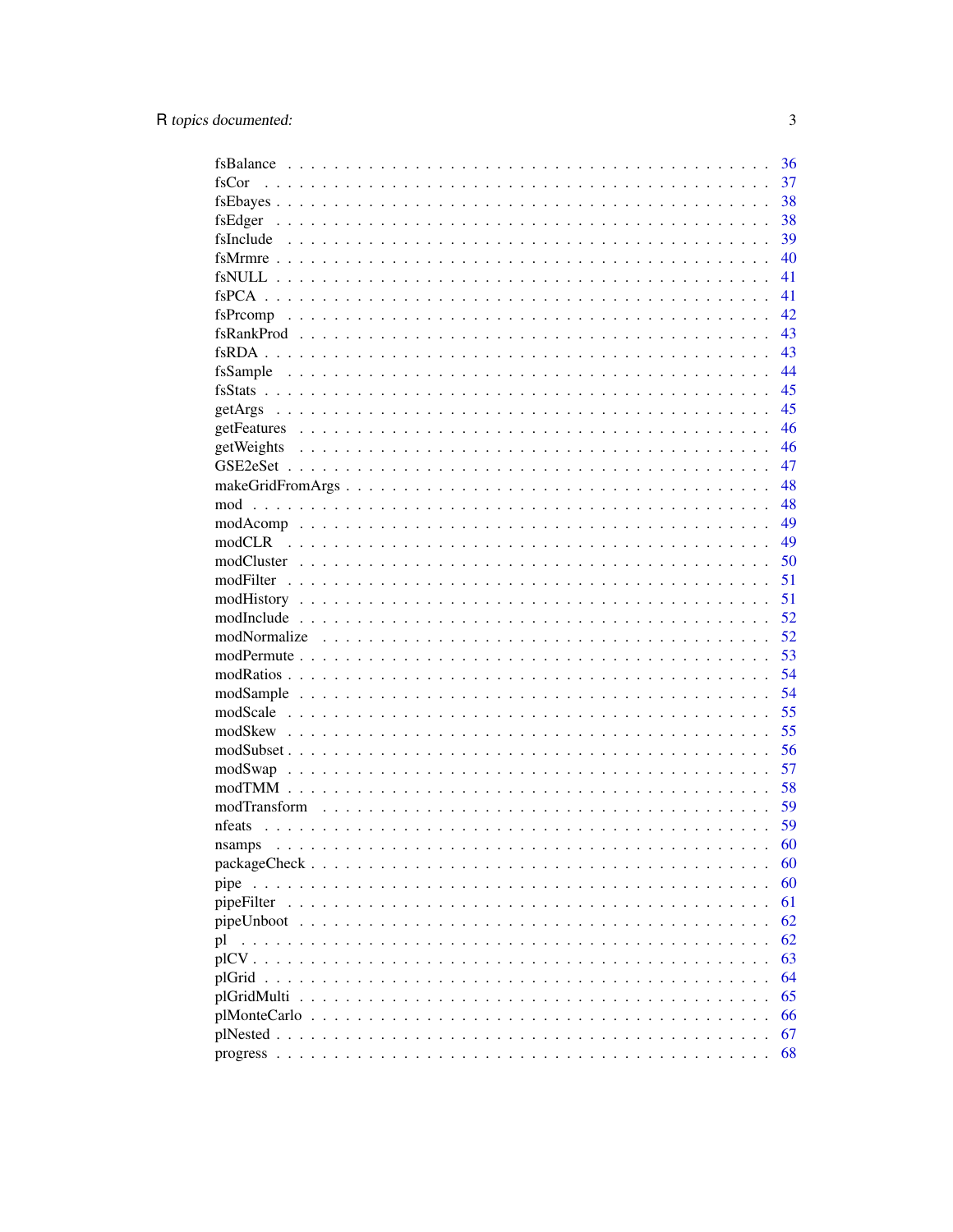fsBalance . . . . . . . . . . . . . . . . . . . . . . . . . . . . . . . . . . . . . . . . . 36
fsCor . . . . . . . . . . . . . . . . . . . . . . . . . . . . . . . . . . . . . . . . . . . 37
fsEbayes . . . . . . . . . . . . . . . . . . . . . . . . . . . . . . . . . . . . . . . . . . 38
fsEdger . . . . . . . . . . . . . . . . . . . . . . . . . . . . . . . . . . . . . . . . . . 38
fsInclude . . . . . . . . . . . . . . . . . . . . . . . . . . . . . . . . . . . . . . . . . 39
fsMrmre . . . . . . . . . . . . . . . . . . . . . . . . . . . . . . . . . . . . . . . . . . 40
fsNULL . . . . . . . . . . . . . . . . . . . . . . . . . . . . . . . . . . . . . . . . . . 41
fsPCA . . . . . . . . . . . . . . . . . . . . . . . . . . . . . . . . . . . . . . . . . . . 41
fsPrcomp . . . . . . . . . . . . . . . . . . . . . . . . . . . . . . . . . . . . . . . . . 42
fsRankProd . . . . . . . . . . . . . . . . . . . . . . . . . . . . . . . . . . . . . . . . 43
fsRDA . . . . . . . . . . . . . . . . . . . . . . . . . . . . . . . . . . . . . . . . . . . 43
fsSample . . . . . . . . . . . . . . . . . . . . . . . . . . . . . . . . . . . . . . . . . 44
fsStats . . . . . . . . . . . . . . . . . . . . . . . . . . . . . . . . . . . . . . . . . . 45
getArgs . . . . . . . . . . . . . . . . . . . . . . . . . . . . . . . . . . . . . . . . . . 45
getFeatures . . . . . . . . . . . . . . . . . . . . . . . . . . . . . . . . . . . . . . . . 46
getWeights . . . . . . . . . . . . . . . . . . . . . . . . . . . . . . . . . . . . . . . . 46
GSE2eSet . . . . . . . . . . . . . . . . . . . . . . . . . . . . . . . . . . . . . . . . . 47
makeGridFromArgs . . . . . . . . . . . . . . . . . . . . . . . . . . . . . . . . . . . . 48
mod . . . . . . . . . . . . . . . . . . . . . . . . . . . . . . . . . . . . . . . . . . . . 48
modAcomp . . . . . . . . . . . . . . . . . . . . . . . . . . . . . . . . . . . . . . . . . 49
modCLR . . . . . . . . . . . . . . . . . . . . . . . . . . . . . . . . . . . . . . . . . . 49
modCluster . . . . . . . . . . . . . . . . . . . . . . . . . . . . . . . . . . . . . . . . 50
modFilter . . . . . . . . . . . . . . . . . . . . . . . . . . . . . . . . . . . . . . . . . 51
modHistory . . . . . . . . . . . . . . . . . . . . . . . . . . . . . . . . . . . . . . . . 51
modInclude . . . . . . . . . . . . . . . . . . . . . . . . . . . . . . . . . . . . . . . . 52
modNormalize . . . . . . . . . . . . . . . . . . . . . . . . . . . . . . . . . . . . . . . 52
modPermute . . . . . . . . . . . . . . . . . . . . . . . . . . . . . . . . . . . . . . . . 53
modRatios . . . . . . . . . . . . . . . . . . . . . . . . . . . . . . . . . . . . . . . . . 54
modSample . . . . . . . . . . . . . . . . . . . . . . . . . . . . . . . . . . . . . . . . . 54
modScale . . . . . . . . . . . . . . . . . . . . . . . . . . . . . . . . . . . . . . . . . . 55
modSkew . . . . . . . . . . . . . . . . . . . . . . . . . . . . . . . . . . . . . . . . . . 55
modSubset . . . . . . . . . . . . . . . . . . . . . . . . . . . . . . . . . . . . . . . . . 56
modSwap . . . . . . . . . . . . . . . . . . . . . . . . . . . . . . . . . . . . . . . . . . 57
modTMM . . . . . . . . . . . . . . . . . . . . . . . . . . . . . . . . . . . . . . . . . . 58
modTransform . . . . . . . . . . . . . . . . . . . . . . . . . . . . . . . . . . . . . . . 59
nfeats . . . . . . . . . . . . . . . . . . . . . . . . . . . . . . . . . . . . . . . . . . . 59
nsamps . . . . . . . . . . . . . . . . . . . . . . . . . . . . . . . . . . . . . . . . . . . 60
packageCheck . . . . . . . . . . . . . . . . . . . . . . . . . . . . . . . . . . . . . . . 60
pipe . . . . . . . . . . . . . . . . . . . . . . . . . . . . . . . . . . . . . . . . . . . . 60
pipeFilter . . . . . . . . . . . . . . . . . . . . . . . . . . . . . . . . . . . . . . . . . 61
pipeUnboot . . . . . . . . . . . . . . . . . . . . . . . . . . . . . . . . . . . . . . . . 62
pl . . . . . . . . . . . . . . . . . . . . . . . . . . . . . . . . . . . . . . . . . . . . . 62
plCV . . . . . . . . . . . . . . . . . . . . . . . . . . . . . . . . . . . . . . . . . . . . 63
plGrid . . . . . . . . . . . . . . . . . . . . . . . . . . . . . . . . . . . . . . . . . . . 64
plGridMulti . . . . . . . . . . . . . . . . . . . . . . . . . . . . . . . . . . . . . . . . 65
plMonteCarlo . . . . . . . . . . . . . . . . . . . . . . . . . . . . . . . . . . . . . . . 66
plNested . . . . . . . . . . . . . . . . . . . . . . . . . . . . . . . . . . . . . . . . . . 67
progress . . . . . . . . . . . . . . . . . . . . . . . . . . . . . . . . . . . . . . . . . . 68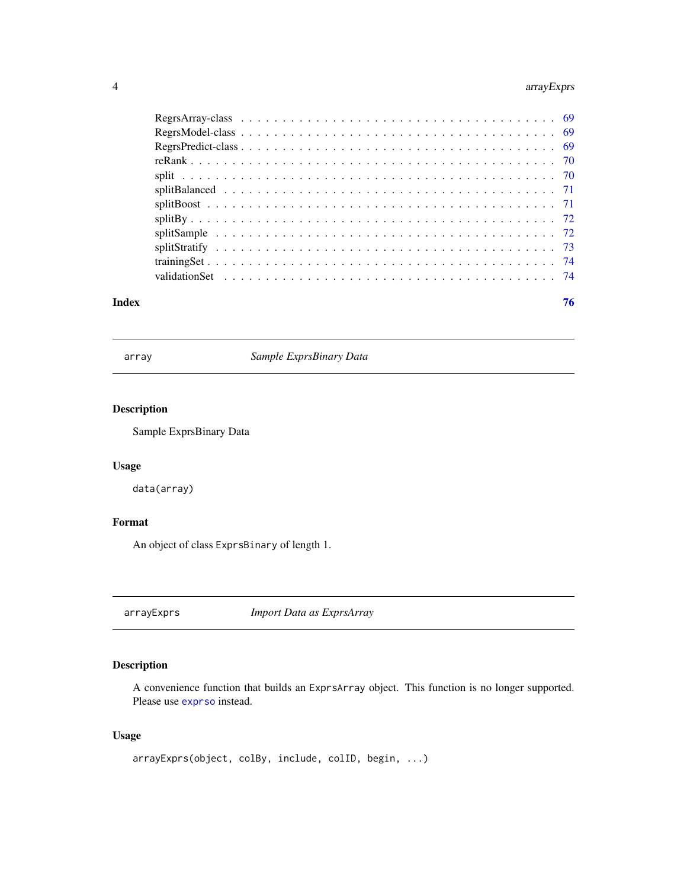RegrsArray-class . . . . . . . . . . . . . . . . . . . . . . . . . . . . . . . . . . . 69
RegrsModel-class . . . . . . . . . . . . . . . . . . . . . . . . . . . . . . . . . . . 69
RegrsPredict-class . . . . . . . . . . . . . . . . . . . . . . . . . . . . . . . . . . 69
reRank . . . . . . . . . . . . . . . . . . . . . . . . . . . . . . . . . . . . . . . . . 70
split . . . . . . . . . . . . . . . . . . . . . . . . . . . . . . . . . . . . . . . . . . 70
splitBalanced . . . . . . . . . . . . . . . . . . . . . . . . . . . . . . . . . . . . . 71
splitBoost . . . . . . . . . . . . . . . . . . . . . . . . . . . . . . . . . . . . . . . 71
splitBy . . . . . . . . . . . . . . . . . . . . . . . . . . . . . . . . . . . . . . . . . 72
splitSample . . . . . . . . . . . . . . . . . . . . . . . . . . . . . . . . . . . . . . 72
splitStratify . . . . . . . . . . . . . . . . . . . . . . . . . . . . . . . . . . . . . . 73
trainingSet . . . . . . . . . . . . . . . . . . . . . . . . . . . . . . . . . . . . . . . 74
validationSet . . . . . . . . . . . . . . . . . . . . . . . . . . . . . . . . . . . . . . 74

**Index** **76**

---

## array — *Sample ExprsBinary Data*

### Description

Sample ExprsBinary Data

### Usage

```
data(array)
```

### Format

An object of class `ExprsBinary` of length 1.

---

## arrayExprs — *Import Data as ExprsArray*

### Description

A convenience function that builds an `ExprsArray` object. This function is no longer supported. Please use `exprso` instead.

### Usage

```
arrayExprs(object, colBy, include, colID, begin, ...)
```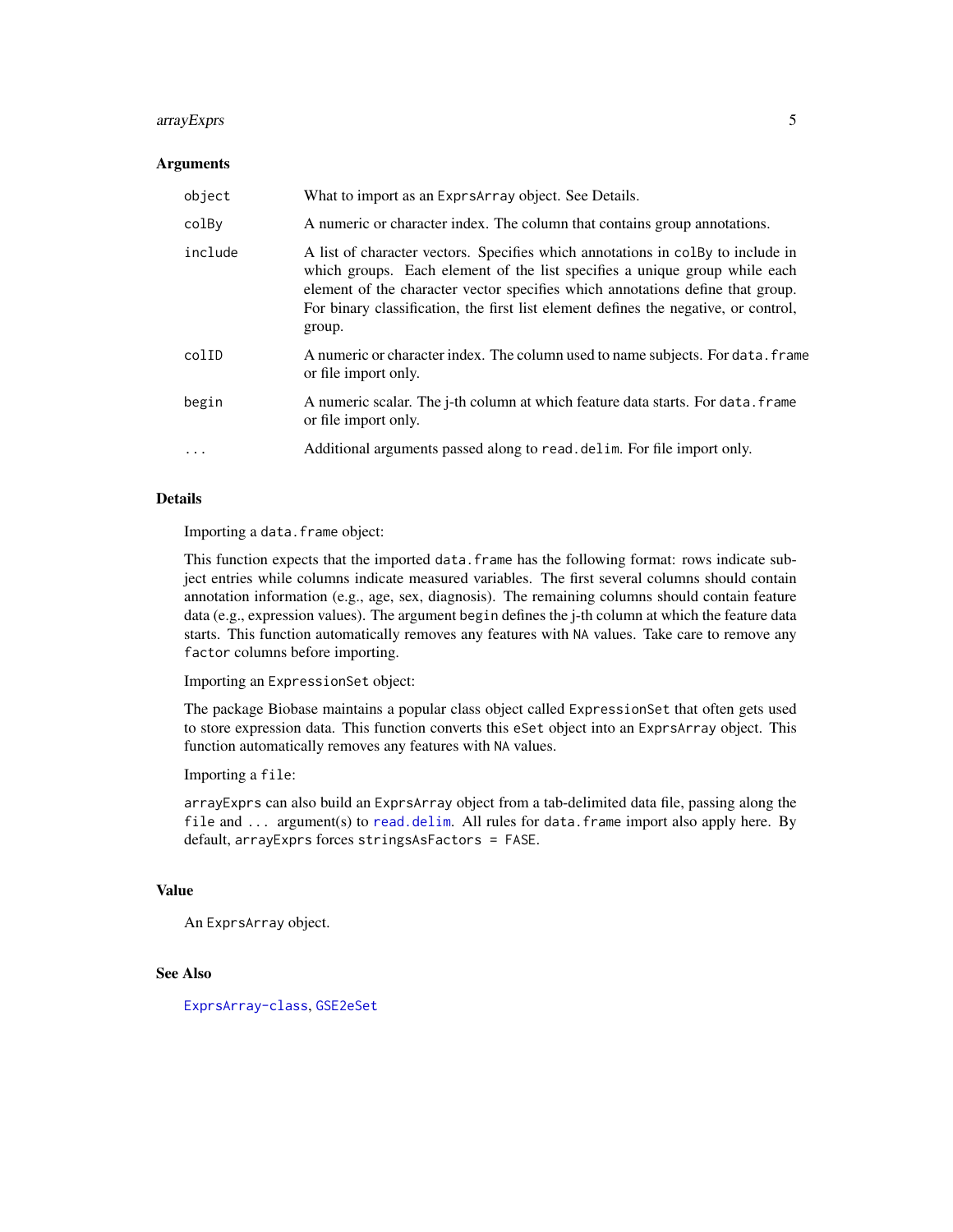### Arguments

| Argument | Description |
| --- | --- |
| `object` | What to import as an `ExprsArray` object. See Details. |
| `colBy` | A numeric or character index. The column that contains group annotations. |
| `include` | A list of character vectors. Specifies which annotations in `colBy` to include in which groups. Each element of the list specifies a unique group while each element of the character vector specifies which annotations define that group. For binary classification, the first list element defines the negative, or control, group. |
| `colID` | A numeric or character index. The column used to name subjects. For `data.frame` or file import only. |
| `begin` | A numeric scalar. The j-th column at which feature data starts. For `data.frame` or file import only. |
| `...` | Additional arguments passed along to `read.delim`. For file import only. |

### Details

Importing a `data.frame` object:

This function expects that the imported `data.frame` has the following format: rows indicate subject entries while columns indicate measured variables. The first several columns should contain annotation information (e.g., age, sex, diagnosis). The remaining columns should contain feature data (e.g., expression values). The argument `begin` defines the j-th column at which the feature data starts. This function automatically removes any features with `NA` values. Take care to remove any `factor` columns before importing.

Importing an `ExpressionSet` object:

The package Biobase maintains a popular class object called `ExpressionSet` that often gets used to store expression data. This function converts this `eSet` object into an `ExprsArray` object. This function automatically removes any features with `NA` values.

Importing a `file`:

`arrayExprs` can also build an `ExprsArray` object from a tab-delimited data file, passing along the `file` and `...` argument(s) to `read.delim`. All rules for `data.frame` import also apply here. By default, `arrayExprs` forces `stringsAsFactors = FASE`.

### Value

An `ExprsArray` object.

### See Also

`ExprsArray-class`, `GSE2eSet`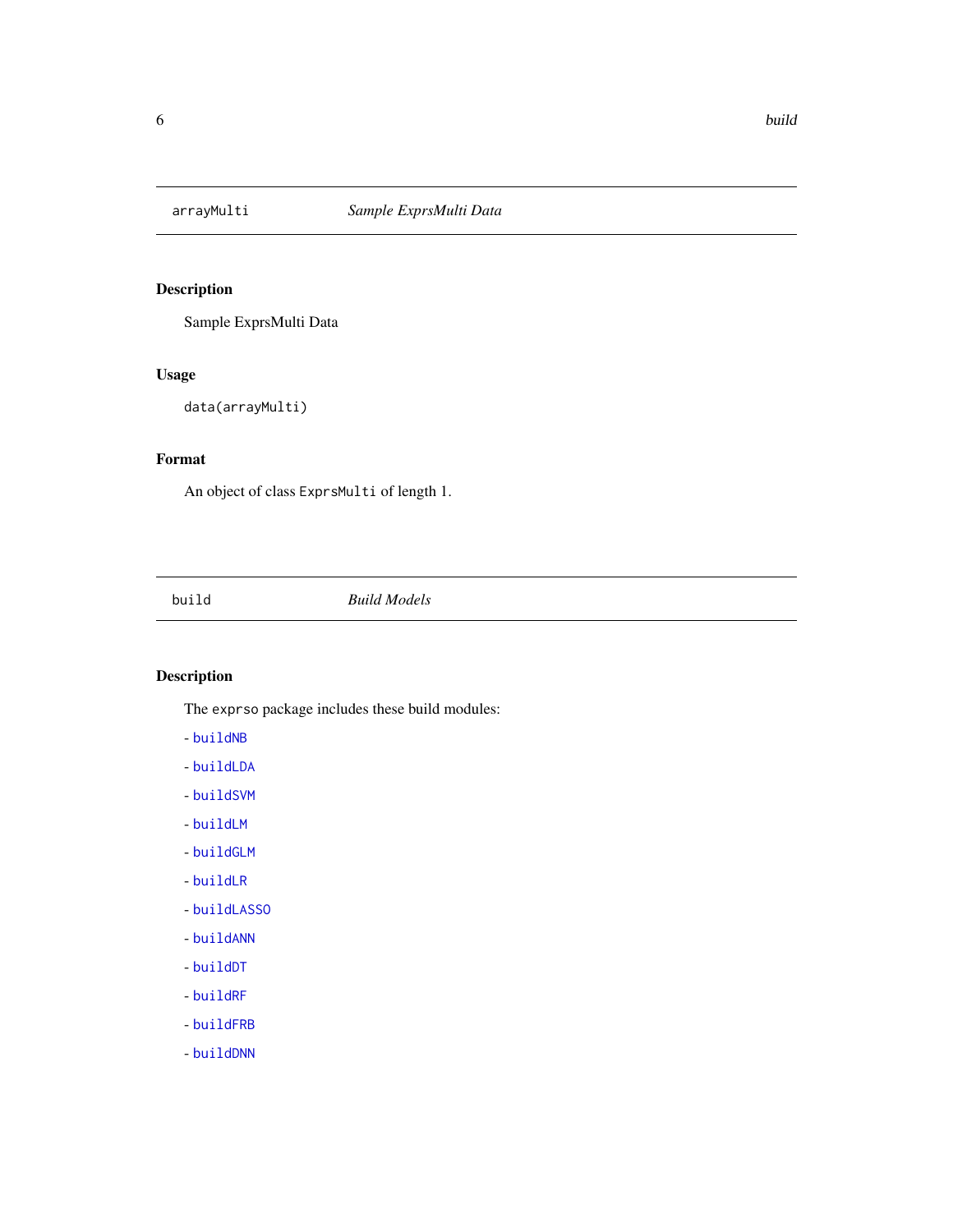## arrayMulti *Sample ExprsMulti Data*

### Description

Sample ExprsMulti Data

### Usage

```
data(arrayMulti)
```

### Format

An object of class `ExprsMulti` of length 1.

## build *Build Models*

### Description

The `exprso` package includes these build modules:

- buildNB
- buildLDA
- buildSVM
- buildLM
- buildGLM
- buildLR
- buildLASSO
- buildANN
- buildDT
- buildRF
- buildFRB
- buildDNN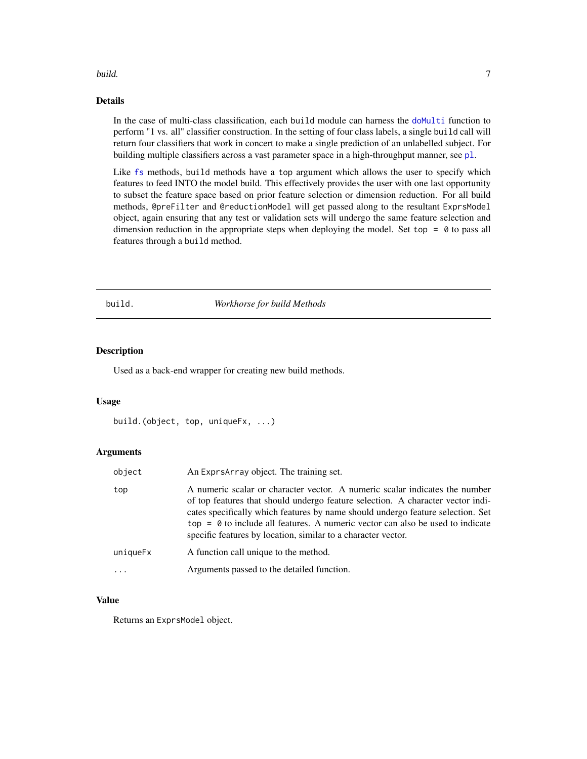## Details

In the case of multi-class classification, each `build` module can harness the `doMulti` function to perform "1 vs. all" classifier construction. In the setting of four class labels, a single `build` call will return four classifiers that work in concert to make a single prediction of an unlabelled subject. For building multiple classifiers across a vast parameter space in a high-throughput manner, see `pl`.

Like `fs` methods, `build` methods have a `top` argument which allows the user to specify which features to feed INTO the model build. This effectively provides the user with one last opportunity to subset the feature space based on prior feature selection or dimension reduction. For all build methods, `@preFilter` and `@reductionModel` will get passed along to the resultant `ExprsModel` object, again ensuring that any test or validation sets will undergo the same feature selection and dimension reduction in the appropriate steps when deploying the model. Set `top = 0` to pass all features through a `build` method.

---

`build.` *Workhorse for build Methods*

---

## Description

Used as a back-end wrapper for creating new build methods.

## Usage

```
build.(object, top, uniqueFx, ...)
```

## Arguments

| | |
|---|---|
| `object` | An `ExprsArray` object. The training set. |
| `top` | A numeric scalar or character vector. A numeric scalar indicates the number of top features that should undergo feature selection. A character vector indicates specifically which features by name should undergo feature selection. Set `top = 0` to include all features. A numeric vector can also be used to indicate specific features by location, similar to a character vector. |
| `uniqueFx` | A function call unique to the method. |
| `...` | Arguments passed to the detailed function. |

## Value

Returns an `ExprsModel` object.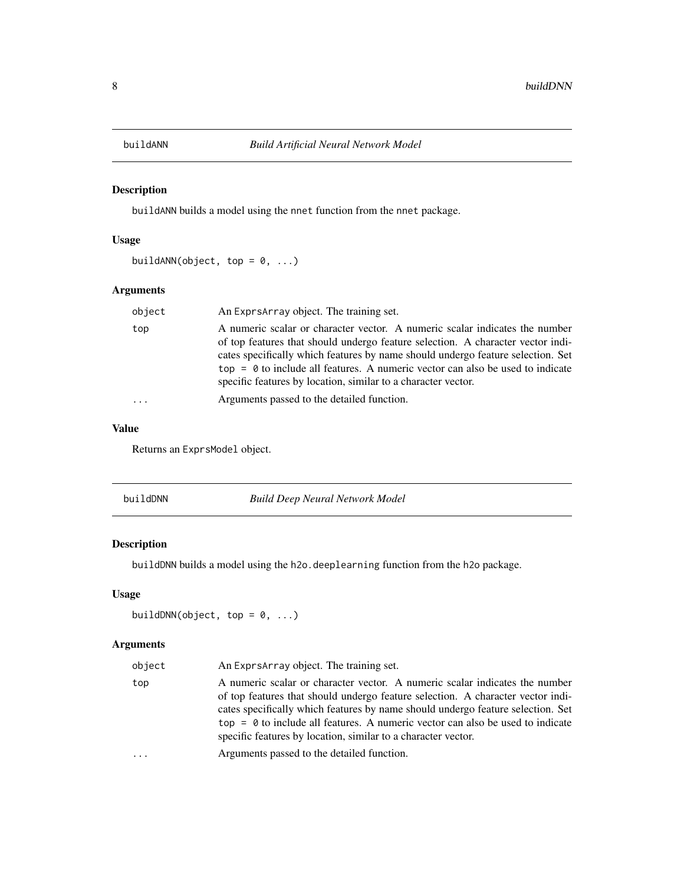## buildANN *Build Artificial Neural Network Model*

### Description

buildANN builds a model using the nnet function from the nnet package.

### Usage

```
buildANN(object, top = 0, ...)
```

### Arguments

| | |
|---|---|
| object | An ExprsArray object. The training set. |
| top | A numeric scalar or character vector. A numeric scalar indicates the number of top features that should undergo feature selection. A character vector indicates specifically which features by name should undergo feature selection. Set top = 0 to include all features. A numeric vector can also be used to indicate specific features by location, similar to a character vector. |
| ... | Arguments passed to the detailed function. |

### Value

Returns an ExprsModel object.

## buildDNN *Build Deep Neural Network Model*

### Description

buildDNN builds a model using the h2o.deeplearning function from the h2o package.

### Usage

```
buildDNN(object, top = 0, ...)
```

### Arguments

| | |
|---|---|
| object | An ExprsArray object. The training set. |
| top | A numeric scalar or character vector. A numeric scalar indicates the number of top features that should undergo feature selection. A character vector indicates specifically which features by name should undergo feature selection. Set top = 0 to include all features. A numeric vector can also be used to indicate specific features by location, similar to a character vector. |
| ... | Arguments passed to the detailed function. |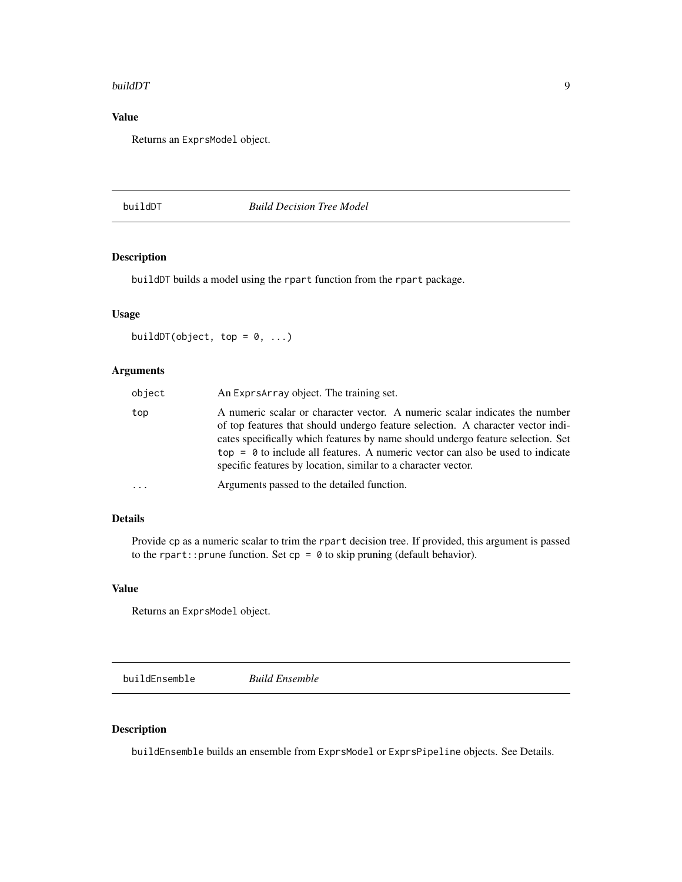### Value

Returns an `ExprsModel` object.

---

## buildDT — *Build Decision Tree Model*

### Description

`buildDT` builds a model using the `rpart` function from the `rpart` package.

### Usage

```
buildDT(object, top = 0, ...)
```

### Arguments

| | |
|---|---|
| `object` | An `ExprsArray` object. The training set. |
| `top` | A numeric scalar or character vector. A numeric scalar indicates the number of top features that should undergo feature selection. A character vector indicates specifically which features by name should undergo feature selection. Set `top = 0` to include all features. A numeric vector can also be used to indicate specific features by location, similar to a character vector. |
| `...` | Arguments passed to the detailed function. |

### Details

Provide `cp` as a numeric scalar to trim the `rpart` decision tree. If provided, this argument is passed to the `rpart::prune` function. Set `cp = 0` to skip pruning (default behavior).

### Value

Returns an `ExprsModel` object.

---

## buildEnsemble — *Build Ensemble*

### Description

`buildEnsemble` builds an ensemble from `ExprsModel` or `ExprsPipeline` objects. See Details.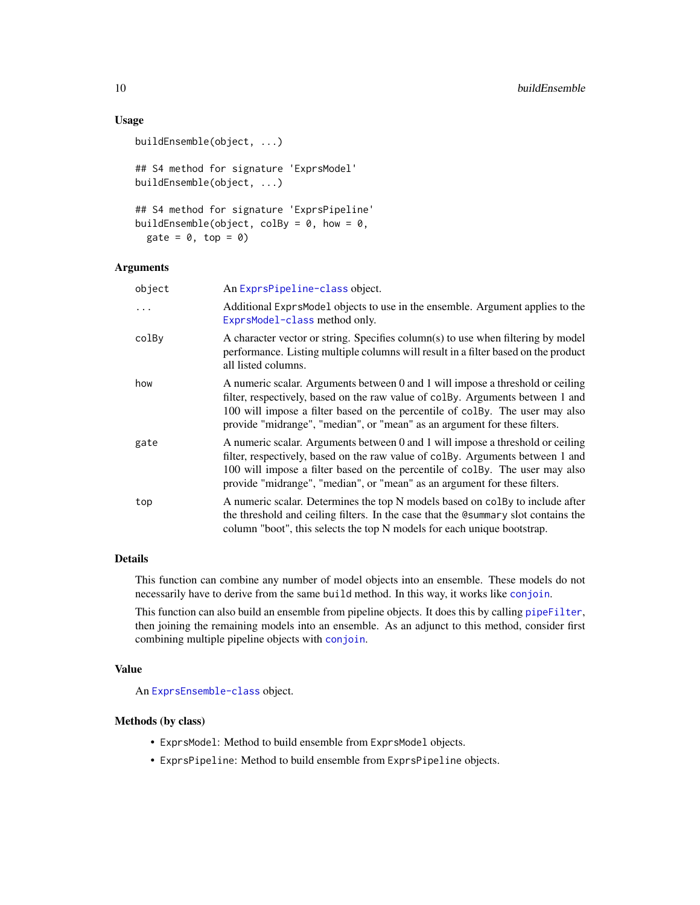### Usage

```
buildEnsemble(object, ...)

## S4 method for signature 'ExprsModel'
buildEnsemble(object, ...)

## S4 method for signature 'ExprsPipeline'
buildEnsemble(object, colBy = 0, how = 0,
  gate = 0, top = 0)
```

### Arguments

| | |
|---|---|
| `object` | An `ExprsPipeline-class` object. |
| `...` | Additional `ExprsModel` objects to use in the ensemble. Argument applies to the `ExprsModel-class` method only. |
| `colBy` | A character vector or string. Specifies column(s) to use when filtering by model performance. Listing multiple columns will result in a filter based on the product all listed columns. |
| `how` | A numeric scalar. Arguments between 0 and 1 will impose a threshold or ceiling filter, respectively, based on the raw value of `colBy`. Arguments between 1 and 100 will impose a filter based on the percentile of `colBy`. The user may also provide "midrange", "median", or "mean" as an argument for these filters. |
| `gate` | A numeric scalar. Arguments between 0 and 1 will impose a threshold or ceiling filter, respectively, based on the raw value of `colBy`. Arguments between 1 and 100 will impose a filter based on the percentile of `colBy`. The user may also provide "midrange", "median", or "mean" as an argument for these filters. |
| `top` | A numeric scalar. Determines the top N models based on `colBy` to include after the threshold and ceiling filters. In the case that the `@summary` slot contains the column "boot", this selects the top N models for each unique bootstrap. |

### Details

This function can combine any number of model objects into an ensemble. These models do not necessarily have to derive from the same `build` method. In this way, it works like `conjoin`.

This function can also build an ensemble from pipeline objects. It does this by calling `pipeFilter`, then joining the remaining models into an ensemble. As an adjunct to this method, consider first combining multiple pipeline objects with `conjoin`.

### Value

An `ExprsEnsemble-class` object.

### Methods (by class)

- `ExprsModel`: Method to build ensemble from `ExprsModel` objects.
- `ExprsPipeline`: Method to build ensemble from `ExprsPipeline` objects.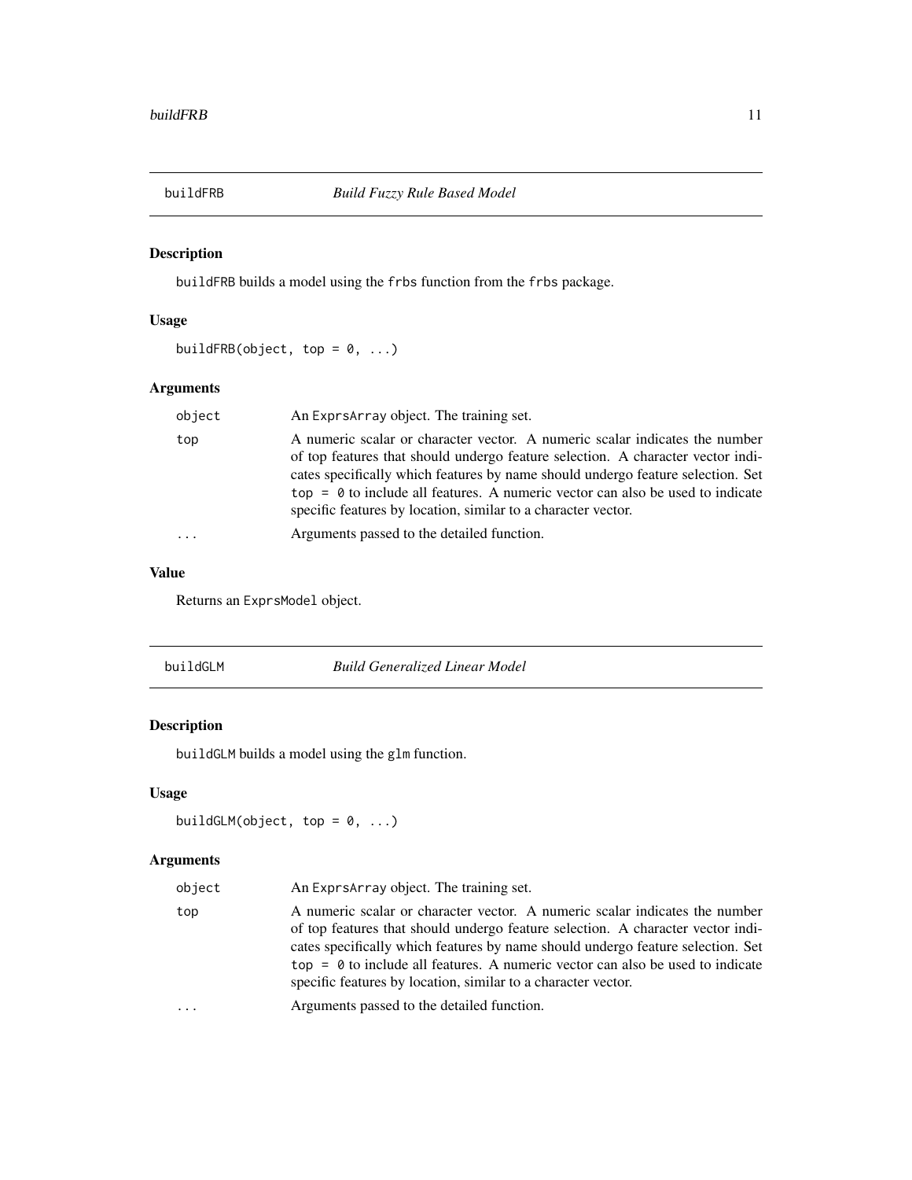## buildFRB *Build Fuzzy Rule Based Model*

### Description

buildFRB builds a model using the frbs function from the frbs package.

### Usage

```
buildFRB(object, top = 0, ...)
```

### Arguments

| | |
|---|---|
| object | An ExprsArray object. The training set. |
| top | A numeric scalar or character vector. A numeric scalar indicates the number of top features that should undergo feature selection. A character vector indicates specifically which features by name should undergo feature selection. Set `top = 0` to include all features. A numeric vector can also be used to indicate specific features by location, similar to a character vector. |
| ... | Arguments passed to the detailed function. |

### Value

Returns an ExprsModel object.

## buildGLM *Build Generalized Linear Model*

### Description

buildGLM builds a model using the glm function.

### Usage

```
buildGLM(object, top = 0, ...)
```

### Arguments

| | |
|---|---|
| object | An ExprsArray object. The training set. |
| top | A numeric scalar or character vector. A numeric scalar indicates the number of top features that should undergo feature selection. A character vector indicates specifically which features by name should undergo feature selection. Set `top = 0` to include all features. A numeric vector can also be used to indicate specific features by location, similar to a character vector. |
| ... | Arguments passed to the detailed function. |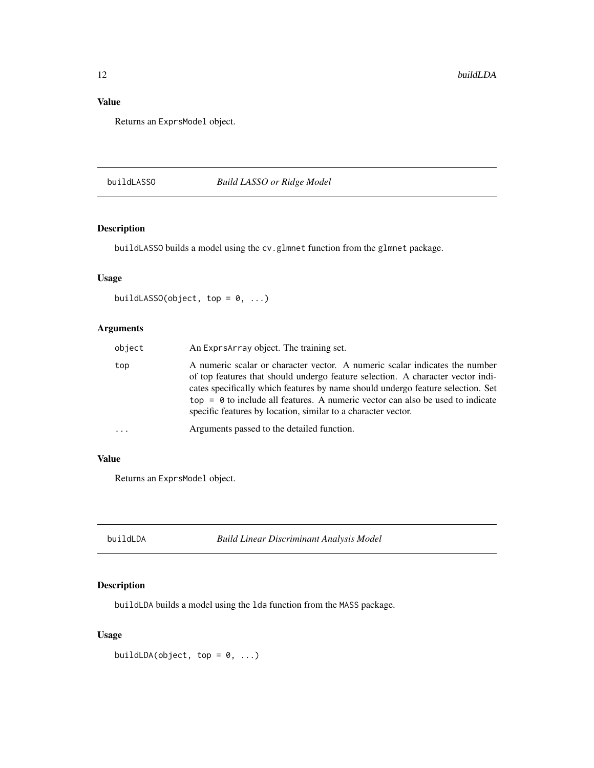### Value

Returns an `ExprsModel` object.

---

## buildLASSO — *Build LASSO or Ridge Model*

### Description

`buildLASSO` builds a model using the `cv.glmnet` function from the `glmnet` package.

### Usage

```
buildLASSO(object, top = 0, ...)
```

### Arguments

| | |
|---|---|
| `object` | An `ExprsArray` object. The training set. |
| `top` | A numeric scalar or character vector. A numeric scalar indicates the number of top features that should undergo feature selection. A character vector indicates specifically which features by name should undergo feature selection. Set `top = 0` to include all features. A numeric vector can also be used to indicate specific features by location, similar to a character vector. |
| `...` | Arguments passed to the detailed function. |

### Value

Returns an `ExprsModel` object.

---

## buildLDA — *Build Linear Discriminant Analysis Model*

### Description

`buildLDA` builds a model using the `lda` function from the `MASS` package.

### Usage

```
buildLDA(object, top = 0, ...)
```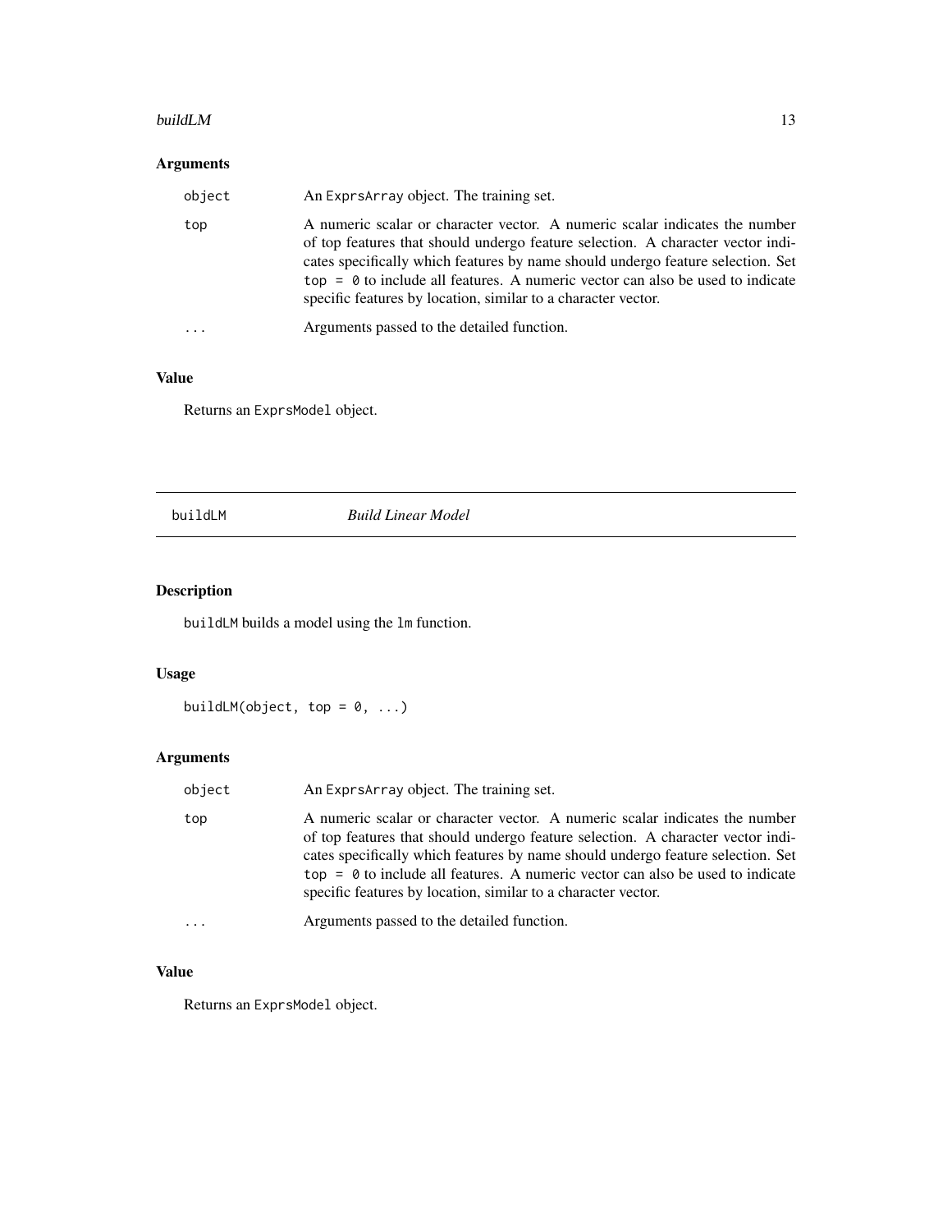## Arguments

| | |
|---|---|
| object | An ExprsArray object. The training set. |
| top | A numeric scalar or character vector. A numeric scalar indicates the number of top features that should undergo feature selection. A character vector indicates specifically which features by name should undergo feature selection. Set `top = 0` to include all features. A numeric vector can also be used to indicate specific features by location, similar to a character vector. |
| ... | Arguments passed to the detailed function. |

## Value

Returns an ExprsModel object.

---

# buildLM &nbsp;&nbsp;&nbsp;&nbsp; *Build Linear Model*

---

## Description

buildLM builds a model using the lm function.

## Usage

```
buildLM(object, top = 0, ...)
```

## Arguments

| | |
|---|---|
| object | An ExprsArray object. The training set. |
| top | A numeric scalar or character vector. A numeric scalar indicates the number of top features that should undergo feature selection. A character vector indicates specifically which features by name should undergo feature selection. Set `top = 0` to include all features. A numeric vector can also be used to indicate specific features by location, similar to a character vector. |
| ... | Arguments passed to the detailed function. |

## Value

Returns an ExprsModel object.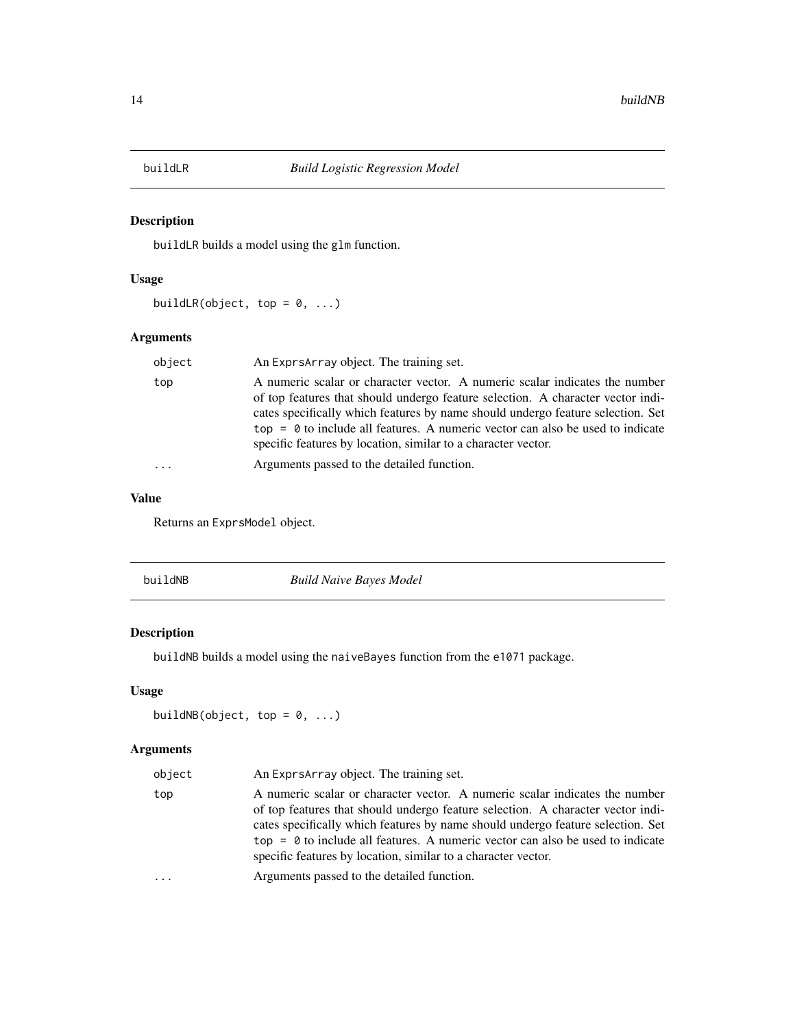## buildLR — *Build Logistic Regression Model*

### Description

buildLR builds a model using the glm function.

### Usage

```
buildLR(object, top = 0, ...)
```

### Arguments

| | |
|---|---|
| object | An ExprsArray object. The training set. |
| top | A numeric scalar or character vector. A numeric scalar indicates the number of top features that should undergo feature selection. A character vector indicates specifically which features by name should undergo feature selection. Set top = 0 to include all features. A numeric vector can also be used to indicate specific features by location, similar to a character vector. |
| ... | Arguments passed to the detailed function. |

### Value

Returns an ExprsModel object.

## buildNB — *Build Naive Bayes Model*

### Description

buildNB builds a model using the naiveBayes function from the e1071 package.

### Usage

```
buildNB(object, top = 0, ...)
```

### Arguments

| | |
|---|---|
| object | An ExprsArray object. The training set. |
| top | A numeric scalar or character vector. A numeric scalar indicates the number of top features that should undergo feature selection. A character vector indicates specifically which features by name should undergo feature selection. Set top = 0 to include all features. A numeric vector can also be used to indicate specific features by location, similar to a character vector. |
| ... | Arguments passed to the detailed function. |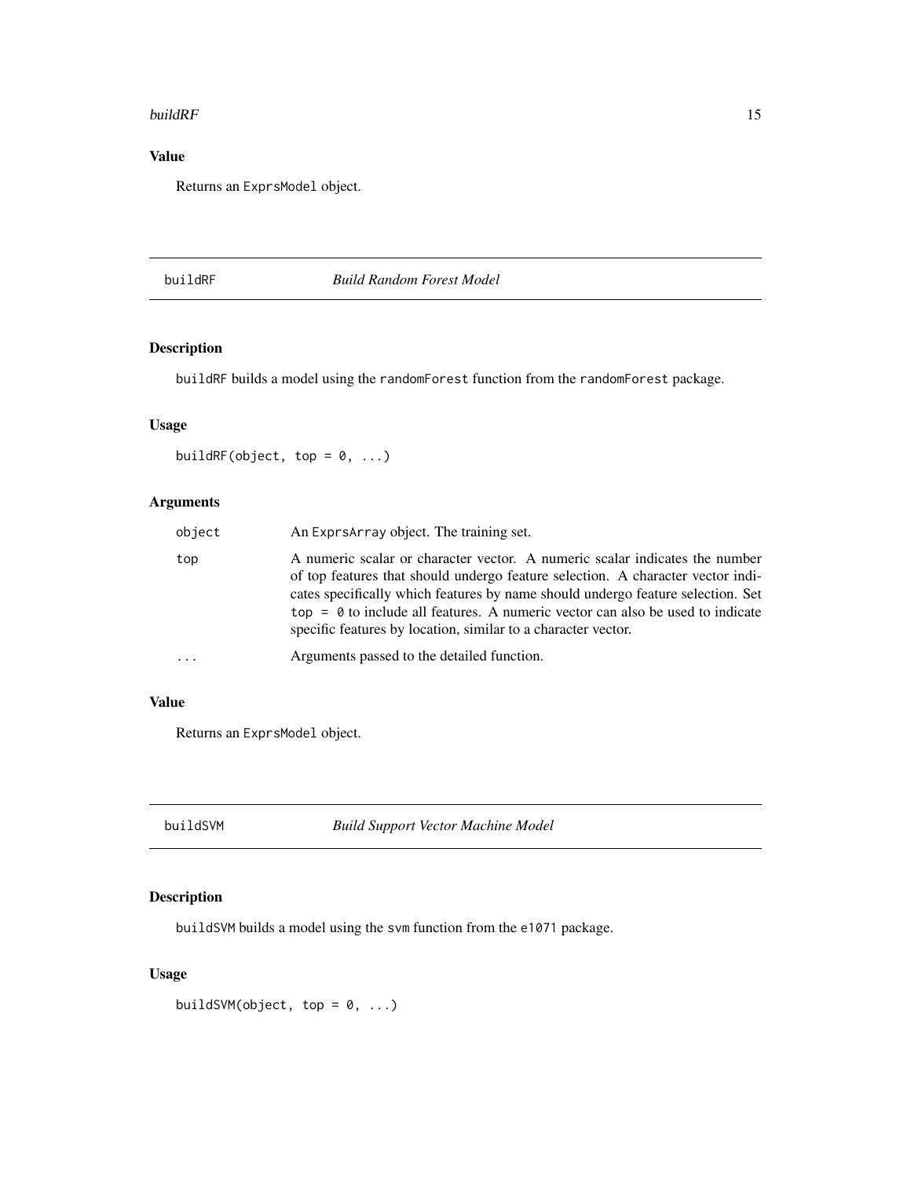## Value

Returns an `ExprsModel` object.

---

## buildRF — *Build Random Forest Model*

### Description

`buildRF` builds a model using the `randomForest` function from the `randomForest` package.

### Usage

```
buildRF(object, top = 0, ...)
```

### Arguments

| | |
|---|---|
| `object` | An `ExprsArray` object. The training set. |
| `top` | A numeric scalar or character vector. A numeric scalar indicates the number of top features that should undergo feature selection. A character vector indicates specifically which features by name should undergo feature selection. Set `top = 0` to include all features. A numeric vector can also be used to indicate specific features by location, similar to a character vector. |
| `...` | Arguments passed to the detailed function. |

### Value

Returns an `ExprsModel` object.

---

## buildSVM — *Build Support Vector Machine Model*

### Description

`buildSVM` builds a model using the `svm` function from the `e1071` package.

### Usage

```
buildSVM(object, top = 0, ...)
```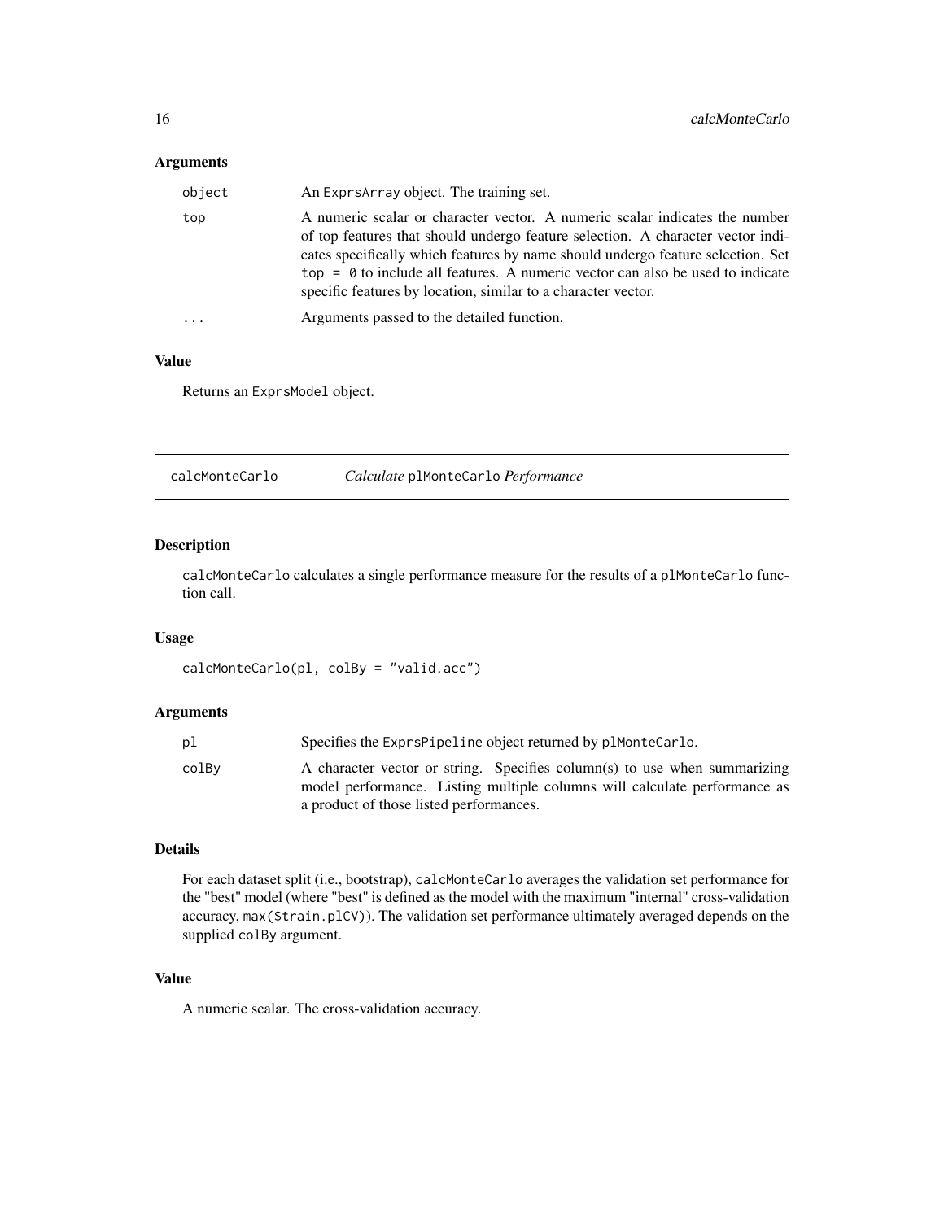### Arguments

| | |
|---|---|
| object | An ExprsArray object. The training set. |
| top | A numeric scalar or character vector. A numeric scalar indicates the number of top features that should undergo feature selection. A character vector indicates specifically which features by name should undergo feature selection. Set `top = 0` to include all features. A numeric vector can also be used to indicate specific features by location, similar to a character vector. |
| ... | Arguments passed to the detailed function. |

### Value

Returns an ExprsModel object.

---

## calcMonteCarlo *Calculate* plMonteCarlo *Performance*

---

### Description

calcMonteCarlo calculates a single performance measure for the results of a plMonteCarlo function call.

### Usage

```
calcMonteCarlo(pl, colBy = "valid.acc")
```

### Arguments

| | |
|---|---|
| pl | Specifies the ExprsPipeline object returned by plMonteCarlo. |
| colBy | A character vector or string. Specifies column(s) to use when summarizing model performance. Listing multiple columns will calculate performance as a product of those listed performances. |

### Details

For each dataset split (i.e., bootstrap), calcMonteCarlo averages the validation set performance for the "best" model (where "best" is defined as the model with the maximum "internal" cross-validation accuracy, `max($train.plCV)`). The validation set performance ultimately averaged depends on the supplied colBy argument.

### Value

A numeric scalar. The cross-validation accuracy.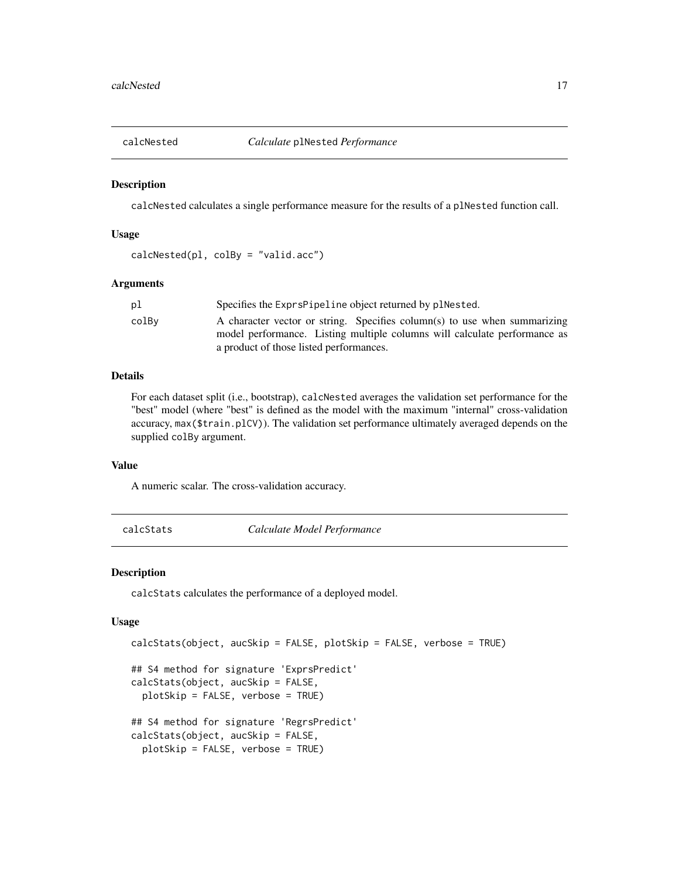## calcNested — *Calculate* `plNested` *Performance*

### Description

`calcNested` calculates a single performance measure for the results of a `plNested` function call.

### Usage

```
calcNested(pl, colBy = "valid.acc")
```

### Arguments

| | |
|---|---|
| `pl` | Specifies the `ExprsPipeline` object returned by `plNested`. |
| `colBy` | A character vector or string. Specifies column(s) to use when summarizing model performance. Listing multiple columns will calculate performance as a product of those listed performances. |

### Details

For each dataset split (i.e., bootstrap), `calcNested` averages the validation set performance for the "best" model (where "best" is defined as the model with the maximum "internal" cross-validation accuracy, `max($train.plCV)`). The validation set performance ultimately averaged depends on the supplied `colBy` argument.

### Value

A numeric scalar. The cross-validation accuracy.

## calcStats — *Calculate Model Performance*

### Description

`calcStats` calculates the performance of a deployed model.

### Usage

```
calcStats(object, aucSkip = FALSE, plotSkip = FALSE, verbose = TRUE)

## S4 method for signature 'ExprsPredict'
calcStats(object, aucSkip = FALSE,
  plotSkip = FALSE, verbose = TRUE)

## S4 method for signature 'RegrsPredict'
calcStats(object, aucSkip = FALSE,
  plotSkip = FALSE, verbose = TRUE)
```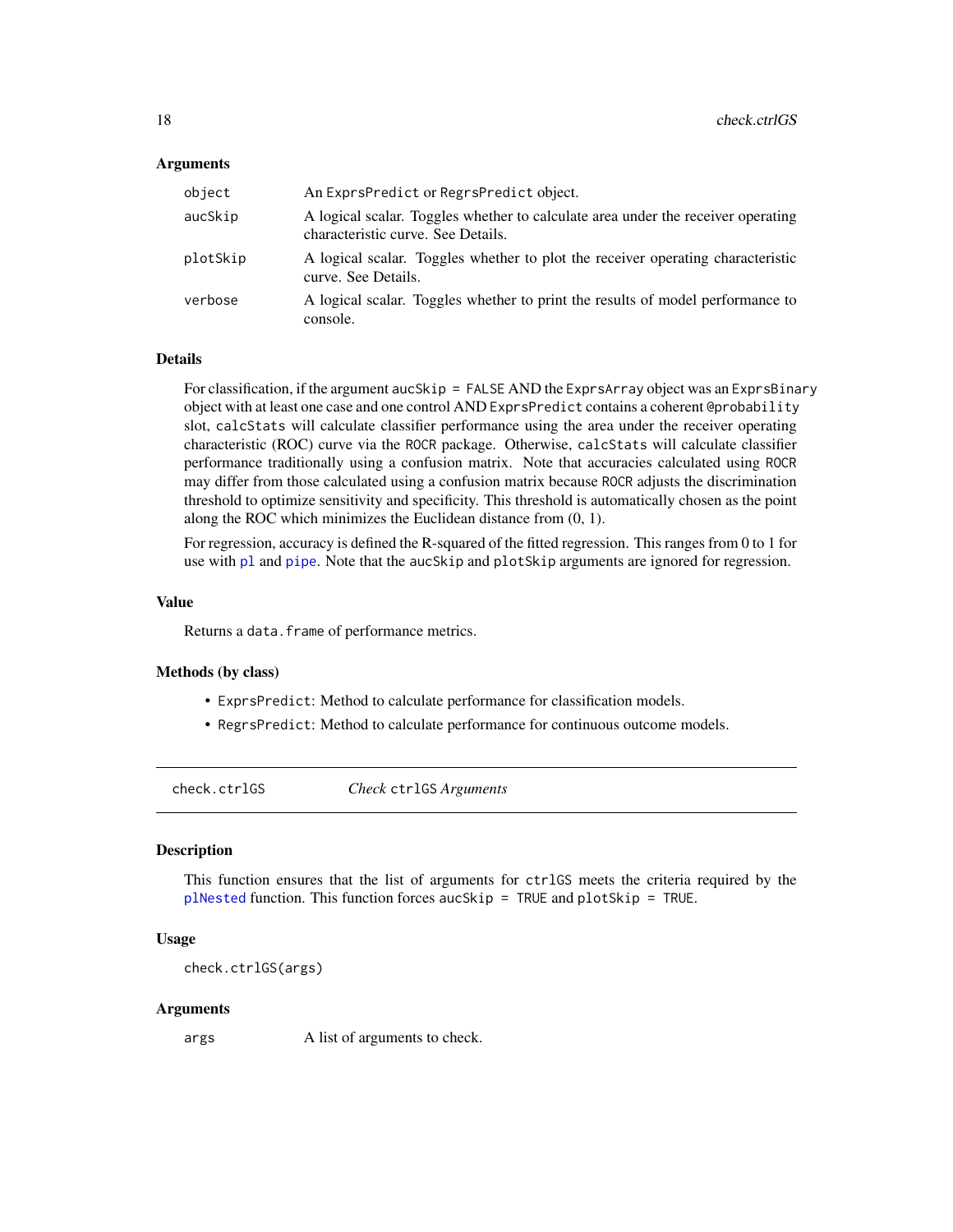### Arguments

| | |
|---|---|
| object | An ExprsPredict or RegrsPredict object. |
| aucSkip | A logical scalar. Toggles whether to calculate area under the receiver operating characteristic curve. See Details. |
| plotSkip | A logical scalar. Toggles whether to plot the receiver operating characteristic curve. See Details. |
| verbose | A logical scalar. Toggles whether to print the results of model performance to console. |

### Details

For classification, if the argument `aucSkip = FALSE` AND the `ExprsArray` object was an `ExprsBinary` object with at least one case and one control AND `ExprsPredict` contains a coherent `@probability` slot, `calcStats` will calculate classifier performance using the area under the receiver operating characteristic (ROC) curve via the `ROCR` package. Otherwise, `calcStats` will calculate classifier performance traditionally using a confusion matrix. Note that accuracies calculated using `ROCR` may differ from those calculated using a confusion matrix because `ROCR` adjusts the discrimination threshold to optimize sensitivity and specificity. This threshold is automatically chosen as the point along the ROC which minimizes the Euclidean distance from (0, 1).

For regression, accuracy is defined the R-squared of the fitted regression. This ranges from 0 to 1 for use with `pl` and `pipe`. Note that the `aucSkip` and `plotSkip` arguments are ignored for regression.

### Value

Returns a `data.frame` of performance metrics.

### Methods (by class)

- `ExprsPredict`: Method to calculate performance for classification models.
- `RegrsPredict`: Method to calculate performance for continuous outcome models.

---

## check.ctrlGS — *Check* `ctrlGS` *Arguments*

### Description

This function ensures that the list of arguments for `ctrlGS` meets the criteria required by the `plNested` function. This function forces `aucSkip = TRUE` and `plotSkip = TRUE`.

### Usage

```
check.ctrlGS(args)
```

### Arguments

| | |
|---|---|
| args | A list of arguments to check. |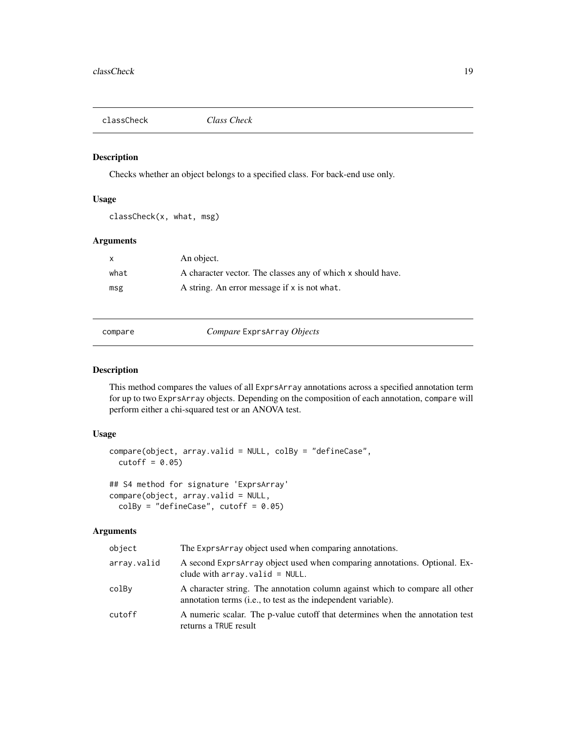## classCheck — *Class Check*

### Description

Checks whether an object belongs to a specified class. For back-end use only.

### Usage

```
classCheck(x, what, msg)
```

### Arguments

| | |
|---|---|
| x | An object. |
| what | A character vector. The classes any of which x should have. |
| msg | A string. An error message if x is not what. |

## compare — *Compare* ExprsArray *Objects*

### Description

This method compares the values of all ExprsArray annotations across a specified annotation term for up to two ExprsArray objects. Depending on the composition of each annotation, compare will perform either a chi-squared test or an ANOVA test.

### Usage

```
compare(object, array.valid = NULL, colBy = "defineCase",
  cutoff = 0.05)

## S4 method for signature 'ExprsArray'
compare(object, array.valid = NULL,
  colBy = "defineCase", cutoff = 0.05)
```

### Arguments

| | |
|---|---|
| object | The ExprsArray object used when comparing annotations. |
| array.valid | A second ExprsArray object used when comparing annotations. Optional. Exclude with array.valid = NULL. |
| colBy | A character string. The annotation column against which to compare all other annotation terms (i.e., to test as the independent variable). |
| cutoff | A numeric scalar. The p-value cutoff that determines when the annotation test returns a TRUE result |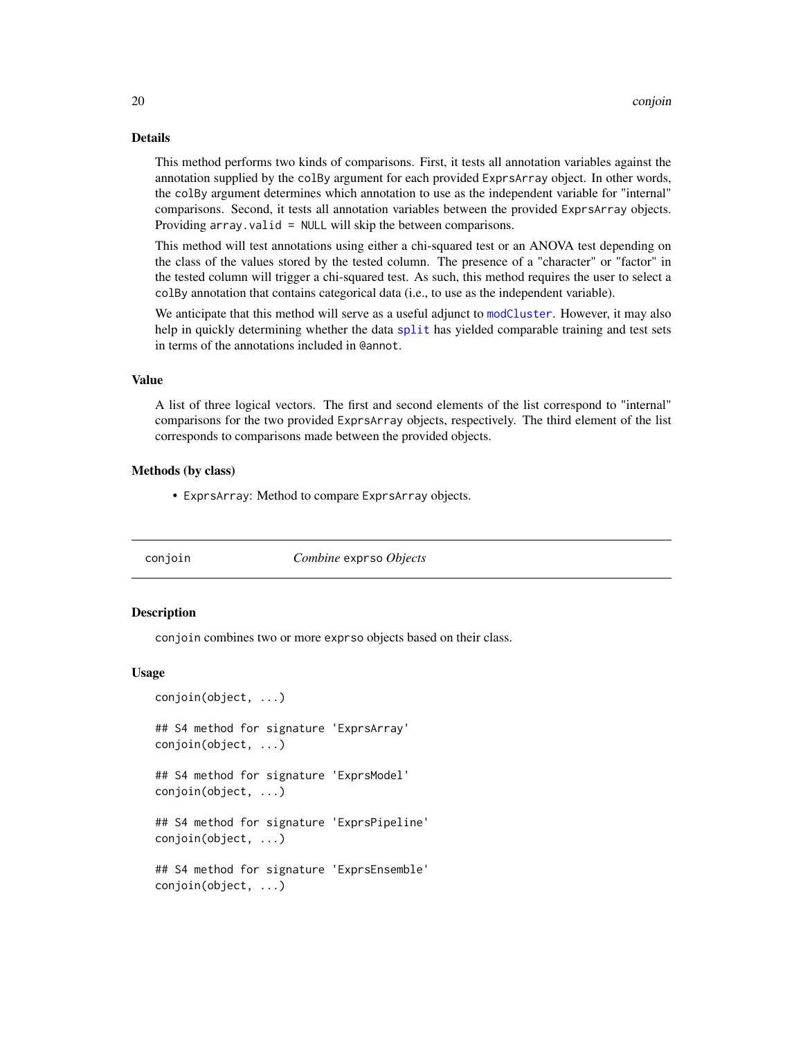### Details

This method performs two kinds of comparisons. First, it tests all annotation variables against the annotation supplied by the `colBy` argument for each provided `ExprsArray` object. In other words, the `colBy` argument determines which annotation to use as the independent variable for "internal" comparisons. Second, it tests all annotation variables between the provided `ExprsArray` objects. Providing `array.valid = NULL` will skip the between comparisons.

This method will test annotations using either a chi-squared test or an ANOVA test depending on the class of the values stored by the tested column. The presence of a "character" or "factor" in the tested column will trigger a chi-squared test. As such, this method requires the user to select a `colBy` annotation that contains categorical data (i.e., to use as the independent variable).

We anticipate that this method will serve as a useful adjunct to `modCluster`. However, it may also help in quickly determining whether the data `split` has yielded comparable training and test sets in terms of the annotations included in `@annot`.

### Value

A list of three logical vectors. The first and second elements of the list correspond to "internal" comparisons for the two provided `ExprsArray` objects, respectively. The third element of the list corresponds to comparisons made between the provided objects.

### Methods (by class)

- `ExprsArray`: Method to compare `ExprsArray` objects.

---

## conjoin — *Combine* `exprso` *Objects*

### Description

`conjoin` combines two or more `exprso` objects based on their class.

### Usage

```
conjoin(object, ...)

## S4 method for signature 'ExprsArray'
conjoin(object, ...)

## S4 method for signature 'ExprsModel'
conjoin(object, ...)

## S4 method for signature 'ExprsPipeline'
conjoin(object, ...)

## S4 method for signature 'ExprsEnsemble'
conjoin(object, ...)
```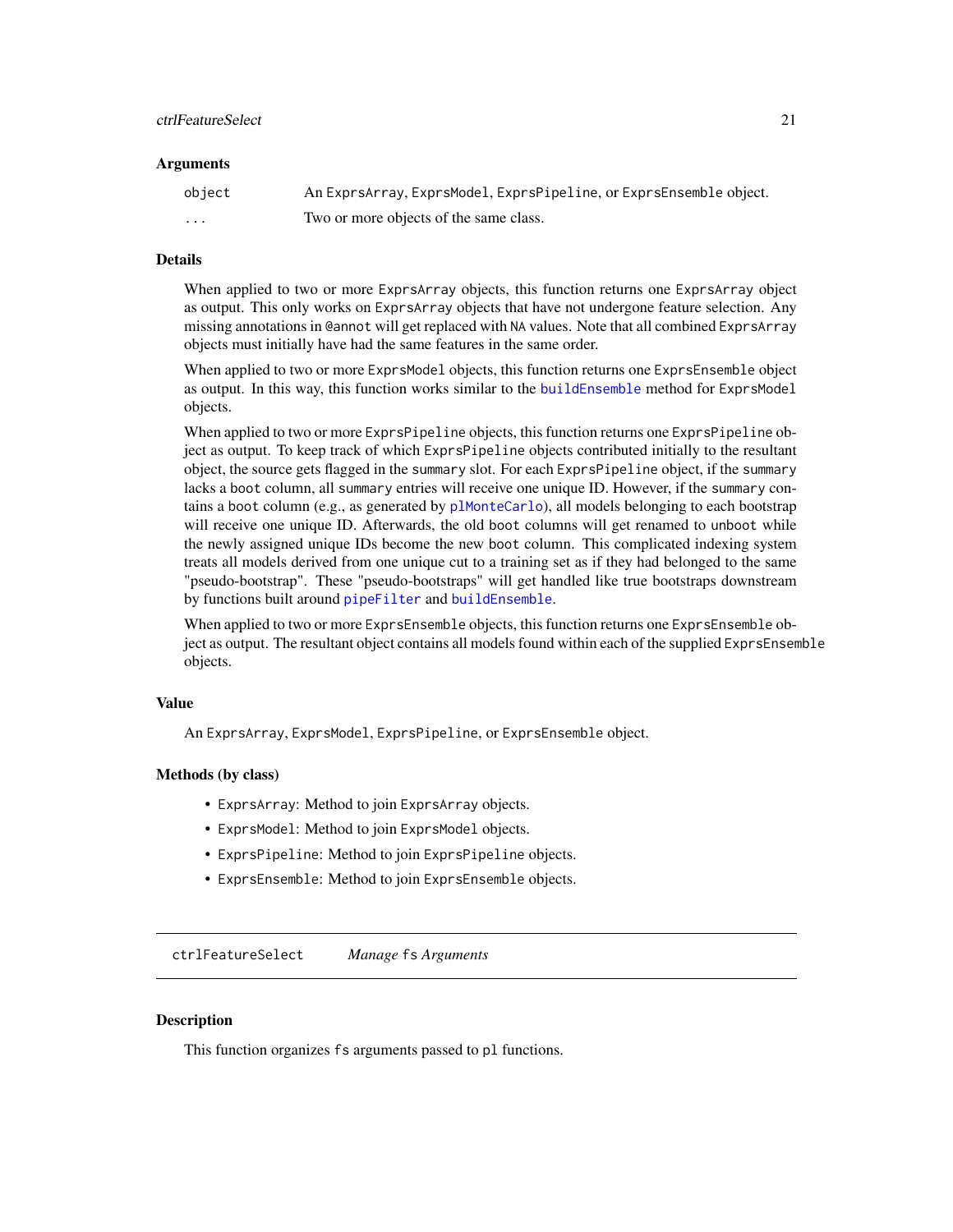### Arguments

| | |
|---|---|
| `object` | An `ExprsArray`, `ExprsModel`, `ExprsPipeline`, or `ExprsEnsemble` object. |
| `...` | Two or more objects of the same class. |

### Details

When applied to two or more `ExprsArray` objects, this function returns one `ExprsArray` object as output. This only works on `ExprsArray` objects that have not undergone feature selection. Any missing annotations in `@annot` will get replaced with `NA` values. Note that all combined `ExprsArray` objects must initially have had the same features in the same order.

When applied to two or more `ExprsModel` objects, this function returns one `ExprsEnsemble` object as output. In this way, this function works similar to the `buildEnsemble` method for `ExprsModel` objects.

When applied to two or more `ExprsPipeline` objects, this function returns one `ExprsPipeline` object as output. To keep track of which `ExprsPipeline` objects contributed initially to the resultant object, the source gets flagged in the `summary` slot. For each `ExprsPipeline` object, if the `summary` lacks a `boot` column, all `summary` entries will receive one unique ID. However, if the `summary` contains a `boot` column (e.g., as generated by `plMonteCarlo`), all models belonging to each bootstrap will receive one unique ID. Afterwards, the old `boot` columns will get renamed to `unboot` while the newly assigned unique IDs become the new `boot` column. This complicated indexing system treats all models derived from one unique cut to a training set as if they had belonged to the same "pseudo-bootstrap". These "pseudo-bootstraps" will get handled like true bootstraps downstream by functions built around `pipeFilter` and `buildEnsemble`.

When applied to two or more `ExprsEnsemble` objects, this function returns one `ExprsEnsemble` object as output. The resultant object contains all models found within each of the supplied `ExprsEnsemble` objects.

### Value

An `ExprsArray`, `ExprsModel`, `ExprsPipeline`, or `ExprsEnsemble` object.

### Methods (by class)

- `ExprsArray`: Method to join `ExprsArray` objects.
- `ExprsModel`: Method to join `ExprsModel` objects.
- `ExprsPipeline`: Method to join `ExprsPipeline` objects.
- `ExprsEnsemble`: Method to join `ExprsEnsemble` objects.

---

## `ctrlFeatureSelect` *Manage `fs` Arguments*

---

### Description

This function organizes `fs` arguments passed to `pl` functions.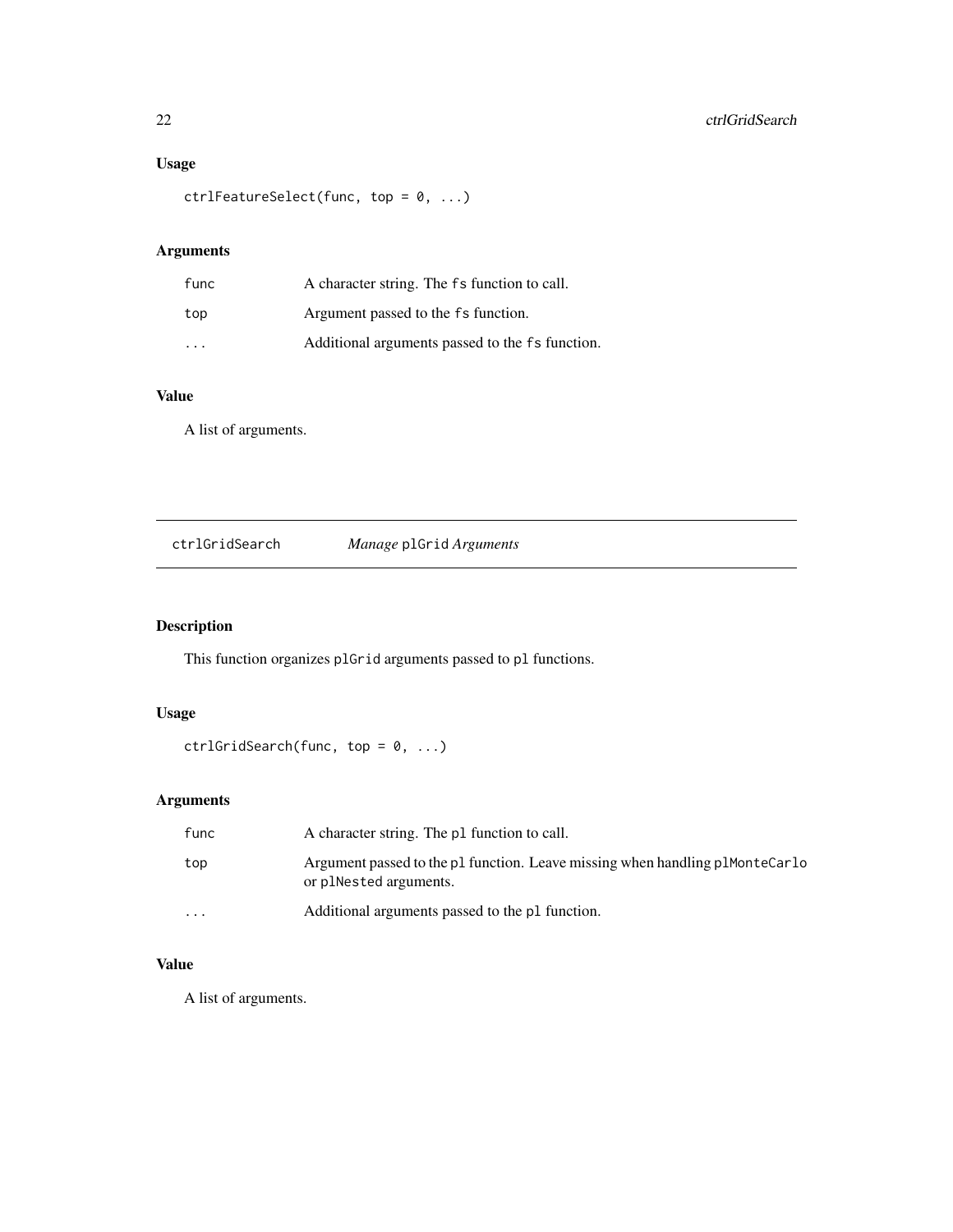## Usage

```
ctrlFeatureSelect(func, top = 0, ...)
```

## Arguments

| | |
|---|---|
| `func` | A character string. The `fs` function to call. |
| `top` | Argument passed to the `fs` function. |
| `...` | Additional arguments passed to the `fs` function. |

## Value

A list of arguments.

---

# ctrlGridSearch — *Manage* `plGrid` *Arguments*

---

## Description

This function organizes `plGrid` arguments passed to `pl` functions.

## Usage

```
ctrlGridSearch(func, top = 0, ...)
```

## Arguments

| | |
|---|---|
| `func` | A character string. The `pl` function to call. |
| `top` | Argument passed to the `pl` function. Leave missing when handling `plMonteCarlo` or `plNested` arguments. |
| `...` | Additional arguments passed to the `pl` function. |

## Value

A list of arguments.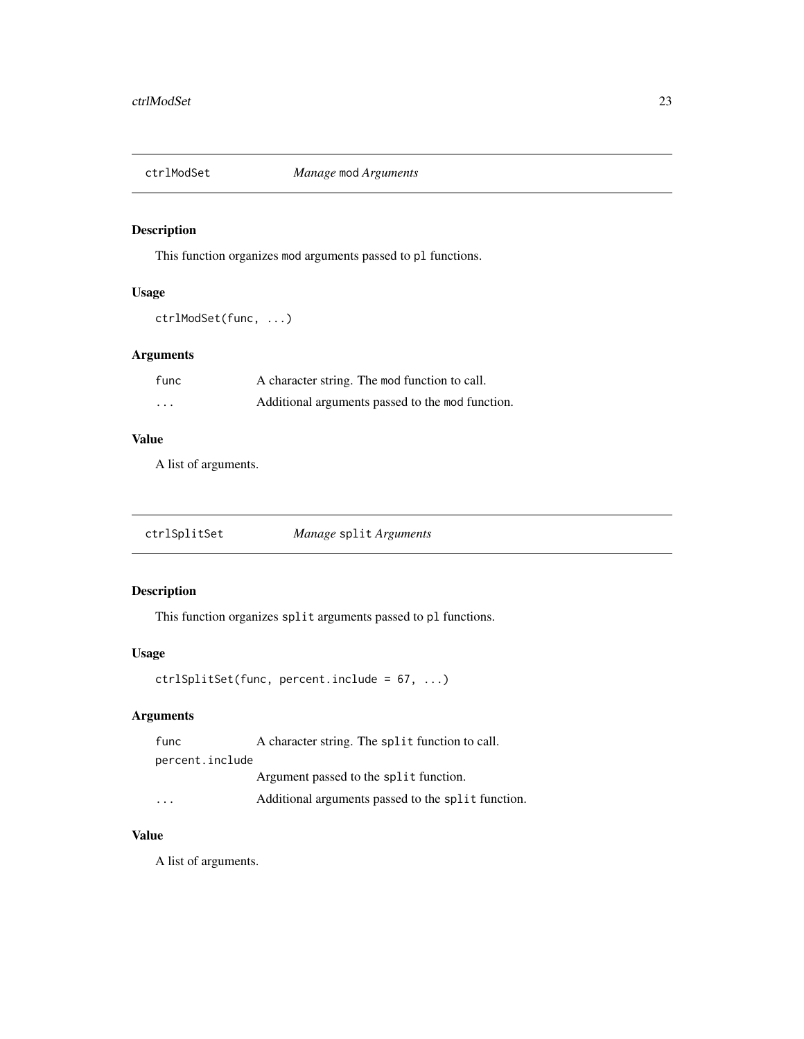## ctrlModSet — *Manage* `mod` *Arguments*

### Description

This function organizes `mod` arguments passed to `pl` functions.

### Usage

```
ctrlModSet(func, ...)
```

### Arguments

| | |
|---|---|
| `func` | A character string. The `mod` function to call. |
| `...` | Additional arguments passed to the `mod` function. |

### Value

A list of arguments.

## ctrlSplitSet — *Manage* `split` *Arguments*

### Description

This function organizes `split` arguments passed to `pl` functions.

### Usage

```
ctrlSplitSet(func, percent.include = 67, ...)
```

### Arguments

| | |
|---|---|
| `func` | A character string. The `split` function to call. |
| `percent.include` | Argument passed to the `split` function. |
| `...` | Additional arguments passed to the `split` function. |

### Value

A list of arguments.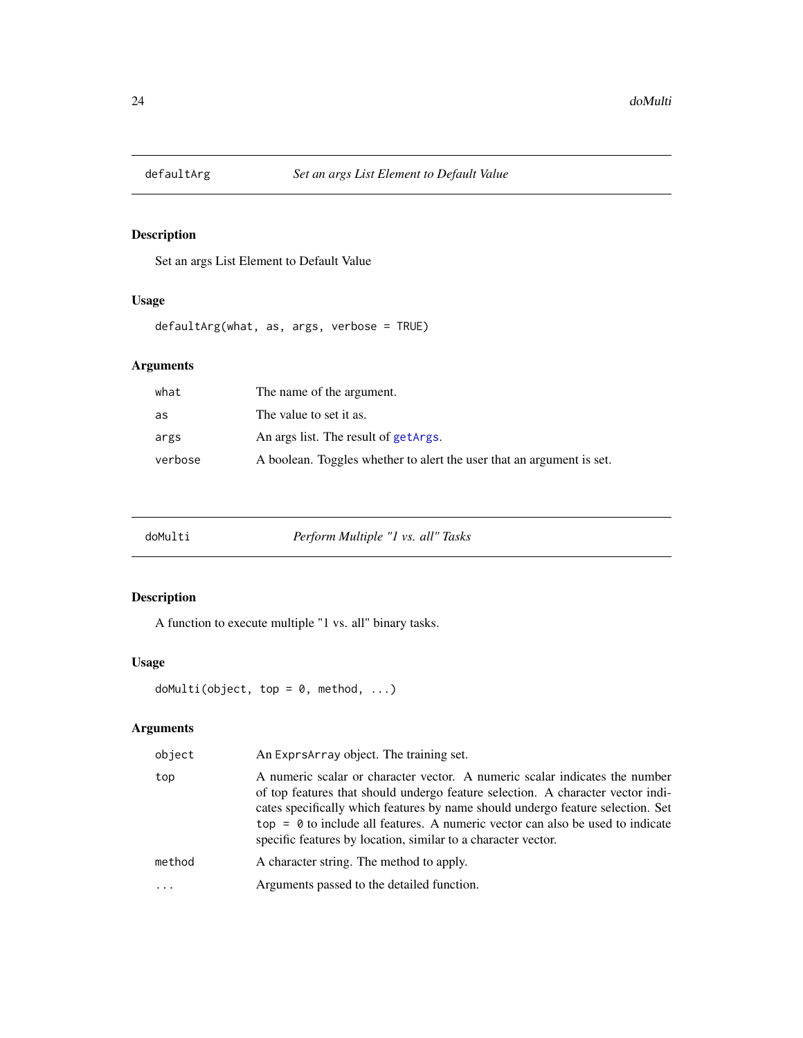## defaultArg — *Set an args List Element to Default Value*

### Description

Set an args List Element to Default Value

### Usage

```
defaultArg(what, as, args, verbose = TRUE)
```

### Arguments

| | |
|---|---|
| `what` | The name of the argument. |
| `as` | The value to set it as. |
| `args` | An args list. The result of `getArgs`. |
| `verbose` | A boolean. Toggles whether to alert the user that an argument is set. |

## doMulti — *Perform Multiple "1 vs. all" Tasks*

### Description

A function to execute multiple "1 vs. all" binary tasks.

### Usage

```
doMulti(object, top = 0, method, ...)
```

### Arguments

| | |
|---|---|
| `object` | An `ExprsArray` object. The training set. |
| `top` | A numeric scalar or character vector. A numeric scalar indicates the number of top features that should undergo feature selection. A character vector indicates specifically which features by name should undergo feature selection. Set `top = 0` to include all features. A numeric vector can also be used to indicate specific features by location, similar to a character vector. |
| `method` | A character string. The method to apply. |
| `...` | Arguments passed to the detailed function. |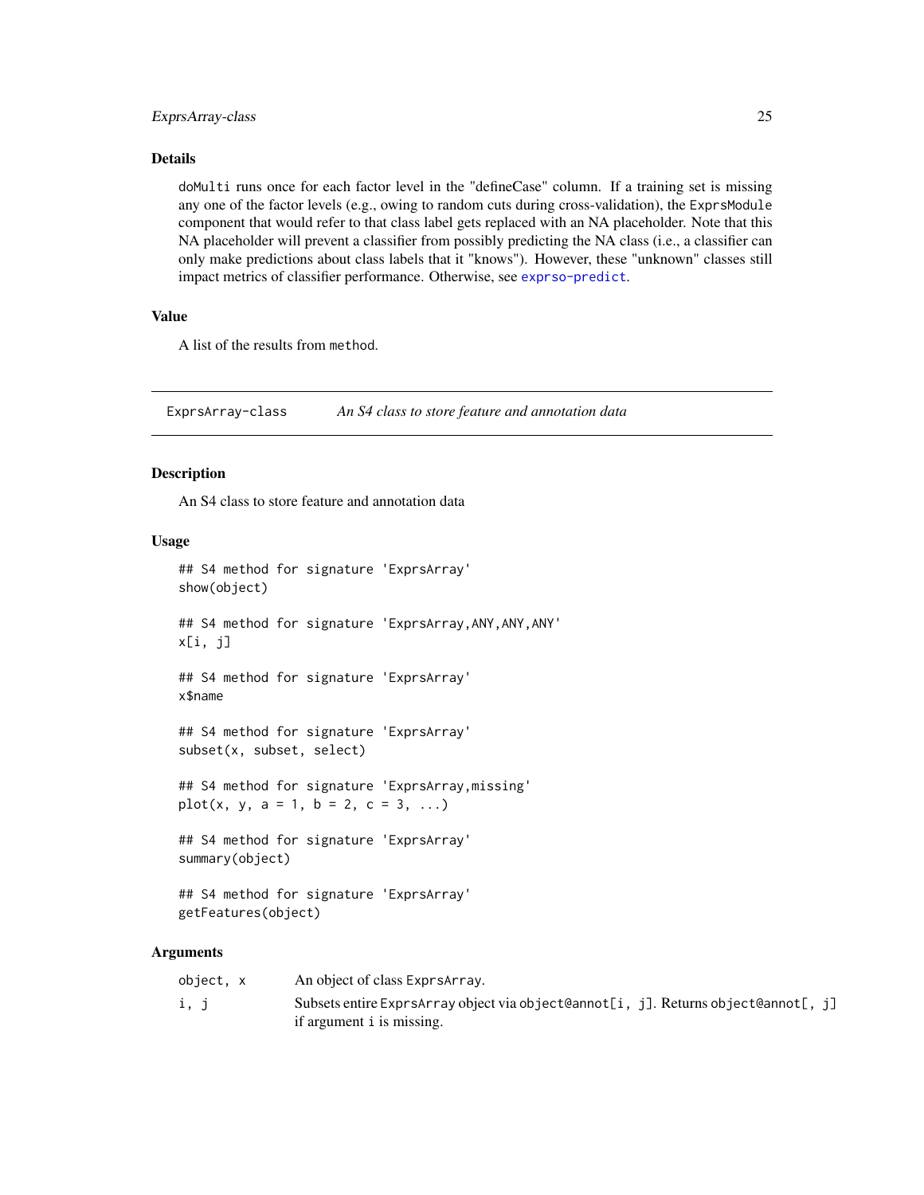### Details

`doMulti` runs once for each factor level in the "defineCase" column. If a training set is missing any one of the factor levels (e.g., owing to random cuts during cross-validation), the `ExprsModule` component that would refer to that class label gets replaced with an NA placeholder. Note that this NA placeholder will prevent a classifier from possibly predicting the NA class (i.e., a classifier can only make predictions about class labels that it "knows"). However, these "unknown" classes still impact metrics of classifier performance. Otherwise, see `exprso-predict`.

### Value

A list of the results from `method`.

## ExprsArray-class — *An S4 class to store feature and annotation data*

### Description

An S4 class to store feature and annotation data

### Usage

```
## S4 method for signature 'ExprsArray'
show(object)

## S4 method for signature 'ExprsArray,ANY,ANY,ANY'
x[i, j]

## S4 method for signature 'ExprsArray'
x$name

## S4 method for signature 'ExprsArray'
subset(x, subset, select)

## S4 method for signature 'ExprsArray,missing'
plot(x, y, a = 1, b = 2, c = 3, ...)

## S4 method for signature 'ExprsArray'
summary(object)

## S4 method for signature 'ExprsArray'
getFeatures(object)
```

### Arguments

| | |
|---|---|
| `object, x` | An object of class `ExprsArray`. |
| `i, j` | Subsets entire `ExprsArray` object via `object@annot[i, j]`. Returns `object@annot[, j]` if argument `i` is missing. |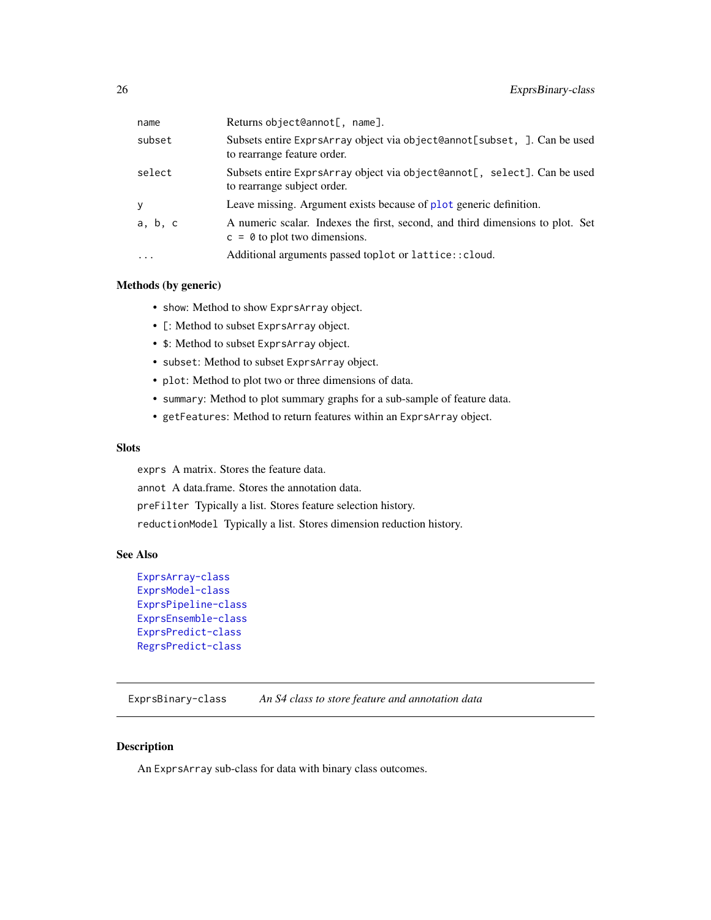| | |
|---|---|
| `name` | Returns `object@annot[, name]`. |
| `subset` | Subsets entire `ExprsArray` object via `object@annot[subset, ]`. Can be used to rearrange feature order. |
| `select` | Subsets entire `ExprsArray` object via `object@annot[, select]`. Can be used to rearrange subject order. |
| `y` | Leave missing. Argument exists because of `plot` generic definition. |
| `a, b, c` | A numeric scalar. Indexes the first, second, and third dimensions to plot. Set `c = 0` to plot two dimensions. |
| `...` | Additional arguments passed toplot or `lattice::cloud`. |

### Methods (by generic)

- `show`: Method to show `ExprsArray` object.
- `[`: Method to subset `ExprsArray` object.
- `$`: Method to subset `ExprsArray` object.
- `subset`: Method to subset `ExprsArray` object.
- `plot`: Method to plot two or three dimensions of data.
- `summary`: Method to plot summary graphs for a sub-sample of feature data.
- `getFeatures`: Method to return features within an `ExprsArray` object.

### Slots

`exprs` A matrix. Stores the feature data.

`annot` A data.frame. Stores the annotation data.

`preFilter` Typically a list. Stores feature selection history.

`reductionModel` Typically a list. Stores dimension reduction history.

### See Also

`ExprsArray-class`
`ExprsModel-class`
`ExprsPipeline-class`
`ExprsEnsemble-class`
`ExprsPredict-class`
`RegrsPredict-class`

---

## `ExprsBinary-class` *An S4 class to store feature and annotation data*

### Description

An `ExprsArray` sub-class for data with binary class outcomes.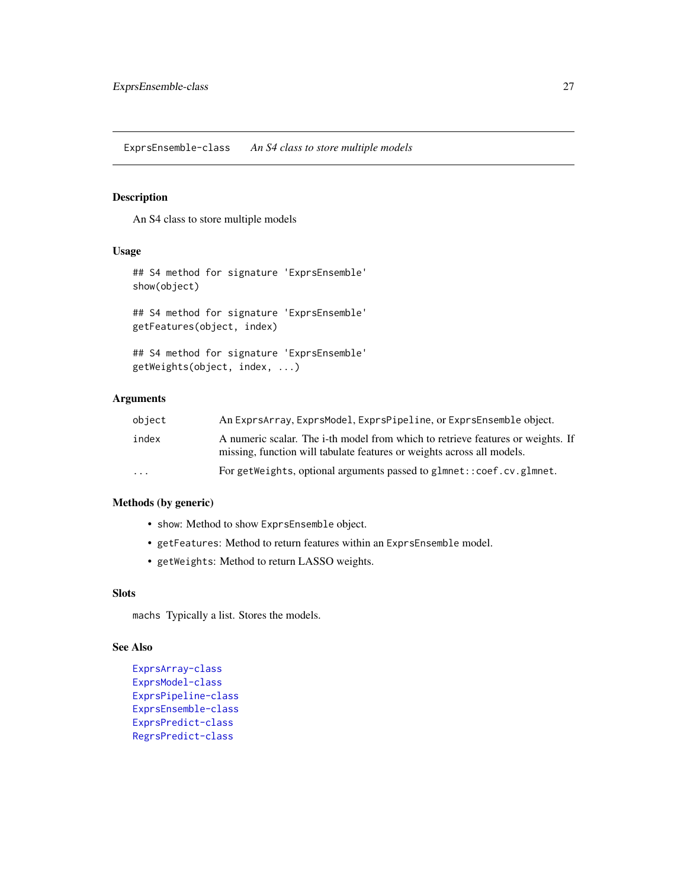## ExprsEnsemble-class — *An S4 class to store multiple models*

### Description

An S4 class to store multiple models

### Usage

```
## S4 method for signature 'ExprsEnsemble'
show(object)

## S4 method for signature 'ExprsEnsemble'
getFeatures(object, index)

## S4 method for signature 'ExprsEnsemble'
getWeights(object, index, ...)
```

### Arguments

| | |
|---|---|
| `object` | An `ExprsArray`, `ExprsModel`, `ExprsPipeline`, or `ExprsEnsemble` object. |
| `index` | A numeric scalar. The i-th model from which to retrieve features or weights. If missing, function will tabulate features or weights across all models. |
| `...` | For `getWeights`, optional arguments passed to `glmnet::coef.cv.glmnet`. |

### Methods (by generic)

- `show`: Method to show `ExprsEnsemble` object.
- `getFeatures`: Method to return features within an `ExprsEnsemble` model.
- `getWeights`: Method to return LASSO weights.

### Slots

`machs` Typically a list. Stores the models.

### See Also

ExprsArray-class
ExprsModel-class
ExprsPipeline-class
ExprsEnsemble-class
ExprsPredict-class
RegrsPredict-class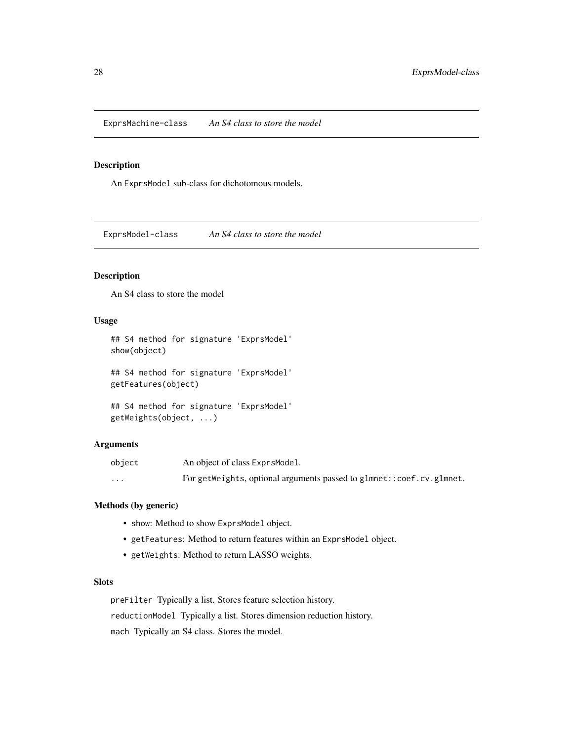## ExprsMachine-class *An S4 class to store the model*

### Description

An `ExprsModel` sub-class for dichotomous models.

## ExprsModel-class *An S4 class to store the model*

### Description

An S4 class to store the model

### Usage

```
## S4 method for signature 'ExprsModel'
show(object)

## S4 method for signature 'ExprsModel'
getFeatures(object)

## S4 method for signature 'ExprsModel'
getWeights(object, ...)
```

### Arguments

| | |
|---|---|
| `object` | An object of class `ExprsModel`. |
| `...` | For `getWeights`, optional arguments passed to `glmnet::coef.cv.glmnet`. |

### Methods (by generic)

- `show`: Method to show `ExprsModel` object.
- `getFeatures`: Method to return features within an `ExprsModel` object.
- `getWeights`: Method to return LASSO weights.

### Slots

`preFilter` Typically a list. Stores feature selection history.

`reductionModel` Typically a list. Stores dimension reduction history.

`mach` Typically an S4 class. Stores the model.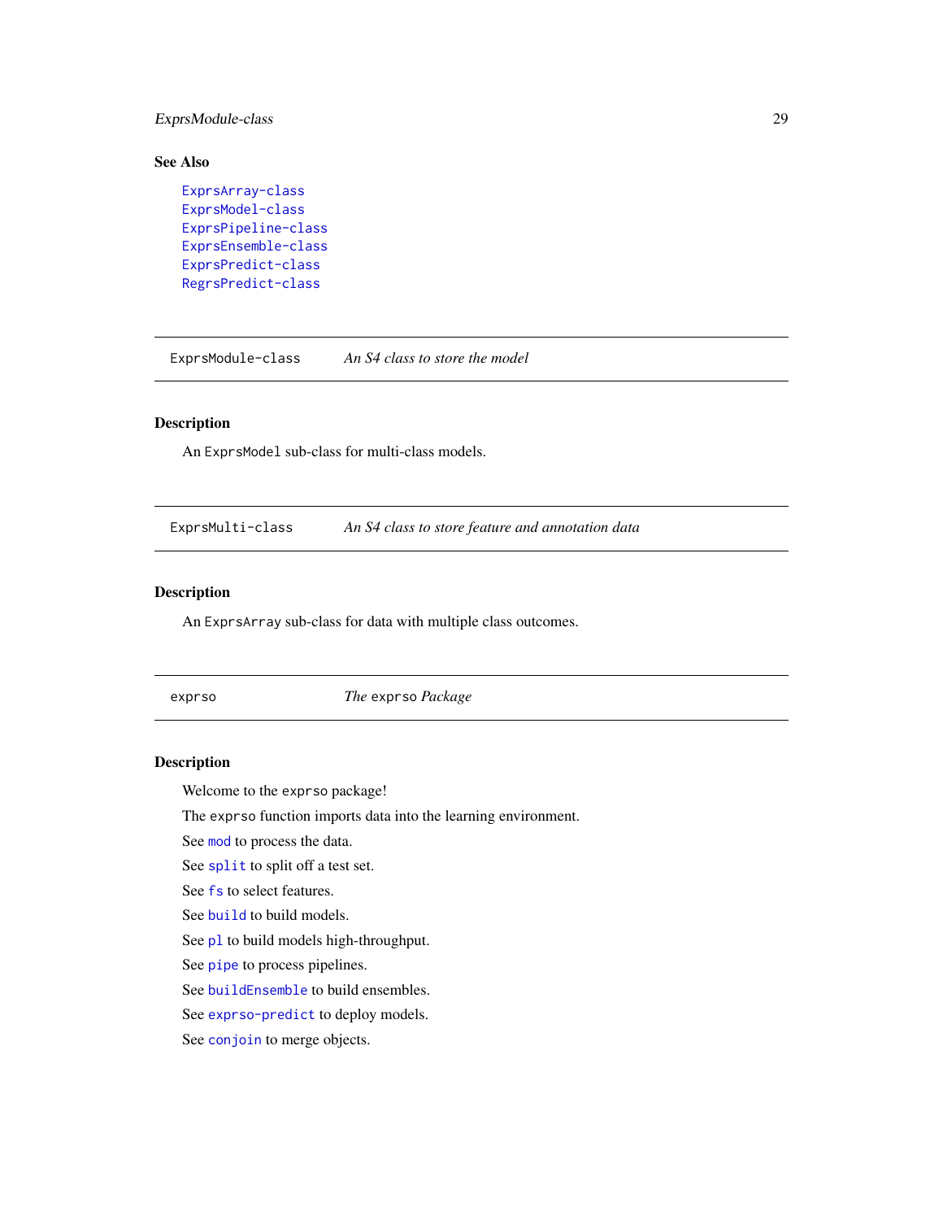### See Also

ExprsArray-class
ExprsModel-class
ExprsPipeline-class
ExprsEnsemble-class
ExprsPredict-class
RegrsPredict-class

---

## ExprsModule-class    *An S4 class to store the model*

---

### Description

An `ExprsModel` sub-class for multi-class models.

---

## ExprsMulti-class    *An S4 class to store feature and annotation data*

---

### Description

An `ExprsArray` sub-class for data with multiple class outcomes.

---

## exprso    *The `exprso` Package*

---

### Description

Welcome to the `exprso` package!

The `exprso` function imports data into the learning environment.

See `mod` to process the data.

See `split` to split off a test set.

See `fs` to select features.

See `build` to build models.

See `pl` to build models high-throughput.

See `pipe` to process pipelines.

See `buildEnsemble` to build ensembles.

See `exprso-predict` to deploy models.

See `conjoin` to merge objects.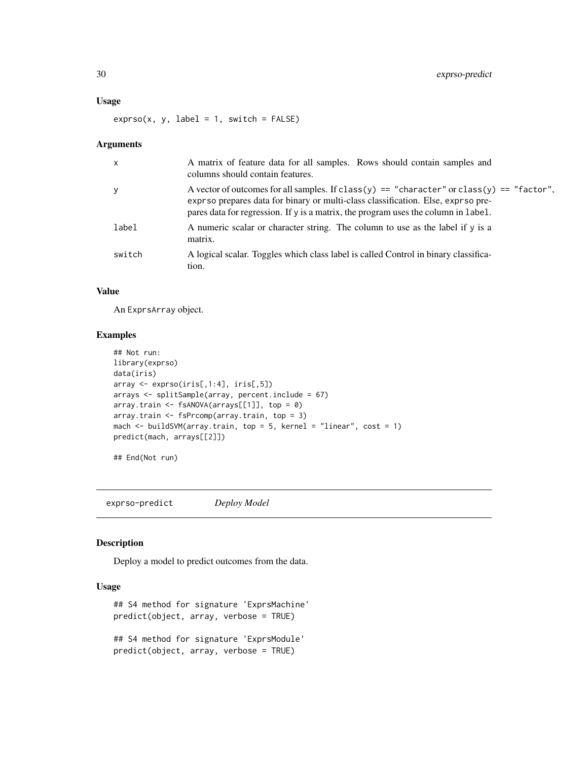### Usage

```
exprso(x, y, label = 1, switch = FALSE)
```

### Arguments

| | |
|---|---|
| x | A matrix of feature data for all samples. Rows should contain samples and columns should contain features. |
| y | A vector of outcomes for all samples. If `class(y) == "character"` or `class(y) == "factor"`, `exprso` prepares data for binary or multi-class classification. Else, `exprso` prepares data for regression. If y is a matrix, the program uses the column in `label`. |
| label | A numeric scalar or character string. The column to use as the label if y is a matrix. |
| switch | A logical scalar. Toggles which class label is called Control in binary classification. |

### Value

An `ExprsArray` object.

### Examples

```
## Not run:
library(exprso)
data(iris)
array <- exprso(iris[,1:4], iris[,5])
arrays <- splitSample(array, percent.include = 67)
array.train <- fsANOVA(arrays[[1]], top = 0)
array.train <- fsPrcomp(array.train, top = 3)
mach <- buildSVM(array.train, top = 5, kernel = "linear", cost = 1)
predict(mach, arrays[[2]])

## End(Not run)
```

## exprso-predict *Deploy Model*

### Description

Deploy a model to predict outcomes from the data.

### Usage

```
## S4 method for signature 'ExprsMachine'
predict(object, array, verbose = TRUE)

## S4 method for signature 'ExprsModule'
predict(object, array, verbose = TRUE)
```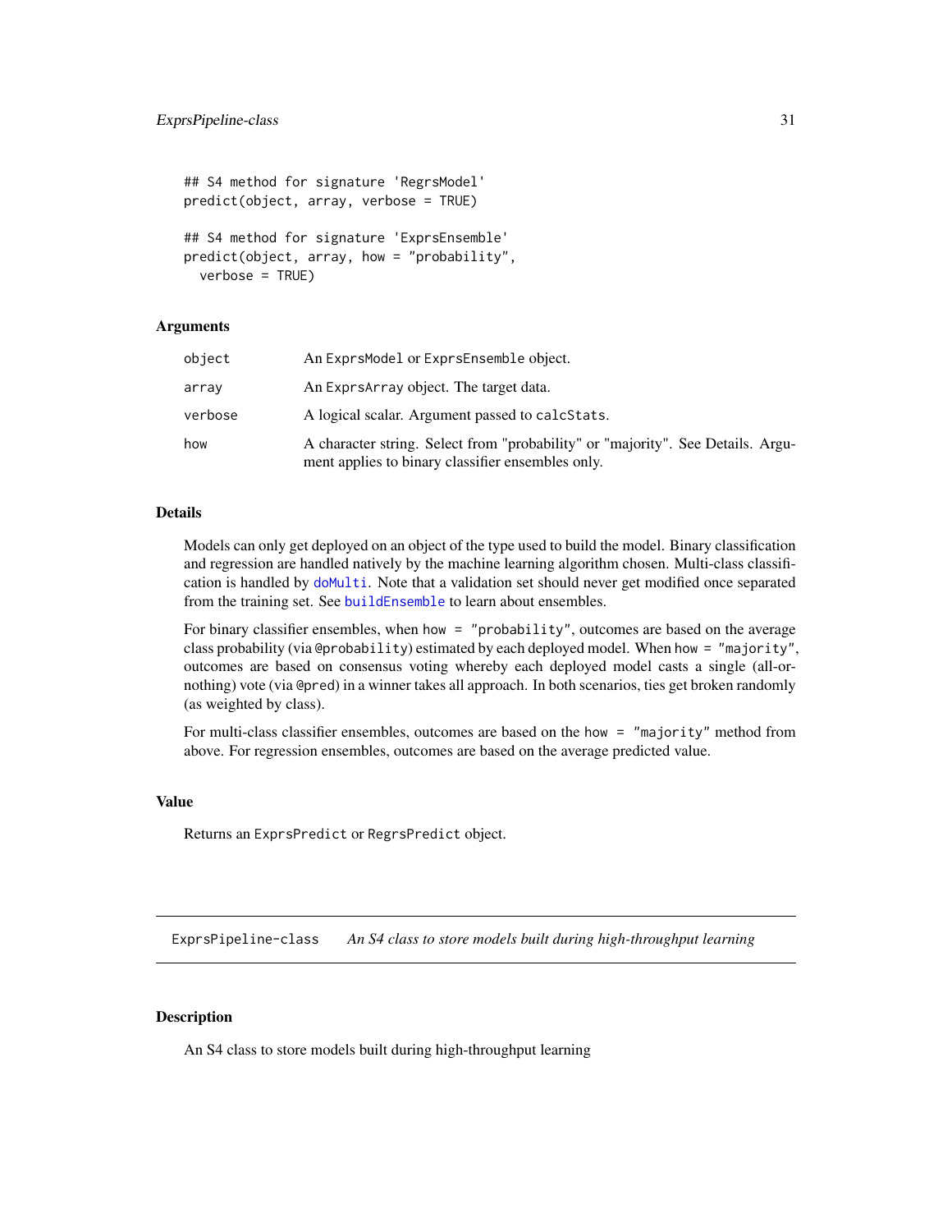```
## S4 method for signature 'RegrsModel'
predict(object, array, verbose = TRUE)

## S4 method for signature 'ExprsEnsemble'
predict(object, array, how = "probability",
  verbose = TRUE)
```

### Arguments

| | |
|---|---|
| `object` | An `ExprsModel` or `ExprsEnsemble` object. |
| `array` | An `ExprsArray` object. The target data. |
| `verbose` | A logical scalar. Argument passed to `calcStats`. |
| `how` | A character string. Select from "probability" or "majority". See Details. Argument applies to binary classifier ensembles only. |

### Details

Models can only get deployed on an object of the type used to build the model. Binary classification and regression are handled natively by the machine learning algorithm chosen. Multi-class classification is handled by `doMulti`. Note that a validation set should never get modified once separated from the training set. See `buildEnsemble` to learn about ensembles.

For binary classifier ensembles, when `how = "probability"`, outcomes are based on the average class probability (via `@probability`) estimated by each deployed model. When `how = "majority"`, outcomes are based on consensus voting whereby each deployed model casts a single (all-or-nothing) vote (via `@pred`) in a winner takes all approach. In both scenarios, ties get broken randomly (as weighted by class).

For multi-class classifier ensembles, outcomes are based on the `how = "majority"` method from above. For regression ensembles, outcomes are based on the average predicted value.

### Value

Returns an `ExprsPredict` or `RegrsPredict` object.

---

## ExprsPipeline-class — *An S4 class to store models built during high-throughput learning*

---

### Description

An S4 class to store models built during high-throughput learning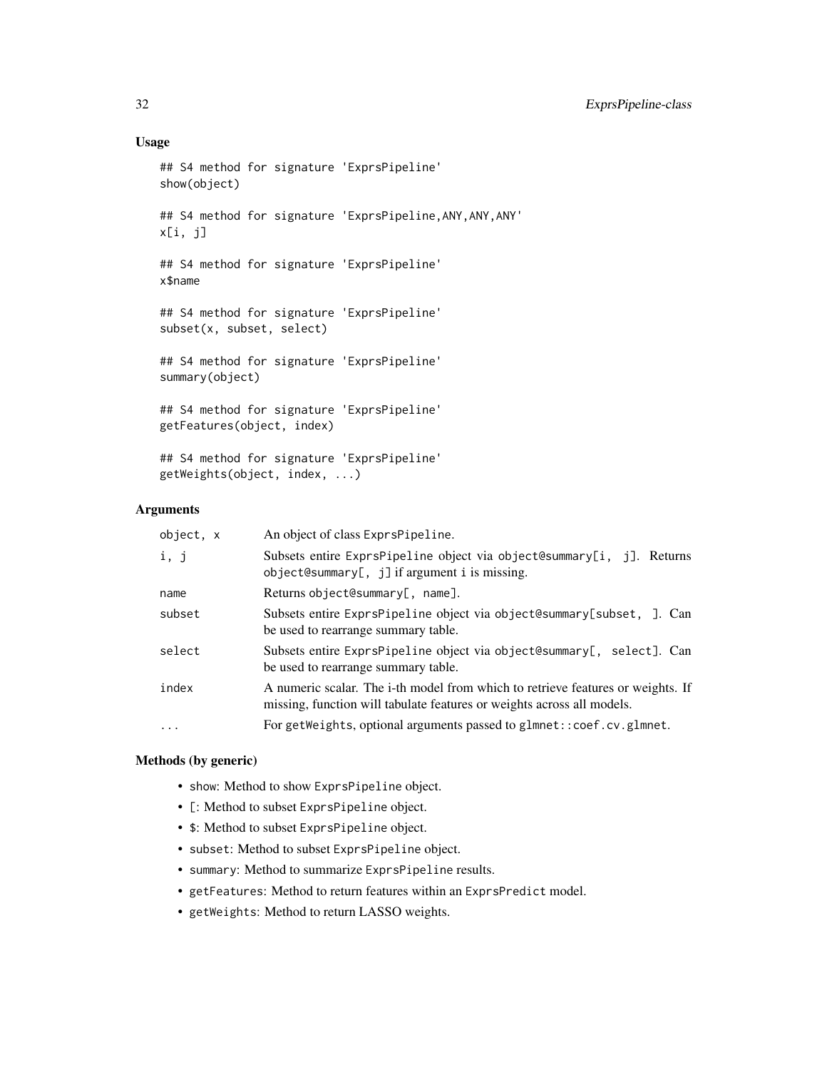## Usage

```
## S4 method for signature 'ExprsPipeline'
show(object)

## S4 method for signature 'ExprsPipeline,ANY,ANY,ANY'
x[i, j]

## S4 method for signature 'ExprsPipeline'
x$name

## S4 method for signature 'ExprsPipeline'
subset(x, subset, select)

## S4 method for signature 'ExprsPipeline'
summary(object)

## S4 method for signature 'ExprsPipeline'
getFeatures(object, index)

## S4 method for signature 'ExprsPipeline'
getWeights(object, index, ...)
```

## Arguments

| | |
|---|---|
| `object, x` | An object of class `ExprsPipeline`. |
| `i, j` | Subsets entire `ExprsPipeline` object via `object@summary[i, j]`. Returns `object@summary[, j]` if argument i is missing. |
| `name` | Returns `object@summary[, name]`. |
| `subset` | Subsets entire `ExprsPipeline` object via `object@summary[subset, ]`. Can be used to rearrange summary table. |
| `select` | Subsets entire `ExprsPipeline` object via `object@summary[, select]`. Can be used to rearrange summary table. |
| `index` | A numeric scalar. The i-th model from which to retrieve features or weights. If missing, function will tabulate features or weights across all models. |
| `...` | For `getWeights`, optional arguments passed to `glmnet::coef.cv.glmnet`. |

## Methods (by generic)

- `show`: Method to show `ExprsPipeline` object.
- `[`: Method to subset `ExprsPipeline` object.
- `$`: Method to subset `ExprsPipeline` object.
- `subset`: Method to subset `ExprsPipeline` object.
- `summary`: Method to summarize `ExprsPipeline` results.
- `getFeatures`: Method to return features within an `ExprsPredict` model.
- `getWeights`: Method to return LASSO weights.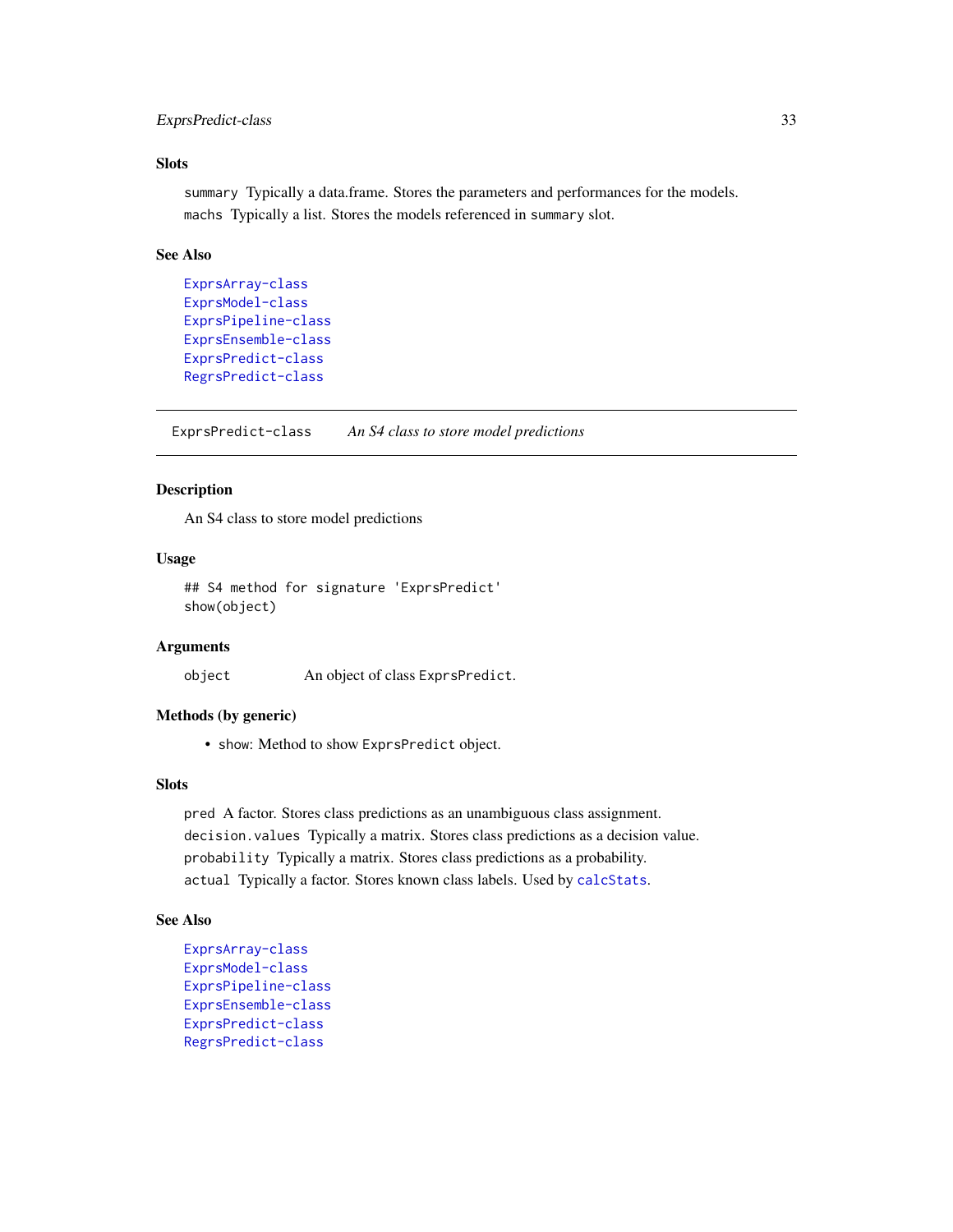### Slots

`summary` Typically a data.frame. Stores the parameters and performances for the models.

`machs` Typically a list. Stores the models referenced in `summary` slot.

### See Also

ExprsArray-class
ExprsModel-class
ExprsPipeline-class
ExprsEnsemble-class
ExprsPredict-class
RegrsPredict-class

---

## ExprsPredict-class *An S4 class to store model predictions*

### Description

An S4 class to store model predictions

### Usage

```
## S4 method for signature 'ExprsPredict'
show(object)
```

### Arguments

| | |
|---|---|
| `object` | An object of class `ExprsPredict`. |

### Methods (by generic)

- `show`: Method to show `ExprsPredict` object.

### Slots

`pred` A factor. Stores class predictions as an unambiguous class assignment.

`decision.values` Typically a matrix. Stores class predictions as a decision value.

`probability` Typically a matrix. Stores class predictions as a probability.

`actual` Typically a factor. Stores known class labels. Used by `calcStats`.

### See Also

ExprsArray-class
ExprsModel-class
ExprsPipeline-class
ExprsEnsemble-class
ExprsPredict-class
RegrsPredict-class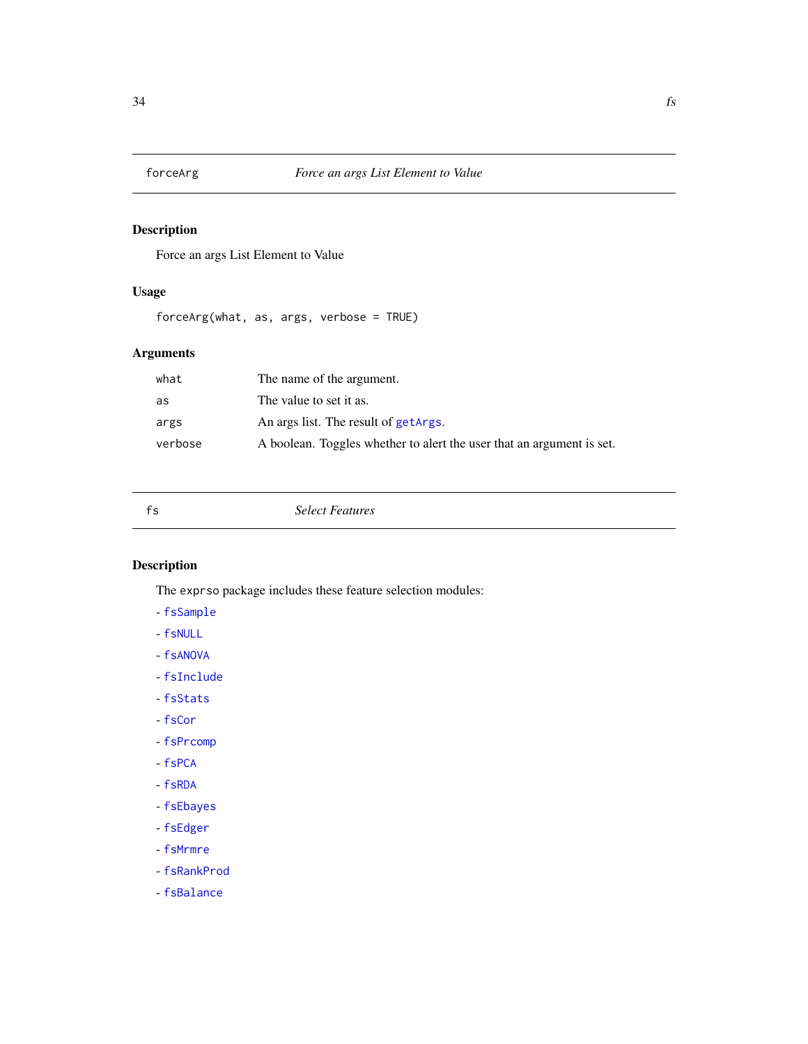## forceArg — *Force an args List Element to Value*

### Description

Force an args List Element to Value

### Usage

```
forceArg(what, as, args, verbose = TRUE)
```

### Arguments

| | |
|---|---|
| what | The name of the argument. |
| as | The value to set it as. |
| args | An args list. The result of `getArgs`. |
| verbose | A boolean. Toggles whether to alert the user that an argument is set. |

## fs — *Select Features*

### Description

The `exprso` package includes these feature selection modules:

- `fsSample`
- `fsNULL`
- `fsANOVA`
- `fsInclude`
- `fsStats`
- `fsCor`
- `fsPrcomp`
- `fsPCA`
- `fsRDA`
- `fsEbayes`
- `fsEdger`
- `fsMrmre`
- `fsRankProd`
- `fsBalance`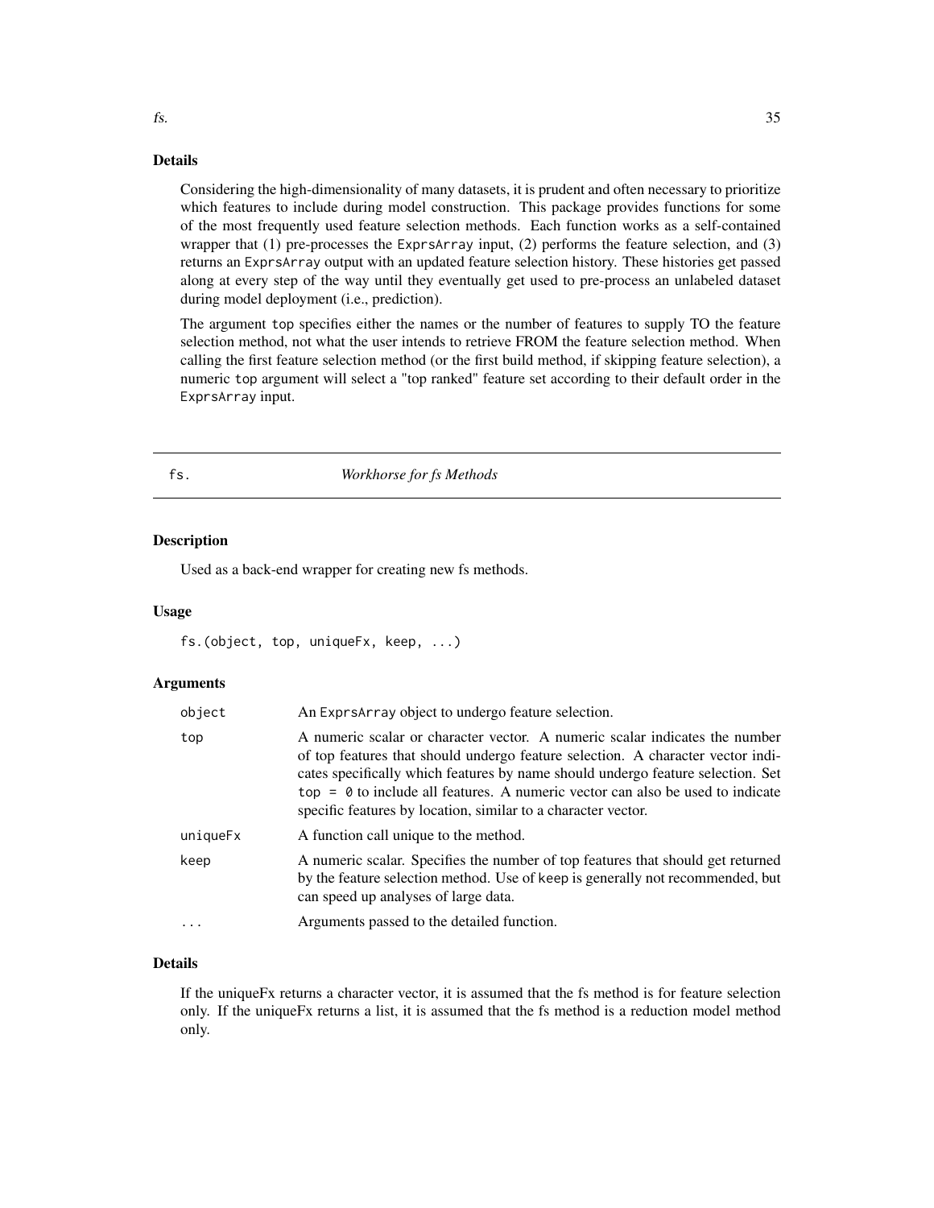## Details

Considering the high-dimensionality of many datasets, it is prudent and often necessary to prioritize which features to include during model construction. This package provides functions for some of the most frequently used feature selection methods. Each function works as a self-contained wrapper that (1) pre-processes the `ExprsArray` input, (2) performs the feature selection, and (3) returns an `ExprsArray` output with an updated feature selection history. These histories get passed along at every step of the way until they eventually get used to pre-process an unlabeled dataset during model deployment (i.e., prediction).

The argument `top` specifies either the names or the number of features to supply TO the feature selection method, not what the user intends to retrieve FROM the feature selection method. When calling the first feature selection method (or the first build method, if skipping feature selection), a numeric `top` argument will select a "top ranked" feature set according to their default order in the `ExprsArray` input.

---

# fs. — *Workhorse for fs Methods*

## Description

Used as a back-end wrapper for creating new fs methods.

## Usage

```
fs.(object, top, uniqueFx, keep, ...)
```

## Arguments

| | |
|---|---|
| `object` | An `ExprsArray` object to undergo feature selection. |
| `top` | A numeric scalar or character vector. A numeric scalar indicates the number of top features that should undergo feature selection. A character vector indicates specifically which features by name should undergo feature selection. Set `top = 0` to include all features. A numeric vector can also be used to indicate specific features by location, similar to a character vector. |
| `uniqueFx` | A function call unique to the method. |
| `keep` | A numeric scalar. Specifies the number of top features that should get returned by the feature selection method. Use of `keep` is generally not recommended, but can speed up analyses of large data. |
| `...` | Arguments passed to the detailed function. |

## Details

If the uniqueFx returns a character vector, it is assumed that the fs method is for feature selection only. If the uniqueFx returns a list, it is assumed that the fs method is a reduction model method only.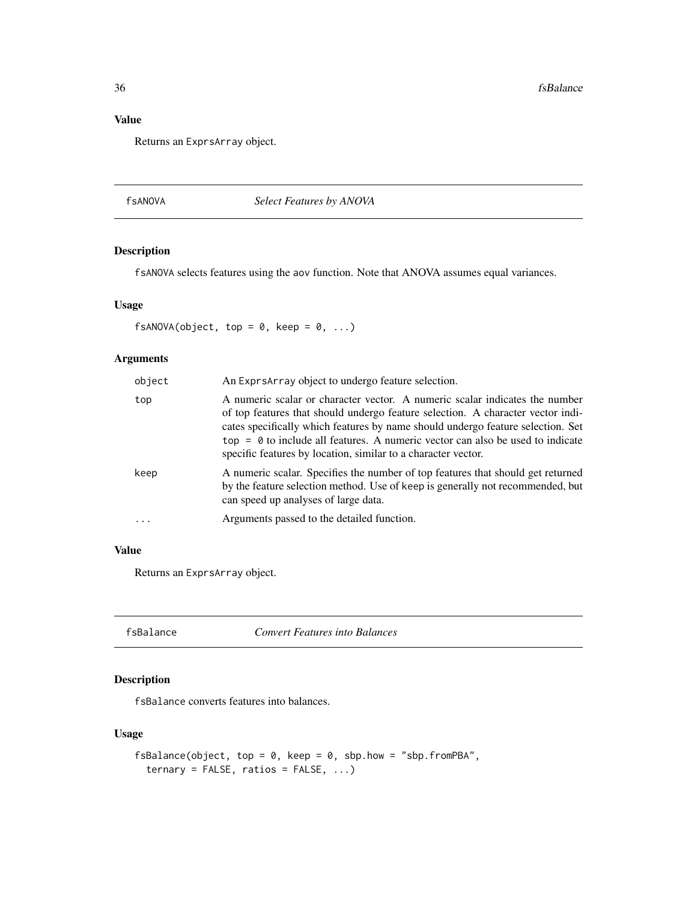## Value

Returns an ExprsArray object.

---

## fsANOVA — *Select Features by ANOVA*

### Description

fsANOVA selects features using the aov function. Note that ANOVA assumes equal variances.

### Usage

```
fsANOVA(object, top = 0, keep = 0, ...)
```

### Arguments

| | |
|---|---|
| object | An ExprsArray object to undergo feature selection. |
| top | A numeric scalar or character vector. A numeric scalar indicates the number of top features that should undergo feature selection. A character vector indicates specifically which features by name should undergo feature selection. Set top = 0 to include all features. A numeric vector can also be used to indicate specific features by location, similar to a character vector. |
| keep | A numeric scalar. Specifies the number of top features that should get returned by the feature selection method. Use of keep is generally not recommended, but can speed up analyses of large data. |
| ... | Arguments passed to the detailed function. |

### Value

Returns an ExprsArray object.

---

## fsBalance — *Convert Features into Balances*

### Description

fsBalance converts features into balances.

### Usage

```
fsBalance(object, top = 0, keep = 0, sbp.how = "sbp.fromPBA",
  ternary = FALSE, ratios = FALSE, ...)
```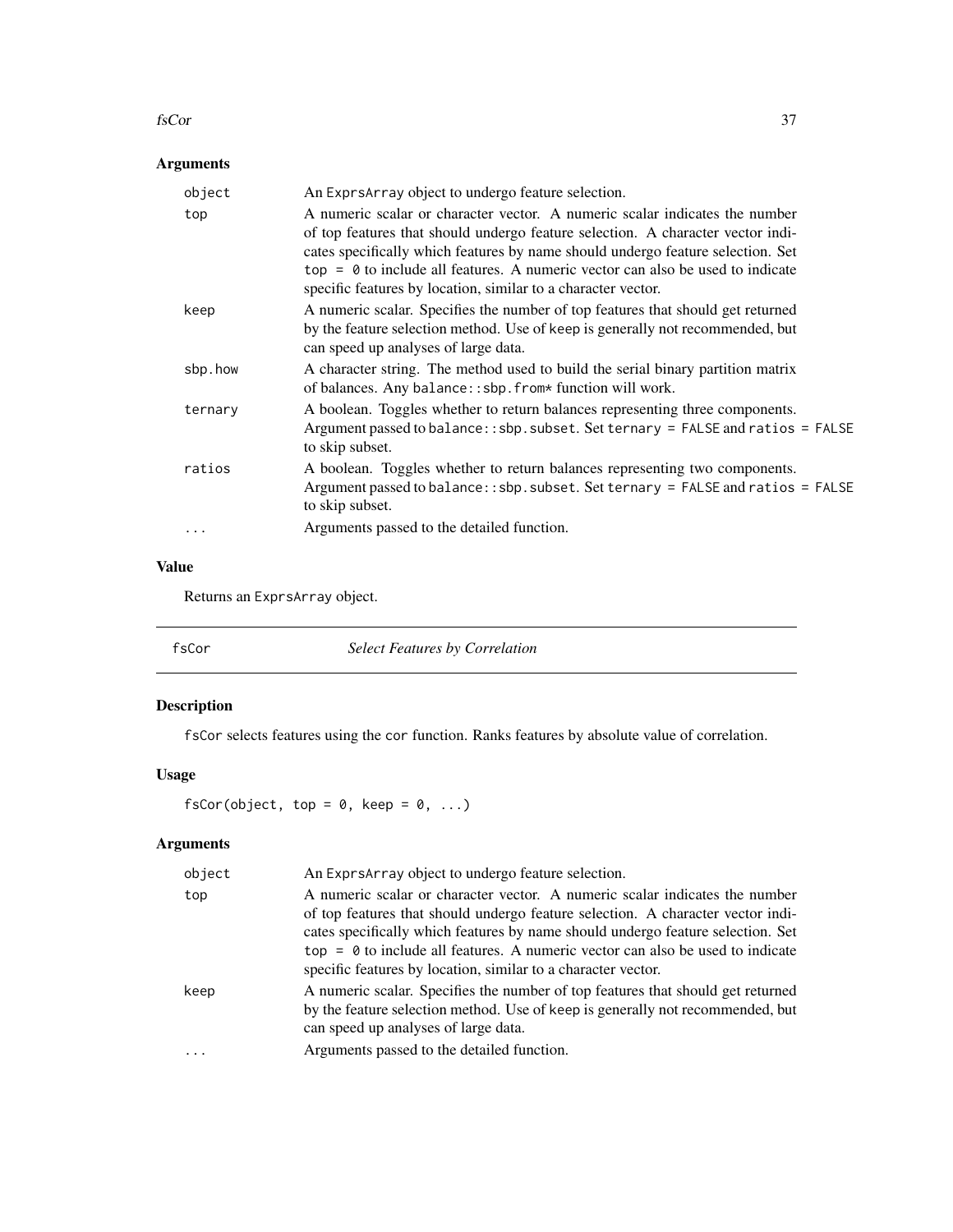### Arguments

| | |
|---|---|
| `object` | An `ExprsArray` object to undergo feature selection. |
| `top` | A numeric scalar or character vector. A numeric scalar indicates the number of top features that should undergo feature selection. A character vector indicates specifically which features by name should undergo feature selection. Set `top = 0` to include all features. A numeric vector can also be used to indicate specific features by location, similar to a character vector. |
| `keep` | A numeric scalar. Specifies the number of top features that should get returned by the feature selection method. Use of `keep` is generally not recommended, but can speed up analyses of large data. |
| `sbp.how` | A character string. The method used to build the serial binary partition matrix of balances. Any `balance::sbp.from*` function will work. |
| `ternary` | A boolean. Toggles whether to return balances representing three components. Argument passed to `balance::sbp.subset`. Set `ternary = FALSE` and `ratios = FALSE` to skip subset. |
| `ratios` | A boolean. Toggles whether to return balances representing two components. Argument passed to `balance::sbp.subset`. Set `ternary = FALSE` and `ratios = FALSE` to skip subset. |
| `...` | Arguments passed to the detailed function. |

### Value

Returns an `ExprsArray` object.

## fsCor — *Select Features by Correlation*

### Description

`fsCor` selects features using the `cor` function. Ranks features by absolute value of correlation.

### Usage

```
fsCor(object, top = 0, keep = 0, ...)
```

### Arguments

| | |
|---|---|
| `object` | An `ExprsArray` object to undergo feature selection. |
| `top` | A numeric scalar or character vector. A numeric scalar indicates the number of top features that should undergo feature selection. A character vector indicates specifically which features by name should undergo feature selection. Set `top = 0` to include all features. A numeric vector can also be used to indicate specific features by location, similar to a character vector. |
| `keep` | A numeric scalar. Specifies the number of top features that should get returned by the feature selection method. Use of `keep` is generally not recommended, but can speed up analyses of large data. |
| `...` | Arguments passed to the detailed function. |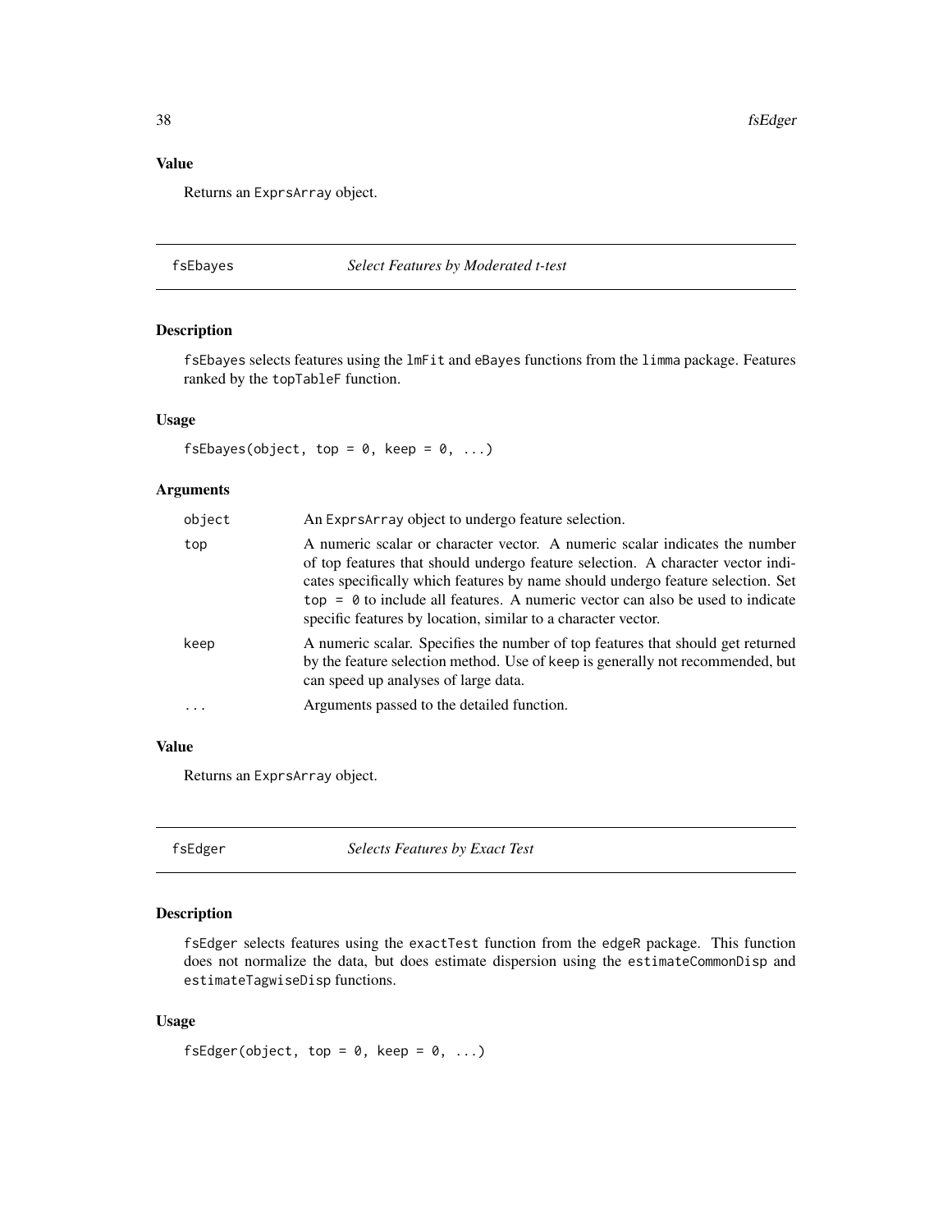## Value

Returns an `ExprsArray` object.

---

## fsEbayes — *Select Features by Moderated t-test*

### Description

`fsEbayes` selects features using the `lmFit` and `eBayes` functions from the `limma` package. Features ranked by the `topTableF` function.

### Usage

```
fsEbayes(object, top = 0, keep = 0, ...)
```

### Arguments

| Argument | Description |
| --- | --- |
| `object` | An `ExprsArray` object to undergo feature selection. |
| `top` | A numeric scalar or character vector. A numeric scalar indicates the number of top features that should undergo feature selection. A character vector indicates specifically which features by name should undergo feature selection. Set `top = 0` to include all features. A numeric vector can also be used to indicate specific features by location, similar to a character vector. |
| `keep` | A numeric scalar. Specifies the number of top features that should get returned by the feature selection method. Use of `keep` is generally not recommended, but can speed up analyses of large data. |
| `...` | Arguments passed to the detailed function. |

### Value

Returns an `ExprsArray` object.

---

## fsEdger — *Selects Features by Exact Test*

### Description

`fsEdger` selects features using the `exactTest` function from the `edgeR` package. This function does not normalize the data, but does estimate dispersion using the `estimateCommonDisp` and `estimateTagwiseDisp` functions.

### Usage

```
fsEdger(object, top = 0, keep = 0, ...)
```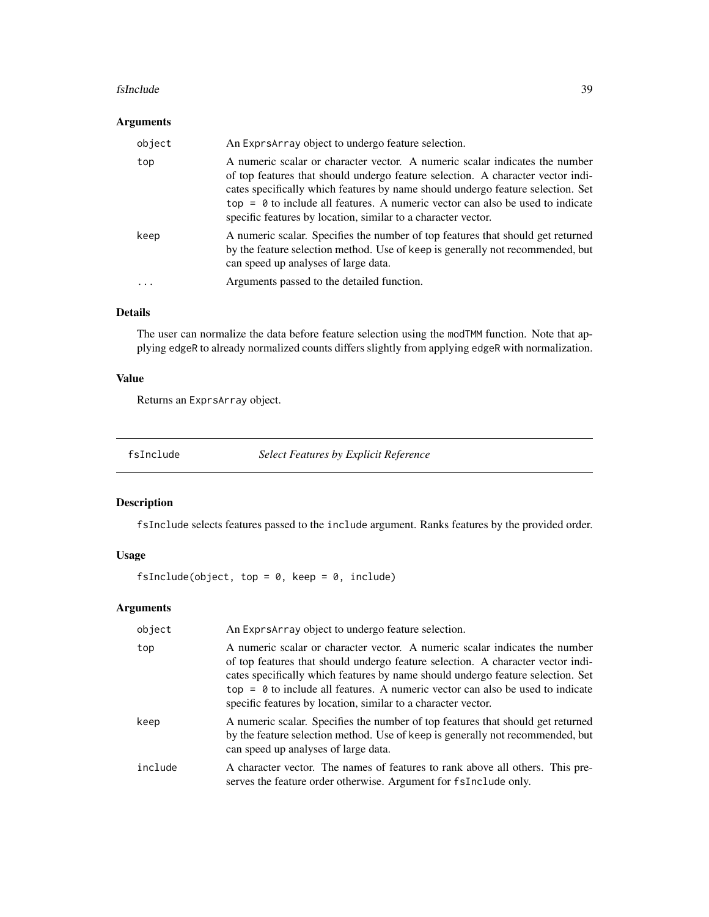## Arguments

| | |
|---|---|
| `object` | An `ExprsArray` object to undergo feature selection. |
| `top` | A numeric scalar or character vector. A numeric scalar indicates the number of top features that should undergo feature selection. A character vector indicates specifically which features by name should undergo feature selection. Set `top = 0` to include all features. A numeric vector can also be used to indicate specific features by location, similar to a character vector. |
| `keep` | A numeric scalar. Specifies the number of top features that should get returned by the feature selection method. Use of `keep` is generally not recommended, but can speed up analyses of large data. |
| `...` | Arguments passed to the detailed function. |

## Details

The user can normalize the data before feature selection using the `modTMM` function. Note that applying `edgeR` to already normalized counts differs slightly from applying `edgeR` with normalization.

## Value

Returns an `ExprsArray` object.

---

# `fsInclude` — *Select Features by Explicit Reference*

## Description

`fsInclude` selects features passed to the `include` argument. Ranks features by the provided order.

## Usage

```
fsInclude(object, top = 0, keep = 0, include)
```

## Arguments

| | |
|---|---|
| `object` | An `ExprsArray` object to undergo feature selection. |
| `top` | A numeric scalar or character vector. A numeric scalar indicates the number of top features that should undergo feature selection. A character vector indicates specifically which features by name should undergo feature selection. Set `top = 0` to include all features. A numeric vector can also be used to indicate specific features by location, similar to a character vector. |
| `keep` | A numeric scalar. Specifies the number of top features that should get returned by the feature selection method. Use of `keep` is generally not recommended, but can speed up analyses of large data. |
| `include` | A character vector. The names of features to rank above all others. This preserves the feature order otherwise. Argument for `fsInclude` only. |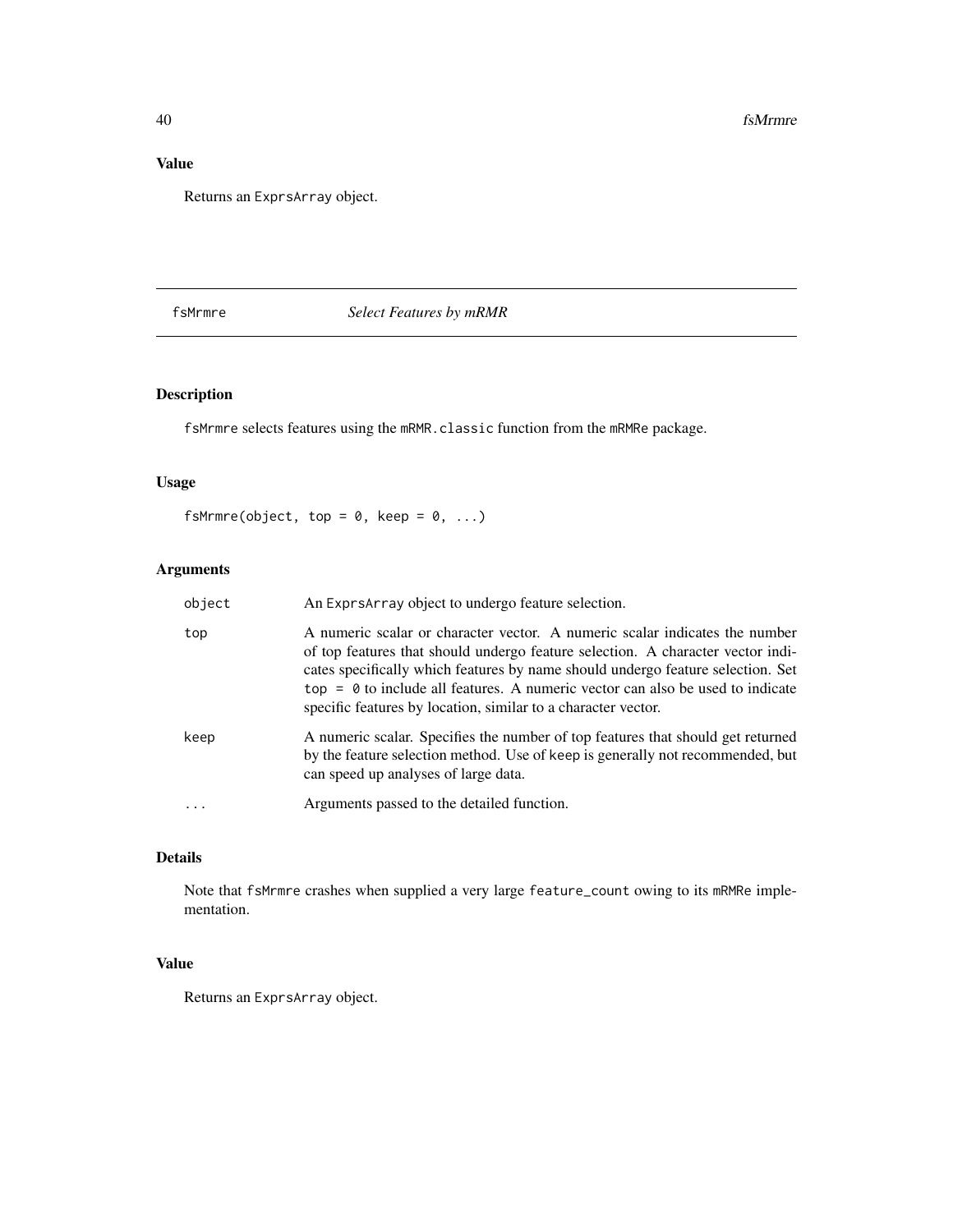### Value

Returns an ExprsArray object.

---

## fsMrmre — *Select Features by mRMR*

### Description

fsMrmre selects features using the mRMR.classic function from the mRMRe package.

### Usage

```
fsMrmre(object, top = 0, keep = 0, ...)
```

### Arguments

| Argument | Description |
|---|---|
| object | An ExprsArray object to undergo feature selection. |
| top | A numeric scalar or character vector. A numeric scalar indicates the number of top features that should undergo feature selection. A character vector indicates specifically which features by name should undergo feature selection. Set top = 0 to include all features. A numeric vector can also be used to indicate specific features by location, similar to a character vector. |
| keep | A numeric scalar. Specifies the number of top features that should get returned by the feature selection method. Use of keep is generally not recommended, but can speed up analyses of large data. |
| ... | Arguments passed to the detailed function. |

### Details

Note that fsMrmre crashes when supplied a very large feature_count owing to its mRMRe implementation.

### Value

Returns an ExprsArray object.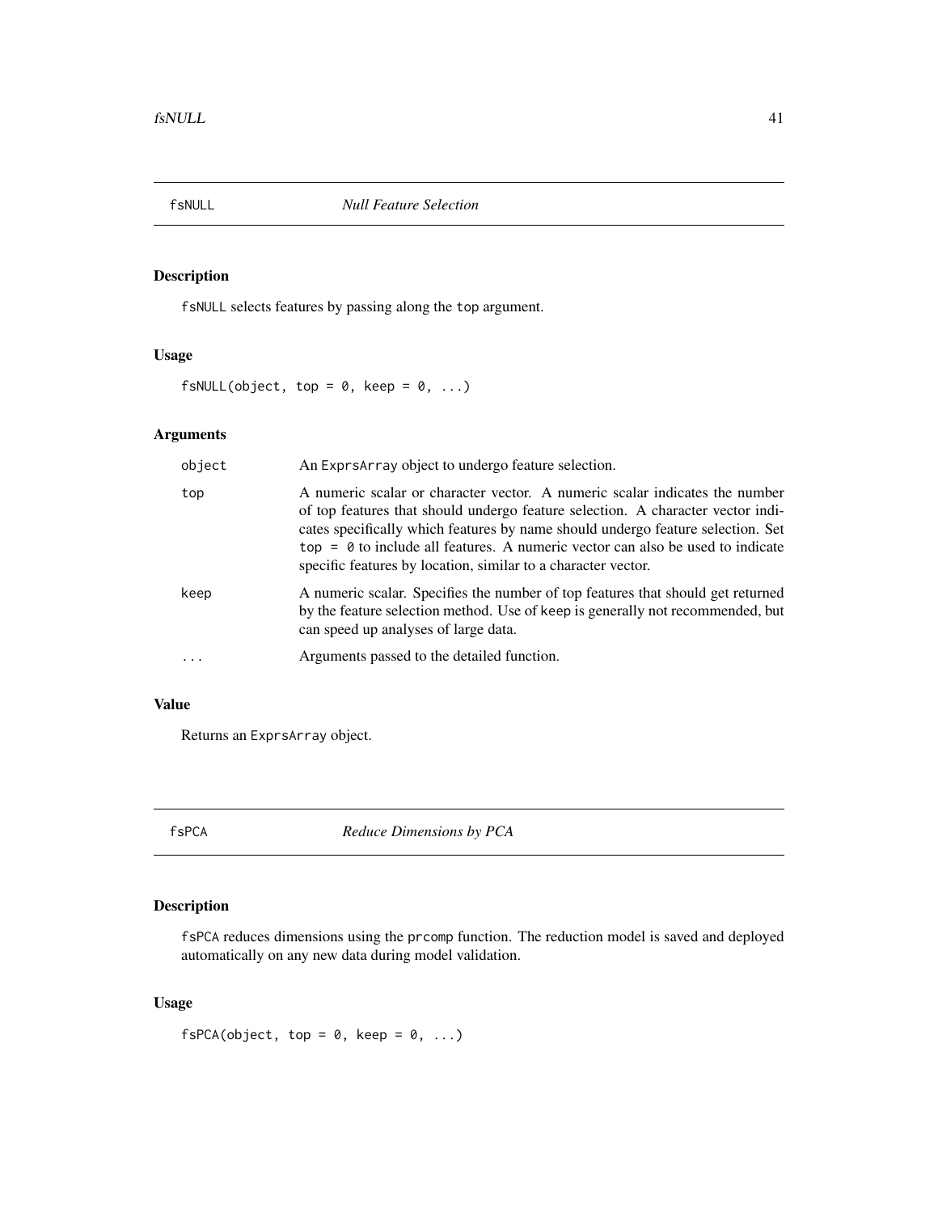## fsNULL *Null Feature Selection*

### Description

`fsNULL` selects features by passing along the `top` argument.

### Usage

```
fsNULL(object, top = 0, keep = 0, ...)
```

### Arguments

| | |
|---|---|
| object | An ExprsArray object to undergo feature selection. |
| top | A numeric scalar or character vector. A numeric scalar indicates the number of top features that should undergo feature selection. A character vector indicates specifically which features by name should undergo feature selection. Set `top = 0` to include all features. A numeric vector can also be used to indicate specific features by location, similar to a character vector. |
| keep | A numeric scalar. Specifies the number of top features that should get returned by the feature selection method. Use of `keep` is generally not recommended, but can speed up analyses of large data. |
| ... | Arguments passed to the detailed function. |

### Value

Returns an `ExprsArray` object.

## fsPCA *Reduce Dimensions by PCA*

### Description

`fsPCA` reduces dimensions using the `prcomp` function. The reduction model is saved and deployed automatically on any new data during model validation.

### Usage

```
fsPCA(object, top = 0, keep = 0, ...)
```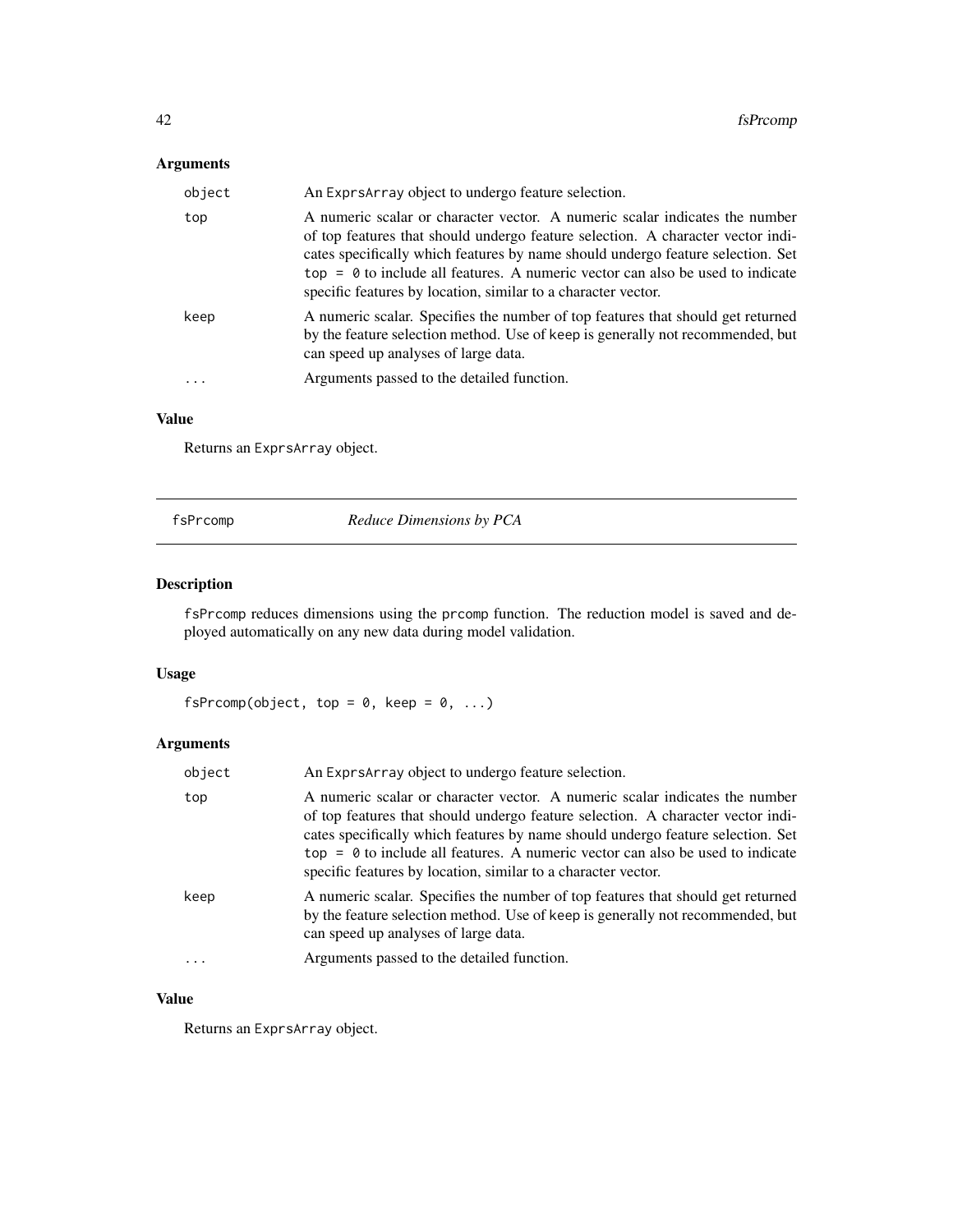## Arguments

| | |
|---|---|
| `object` | An `ExprsArray` object to undergo feature selection. |
| `top` | A numeric scalar or character vector. A numeric scalar indicates the number of top features that should undergo feature selection. A character vector indicates specifically which features by name should undergo feature selection. Set `top = 0` to include all features. A numeric vector can also be used to indicate specific features by location, similar to a character vector. |
| `keep` | A numeric scalar. Specifies the number of top features that should get returned by the feature selection method. Use of `keep` is generally not recommended, but can speed up analyses of large data. |
| `...` | Arguments passed to the detailed function. |

## Value

Returns an `ExprsArray` object.

---

# fsPrcomp — *Reduce Dimensions by PCA*

## Description

`fsPrcomp` reduces dimensions using the `prcomp` function. The reduction model is saved and deployed automatically on any new data during model validation.

## Usage

```
fsPrcomp(object, top = 0, keep = 0, ...)
```

## Arguments

| | |
|---|---|
| `object` | An `ExprsArray` object to undergo feature selection. |
| `top` | A numeric scalar or character vector. A numeric scalar indicates the number of top features that should undergo feature selection. A character vector indicates specifically which features by name should undergo feature selection. Set `top = 0` to include all features. A numeric vector can also be used to indicate specific features by location, similar to a character vector. |
| `keep` | A numeric scalar. Specifies the number of top features that should get returned by the feature selection method. Use of `keep` is generally not recommended, but can speed up analyses of large data. |
| `...` | Arguments passed to the detailed function. |

## Value

Returns an `ExprsArray` object.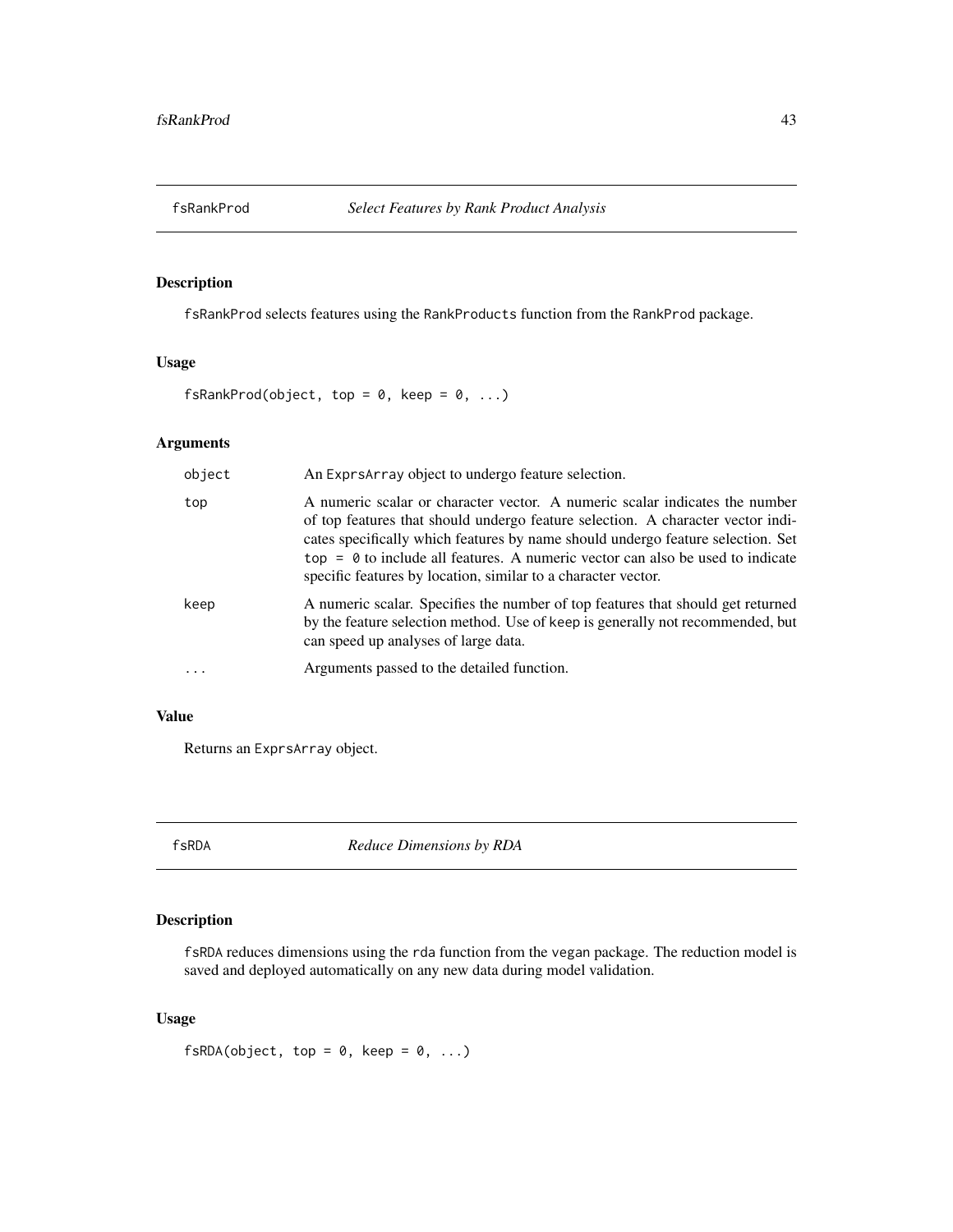## fsRankProd — *Select Features by Rank Product Analysis*

### Description

fsRankProd selects features using the RankProducts function from the RankProd package.

### Usage

```
fsRankProd(object, top = 0, keep = 0, ...)
```

### Arguments

| | |
|---|---|
| object | An ExprsArray object to undergo feature selection. |
| top | A numeric scalar or character vector. A numeric scalar indicates the number of top features that should undergo feature selection. A character vector indicates specifically which features by name should undergo feature selection. Set top = 0 to include all features. A numeric vector can also be used to indicate specific features by location, similar to a character vector. |
| keep | A numeric scalar. Specifies the number of top features that should get returned by the feature selection method. Use of keep is generally not recommended, but can speed up analyses of large data. |
| ... | Arguments passed to the detailed function. |

### Value

Returns an ExprsArray object.

## fsRDA — *Reduce Dimensions by RDA*

### Description

fsRDA reduces dimensions using the rda function from the vegan package. The reduction model is saved and deployed automatically on any new data during model validation.

### Usage

```
fsRDA(object, top = 0, keep = 0, ...)
```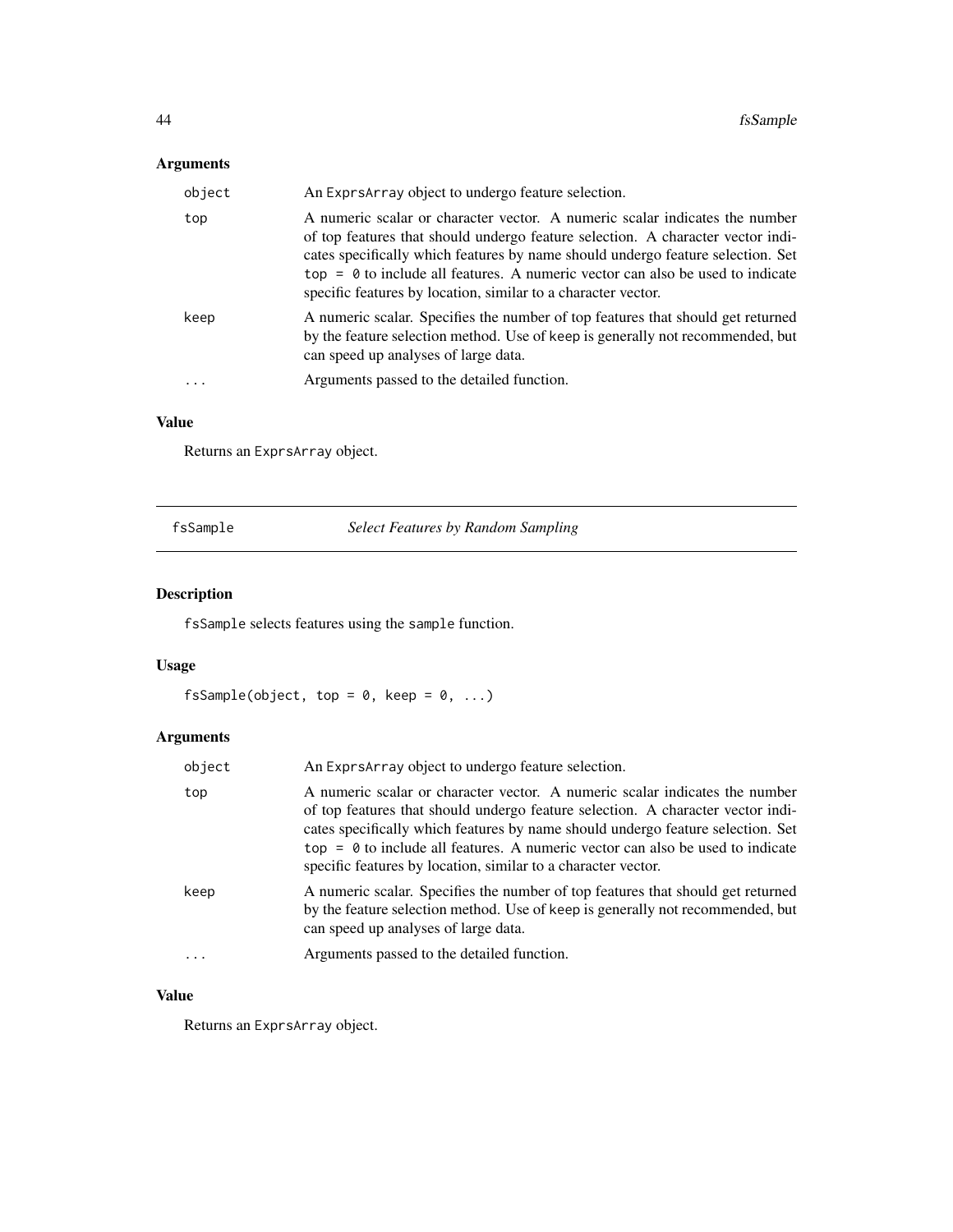### Arguments

| | |
|---|---|
| `object` | An `ExprsArray` object to undergo feature selection. |
| `top` | A numeric scalar or character vector. A numeric scalar indicates the number of top features that should undergo feature selection. A character vector indicates specifically which features by name should undergo feature selection. Set `top = 0` to include all features. A numeric vector can also be used to indicate specific features by location, similar to a character vector. |
| `keep` | A numeric scalar. Specifies the number of top features that should get returned by the feature selection method. Use of `keep` is generally not recommended, but can speed up analyses of large data. |
| `...` | Arguments passed to the detailed function. |

### Value

Returns an `ExprsArray` object.

---

## fsSample &nbsp;&nbsp;&nbsp; *Select Features by Random Sampling*

### Description

`fsSample` selects features using the `sample` function.

### Usage

```
fsSample(object, top = 0, keep = 0, ...)
```

### Arguments

| | |
|---|---|
| `object` | An `ExprsArray` object to undergo feature selection. |
| `top` | A numeric scalar or character vector. A numeric scalar indicates the number of top features that should undergo feature selection. A character vector indicates specifically which features by name should undergo feature selection. Set `top = 0` to include all features. A numeric vector can also be used to indicate specific features by location, similar to a character vector. |
| `keep` | A numeric scalar. Specifies the number of top features that should get returned by the feature selection method. Use of `keep` is generally not recommended, but can speed up analyses of large data. |
| `...` | Arguments passed to the detailed function. |

### Value

Returns an `ExprsArray` object.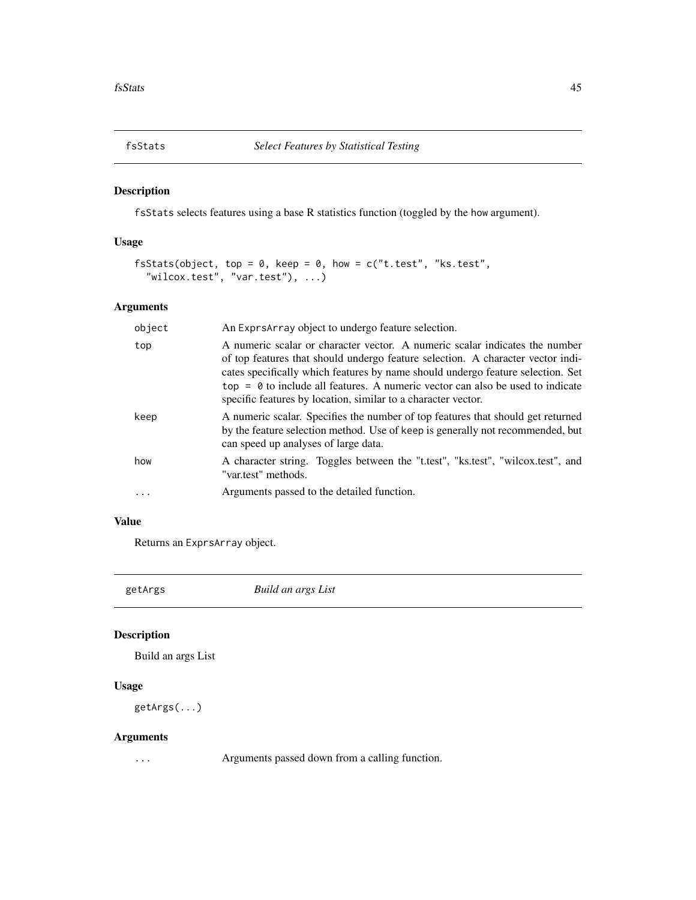## fsStats — *Select Features by Statistical Testing*

### Description

`fsStats` selects features using a base R statistics function (toggled by the `how` argument).

### Usage

```
fsStats(object, top = 0, keep = 0, how = c("t.test", "ks.test",
  "wilcox.test", "var.test"), ...)
```

### Arguments

| Argument | Description |
|---|---|
| `object` | An `ExprsArray` object to undergo feature selection. |
| `top` | A numeric scalar or character vector. A numeric scalar indicates the number of top features that should undergo feature selection. A character vector indicates specifically which features by name should undergo feature selection. Set `top = 0` to include all features. A numeric vector can also be used to indicate specific features by location, similar to a character vector. |
| `keep` | A numeric scalar. Specifies the number of top features that should get returned by the feature selection method. Use of `keep` is generally not recommended, but can speed up analyses of large data. |
| `how` | A character string. Toggles between the "t.test", "ks.test", "wilcox.test", and "var.test" methods. |
| `...` | Arguments passed to the detailed function. |

### Value

Returns an `ExprsArray` object.

## getArgs — *Build an args List*

### Description

Build an args List

### Usage

```
getArgs(...)
```

### Arguments

| Argument | Description |
|---|---|
| `...` | Arguments passed down from a calling function. |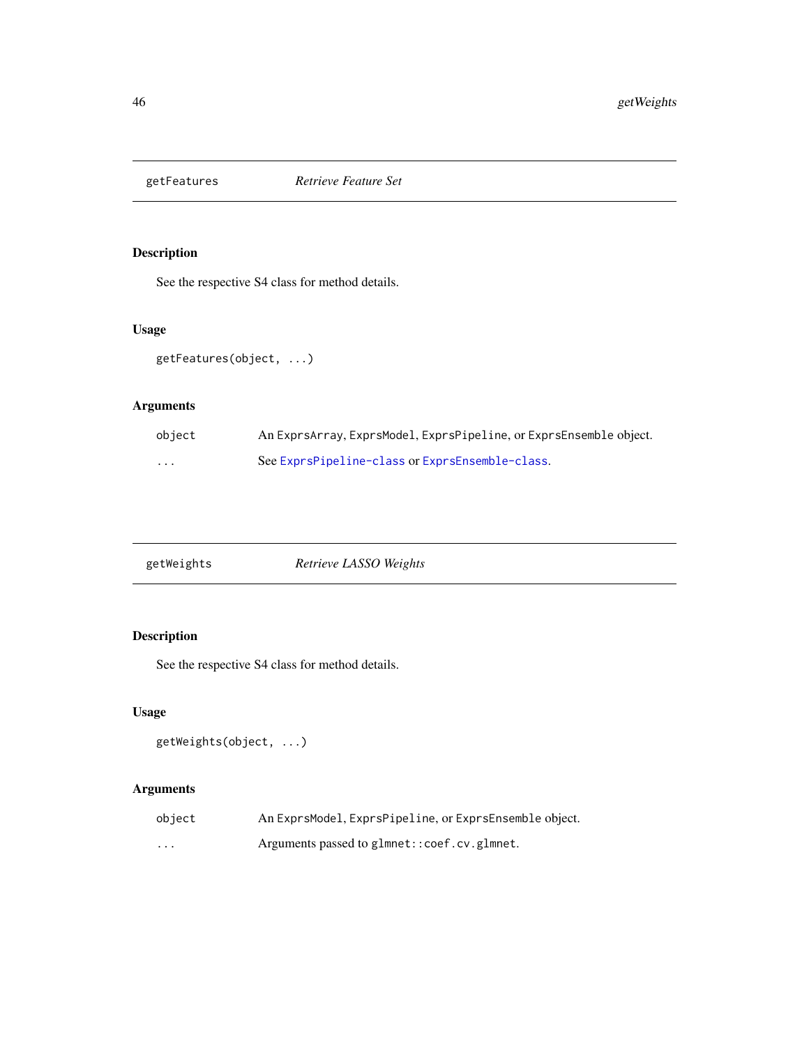## getFeatures — *Retrieve Feature Set*

### Description

See the respective S4 class for method details.

### Usage

```
getFeatures(object, ...)
```

### Arguments

| | |
|---|---|
| `object` | An `ExprsArray`, `ExprsModel`, `ExprsPipeline`, or `ExprsEnsemble` object. |
| `...` | See `ExprsPipeline-class` or `ExprsEnsemble-class`. |

## getWeights — *Retrieve LASSO Weights*

### Description

See the respective S4 class for method details.

### Usage

```
getWeights(object, ...)
```

### Arguments

| | |
|---|---|
| `object` | An `ExprsModel`, `ExprsPipeline`, or `ExprsEnsemble` object. |
| `...` | Arguments passed to `glmnet::coef.cv.glmnet`. |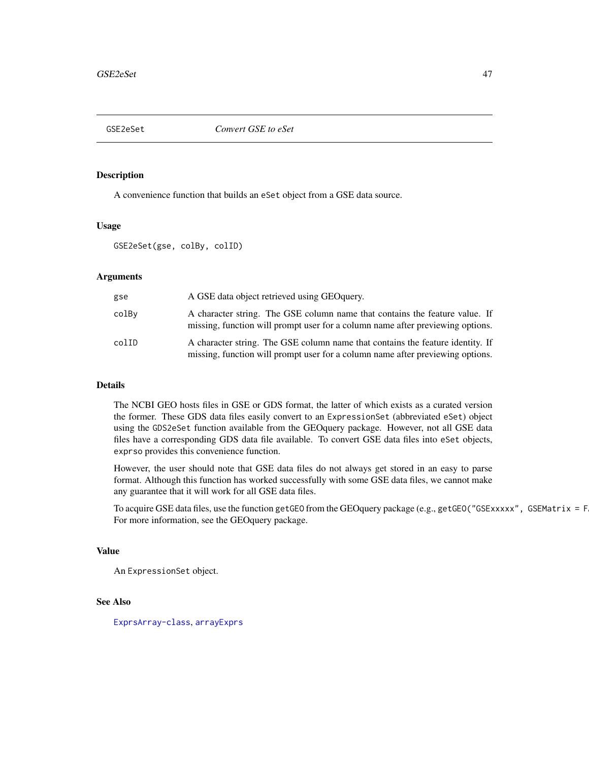## GSE2eSet — *Convert GSE to eSet*

### Description

A convenience function that builds an `eSet` object from a GSE data source.

### Usage

```
GSE2eSet(gse, colBy, colID)
```

### Arguments

| | |
|---|---|
| `gse` | A GSE data object retrieved using GEOquery. |
| `colBy` | A character string. The GSE column name that contains the feature value. If missing, function will prompt user for a column name after previewing options. |
| `colID` | A character string. The GSE column name that contains the feature identity. If missing, function will prompt user for a column name after previewing options. |

### Details

The NCBI GEO hosts files in GSE or GDS format, the latter of which exists as a curated version the former. These GDS data files easily convert to an `ExpressionSet` (abbreviated `eSet`) object using the `GDS2eSet` function available from the GEOquery package. However, not all GSE data files have a corresponding GDS data file available. To convert GSE data files into `eSet` objects, `exprso` provides this convenience function.

However, the user should note that GSE data files do not always get stored in an easy to parse format. Although this function has worked successfully with some GSE data files, we cannot make any guarantee that it will work for all GSE data files.

To acquire GSE data files, use the function `getGEO` from the GEOquery package (e.g., `getGEO("GSExxxxx", GSEMatrix = F`. For more information, see the GEOquery package.

### Value

An `ExpressionSet` object.

### See Also

`ExprsArray-class`, `arrayExprs`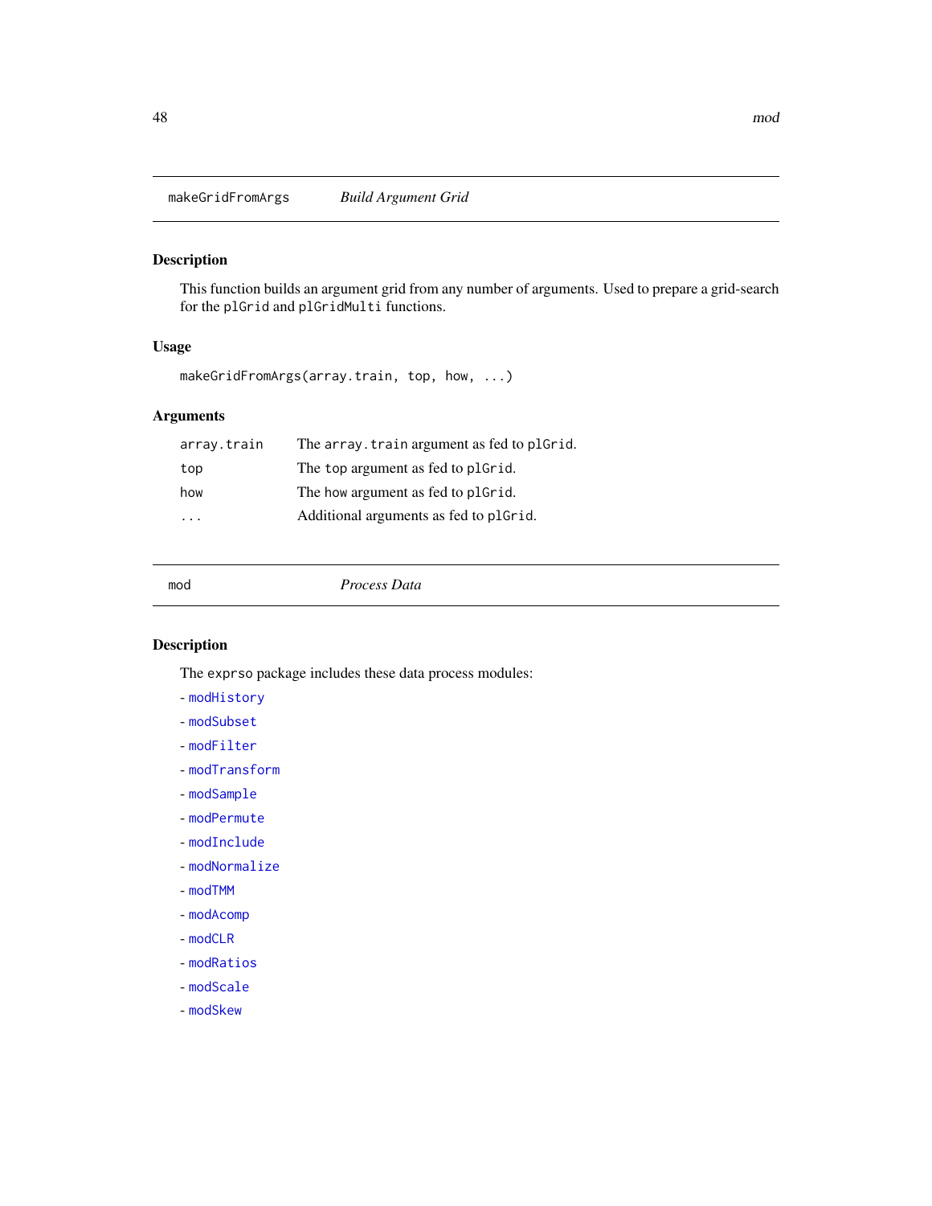## makeGridFromArgs — *Build Argument Grid*

### Description

This function builds an argument grid from any number of arguments. Used to prepare a grid-search for the `plGrid` and `plGridMulti` functions.

### Usage

```
makeGridFromArgs(array.train, top, how, ...)
```

### Arguments

| | |
|---|---|
| `array.train` | The `array.train` argument as fed to `plGrid`. |
| `top` | The `top` argument as fed to `plGrid`. |
| `how` | The `how` argument as fed to `plGrid`. |
| `...` | Additional arguments as fed to `plGrid`. |

## mod — *Process Data*

### Description

The `exprso` package includes these data process modules:

- `modHistory`
- `modSubset`
- `modFilter`
- `modTransform`
- `modSample`
- `modPermute`
- `modInclude`
- `modNormalize`
- `modTMM`
- `modAcomp`
- `modCLR`
- `modRatios`
- `modScale`
- `modSkew`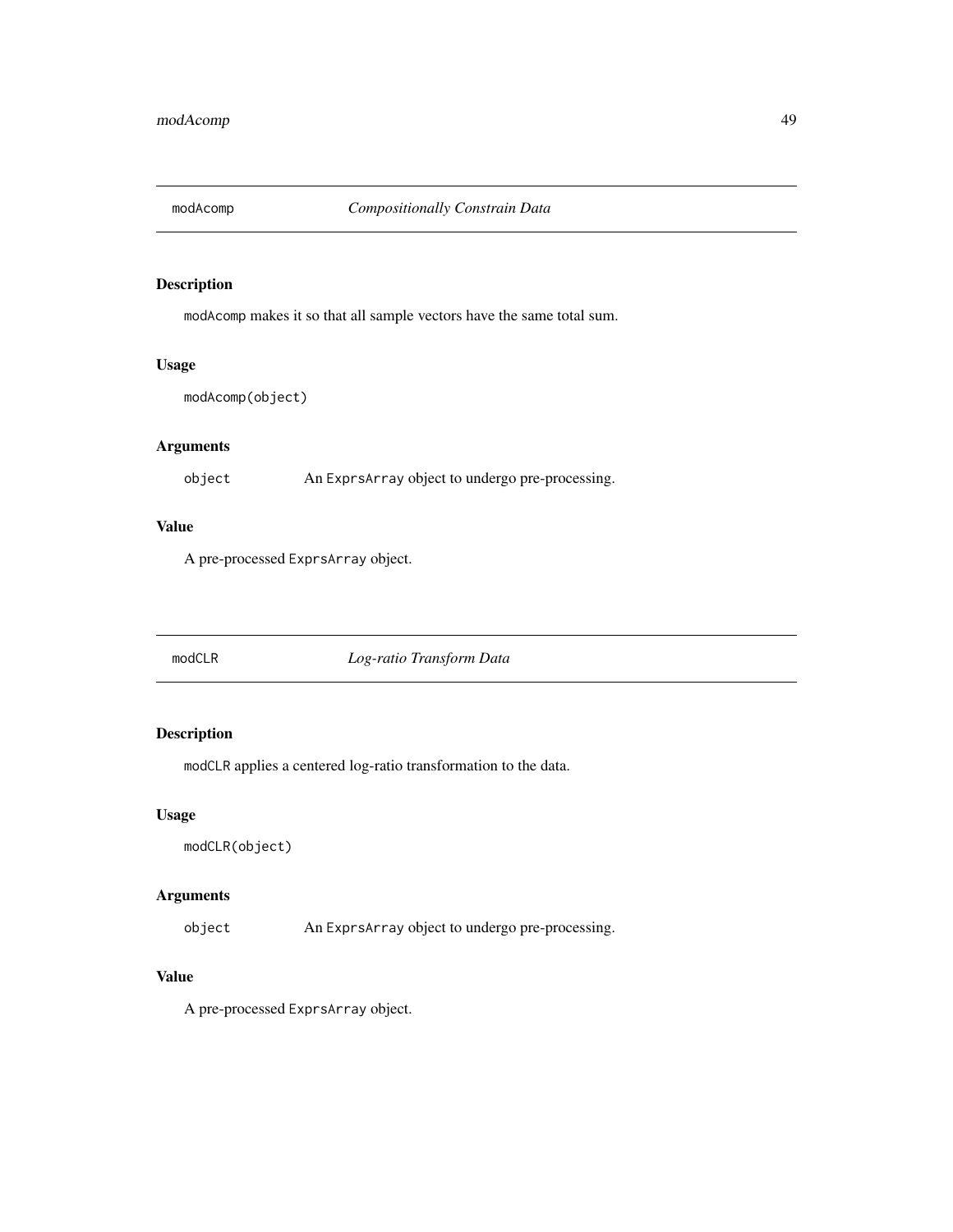## modAcomp *Compositionally Constrain Data*

### Description

`modAcomp` makes it so that all sample vectors have the same total sum.

### Usage

```
modAcomp(object)
```

### Arguments

| | |
|---|---|
| `object` | An `ExprsArray` object to undergo pre-processing. |

### Value

A pre-processed `ExprsArray` object.

## modCLR *Log-ratio Transform Data*

### Description

`modCLR` applies a centered log-ratio transformation to the data.

### Usage

```
modCLR(object)
```

### Arguments

| | |
|---|---|
| `object` | An `ExprsArray` object to undergo pre-processing. |

### Value

A pre-processed `ExprsArray` object.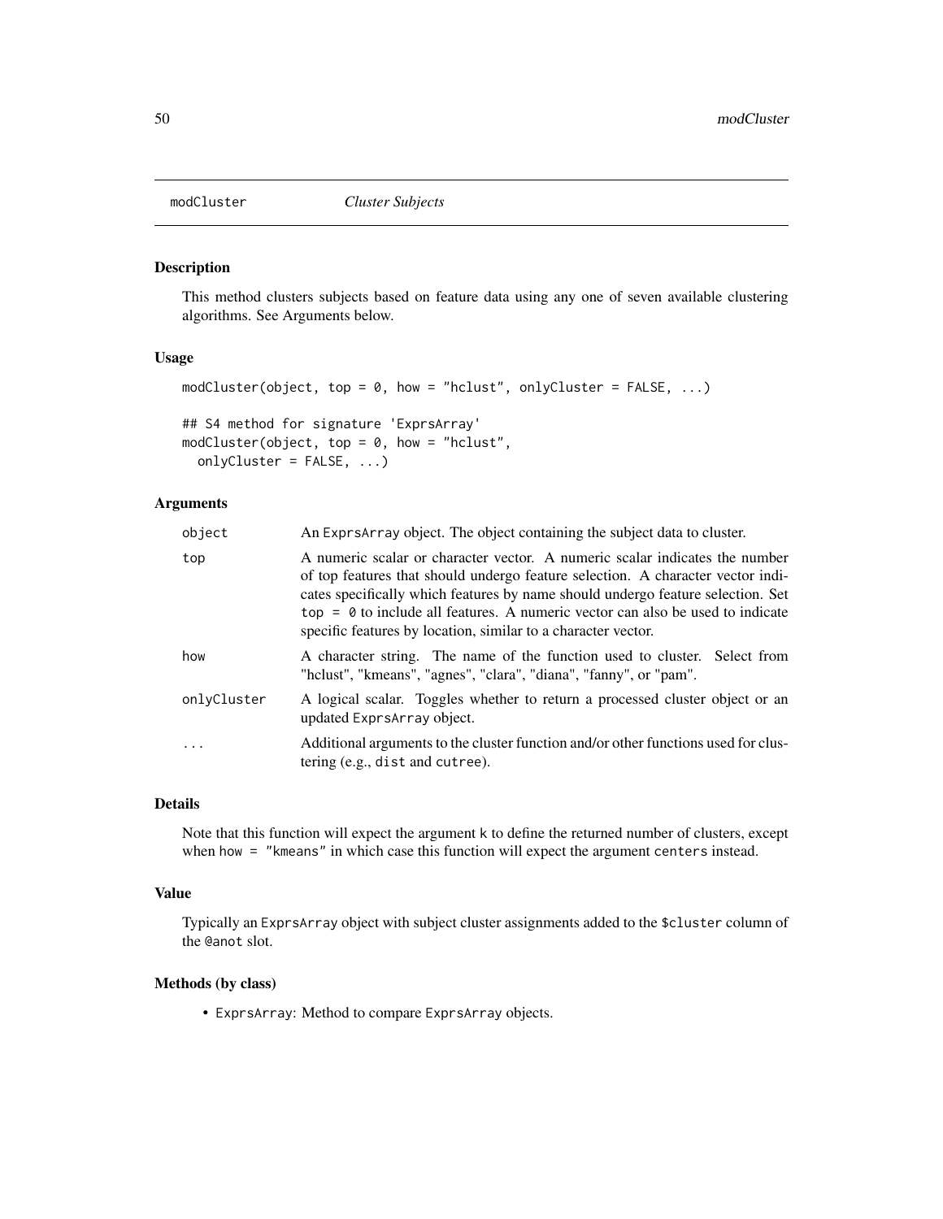## modCluster — *Cluster Subjects*

### Description

This method clusters subjects based on feature data using any one of seven available clustering algorithms. See Arguments below.

### Usage

```
modCluster(object, top = 0, how = "hclust", onlyCluster = FALSE, ...)

## S4 method for signature 'ExprsArray'
modCluster(object, top = 0, how = "hclust",
  onlyCluster = FALSE, ...)
```

### Arguments

| | |
|---|---|
| `object` | An `ExprsArray` object. The object containing the subject data to cluster. |
| `top` | A numeric scalar or character vector. A numeric scalar indicates the number of top features that should undergo feature selection. A character vector indicates specifically which features by name should undergo feature selection. Set `top = 0` to include all features. A numeric vector can also be used to indicate specific features by location, similar to a character vector. |
| `how` | A character string. The name of the function used to cluster. Select from "hclust", "kmeans", "agnes", "clara", "diana", "fanny", or "pam". |
| `onlyCluster` | A logical scalar. Toggles whether to return a processed cluster object or an updated `ExprsArray` object. |
| `...` | Additional arguments to the cluster function and/or other functions used for clustering (e.g., `dist` and `cutree`). |

### Details

Note that this function will expect the argument `k` to define the returned number of clusters, except when `how = "kmeans"` in which case this function will expect the argument `centers` instead.

### Value

Typically an `ExprsArray` object with subject cluster assignments added to the `$cluster` column of the `@anot` slot.

### Methods (by class)

- `ExprsArray`: Method to compare `ExprsArray` objects.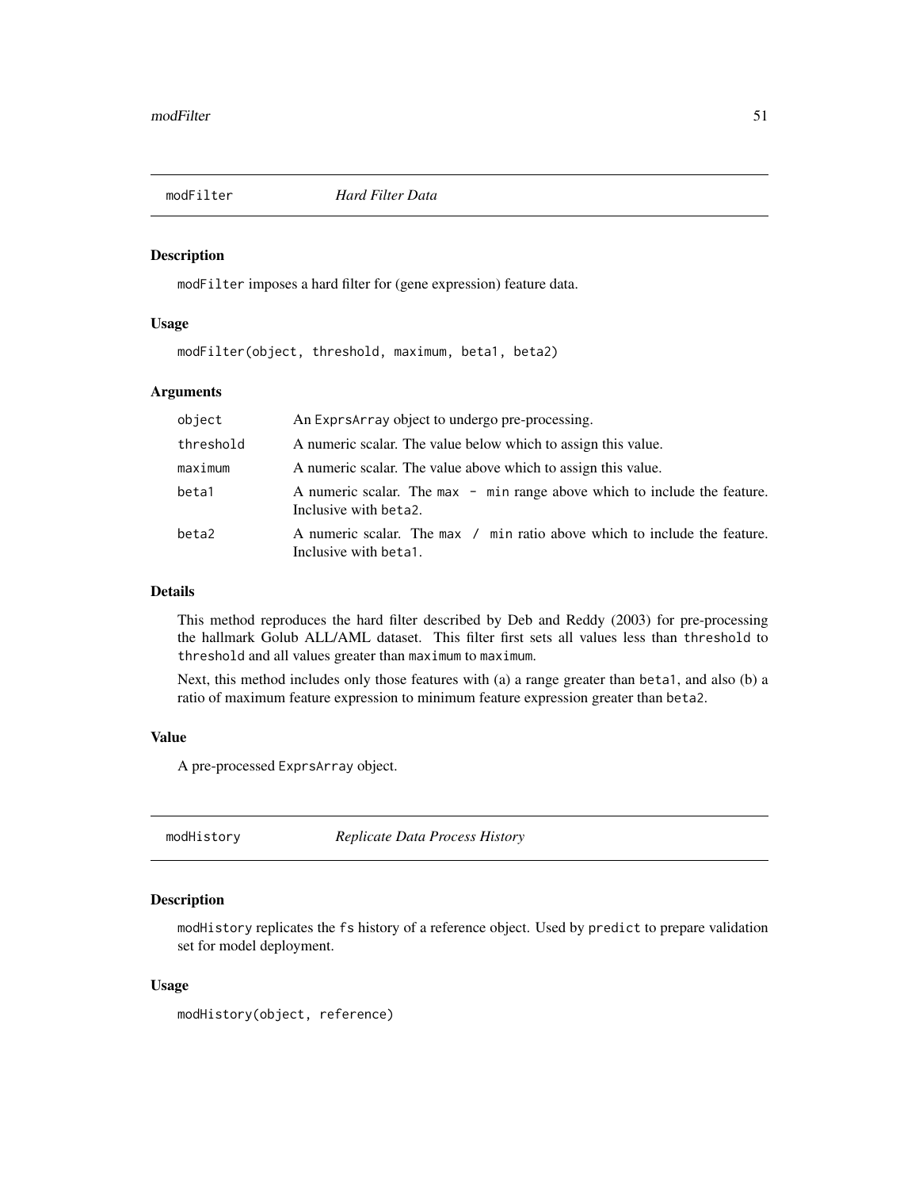## modFilter *Hard Filter Data*

### Description

`modFilter` imposes a hard filter for (gene expression) feature data.

### Usage

```
modFilter(object, threshold, maximum, beta1, beta2)
```

### Arguments

| | |
|---|---|
| object | An `ExprsArray` object to undergo pre-processing. |
| threshold | A numeric scalar. The value below which to assign this value. |
| maximum | A numeric scalar. The value above which to assign this value. |
| beta1 | A numeric scalar. The `max - min` range above which to include the feature. Inclusive with `beta2`. |
| beta2 | A numeric scalar. The `max / min` ratio above which to include the feature. Inclusive with `beta1`. |

### Details

This method reproduces the hard filter described by Deb and Reddy (2003) for pre-processing the hallmark Golub ALL/AML dataset. This filter first sets all values less than `threshold` to `threshold` and all values greater than `maximum` to `maximum`.

Next, this method includes only those features with (a) a range greater than `beta1`, and also (b) a ratio of maximum feature expression to minimum feature expression greater than `beta2`.

### Value

A pre-processed `ExprsArray` object.

## modHistory *Replicate Data Process History*

### Description

`modHistory` replicates the `fs` history of a reference object. Used by `predict` to prepare validation set for model deployment.

### Usage

```
modHistory(object, reference)
```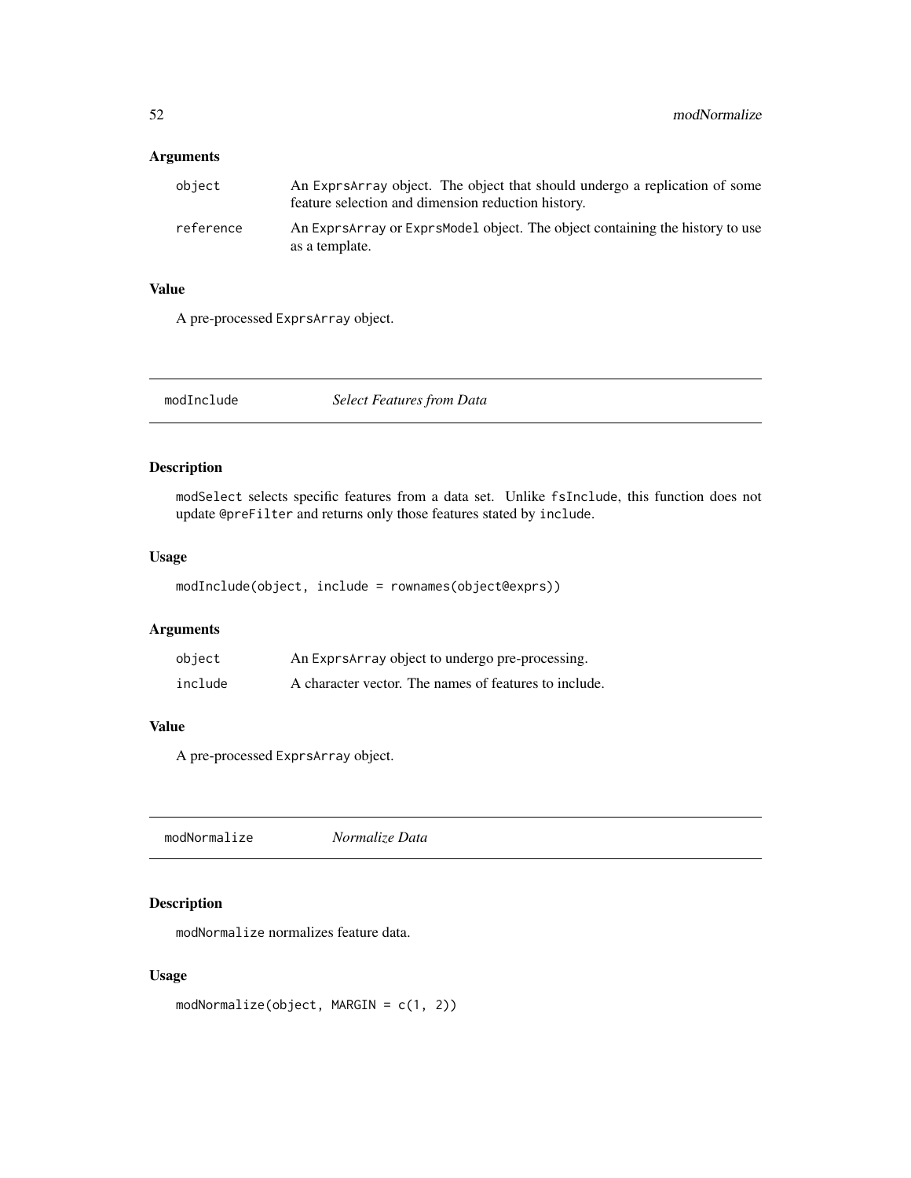### Arguments

| | |
|---|---|
| object | An ExprsArray object. The object that should undergo a replication of some feature selection and dimension reduction history. |
| reference | An ExprsArray or ExprsModel object. The object containing the history to use as a template. |

### Value

A pre-processed ExprsArray object.

---

## modInclude — *Select Features from Data*

### Description

modSelect selects specific features from a data set. Unlike fsInclude, this function does not update @preFilter and returns only those features stated by include.

### Usage

```
modInclude(object, include = rownames(object@exprs))
```

### Arguments

| | |
|---|---|
| object | An ExprsArray object to undergo pre-processing. |
| include | A character vector. The names of features to include. |

### Value

A pre-processed ExprsArray object.

---

## modNormalize — *Normalize Data*

### Description

modNormalize normalizes feature data.

### Usage

```
modNormalize(object, MARGIN = c(1, 2))
```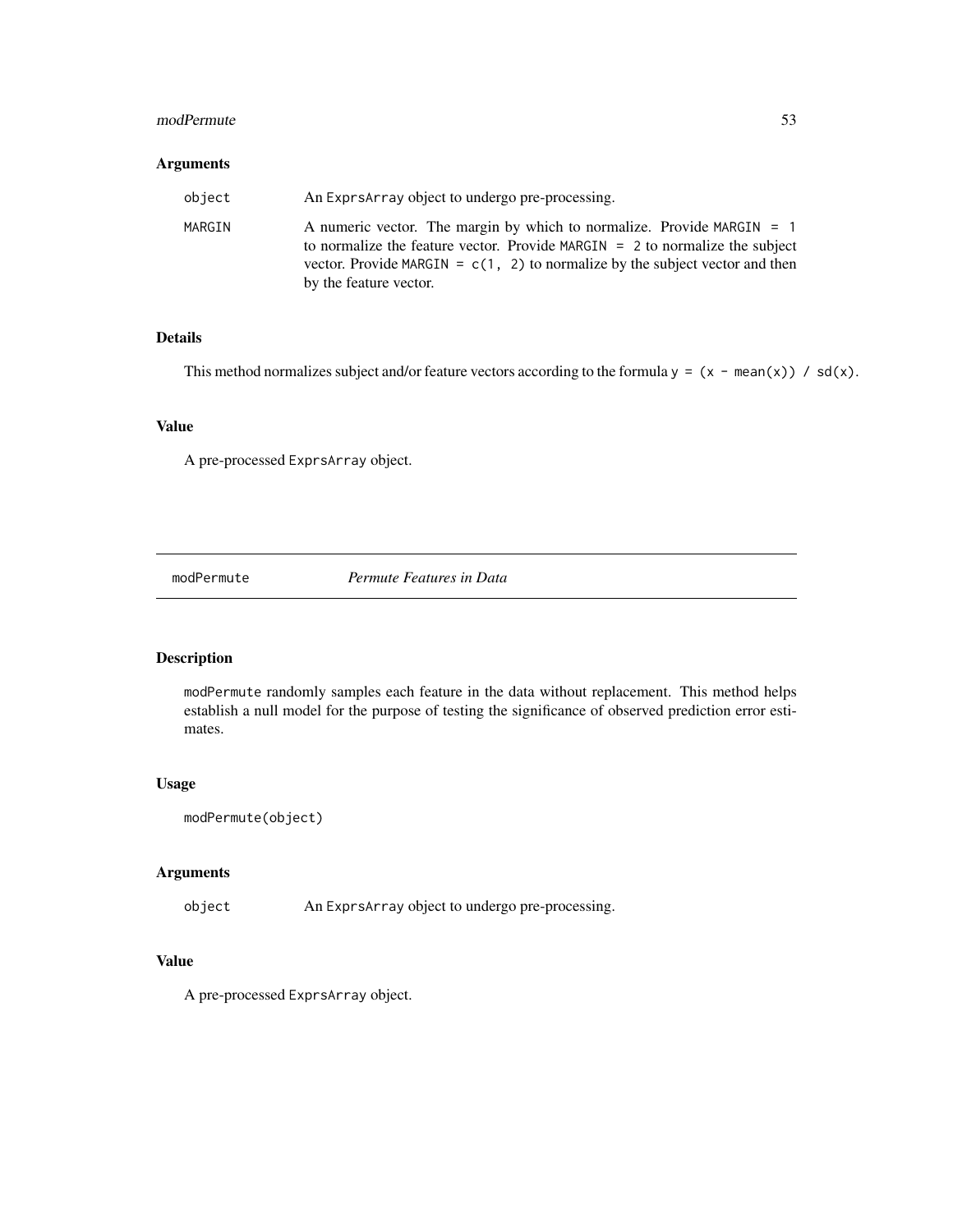### Arguments

| | |
|---|---|
| object | An ExprsArray object to undergo pre-processing. |
| MARGIN | A numeric vector. The margin by which to normalize. Provide MARGIN = 1 to normalize the feature vector. Provide MARGIN = 2 to normalize the subject vector. Provide MARGIN = c(1, 2) to normalize by the subject vector and then by the feature vector. |

### Details

This method normalizes subject and/or feature vectors according to the formula `y = (x - mean(x)) / sd(x)`.

### Value

A pre-processed ExprsArray object.

---

## modPermute *Permute Features in Data*

---

### Description

modPermute randomly samples each feature in the data without replacement. This method helps establish a null model for the purpose of testing the significance of observed prediction error estimates.

### Usage

```
modPermute(object)
```

### Arguments

| | |
|---|---|
| object | An ExprsArray object to undergo pre-processing. |

### Value

A pre-processed ExprsArray object.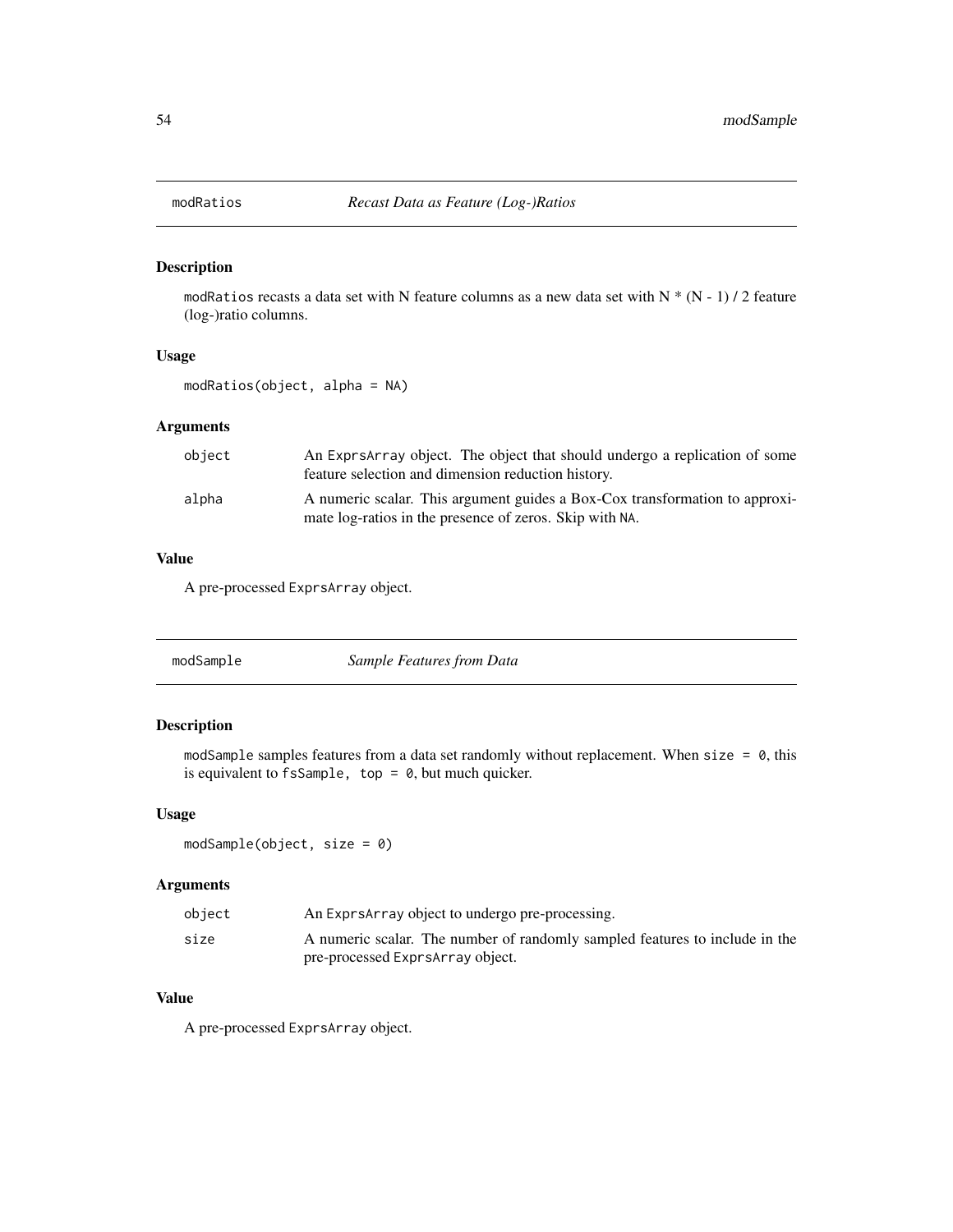## modRatios *Recast Data as Feature (Log-)Ratios*

### Description

`modRatios` recasts a data set with N feature columns as a new data set with N * (N - 1) / 2 feature (log-)ratio columns.

### Usage

```
modRatios(object, alpha = NA)
```

### Arguments

| | |
|---|---|
| `object` | An `ExprsArray` object. The object that should undergo a replication of some feature selection and dimension reduction history. |
| `alpha` | A numeric scalar. This argument guides a Box-Cox transformation to approximate log-ratios in the presence of zeros. Skip with `NA`. |

### Value

A pre-processed `ExprsArray` object.

## modSample *Sample Features from Data*

### Description

`modSample` samples features from a data set randomly without replacement. When `size = 0`, this is equivalent to `fsSample, top = 0`, but much quicker.

### Usage

```
modSample(object, size = 0)
```

### Arguments

| | |
|---|---|
| `object` | An `ExprsArray` object to undergo pre-processing. |
| `size` | A numeric scalar. The number of randomly sampled features to include in the pre-processed `ExprsArray` object. |

### Value

A pre-processed `ExprsArray` object.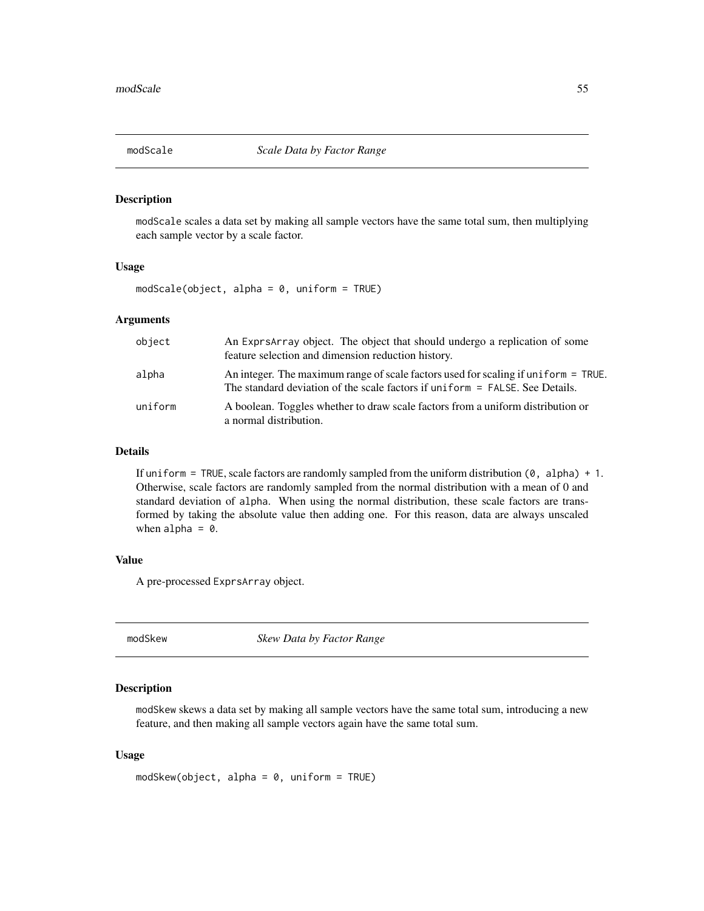## modScale *Scale Data by Factor Range*

### Description

modScale scales a data set by making all sample vectors have the same total sum, then multiplying each sample vector by a scale factor.

### Usage

```
modScale(object, alpha = 0, uniform = TRUE)
```

### Arguments

| | |
|---|---|
| object | An ExprsArray object. The object that should undergo a replication of some feature selection and dimension reduction history. |
| alpha | An integer. The maximum range of scale factors used for scaling if uniform = TRUE. The standard deviation of the scale factors if uniform = FALSE. See Details. |
| uniform | A boolean. Toggles whether to draw scale factors from a uniform distribution or a normal distribution. |

### Details

If uniform = TRUE, scale factors are randomly sampled from the uniform distribution (0, alpha) + 1. Otherwise, scale factors are randomly sampled from the normal distribution with a mean of 0 and standard deviation of alpha. When using the normal distribution, these scale factors are transformed by taking the absolute value then adding one. For this reason, data are always unscaled when alpha = 0.

### Value

A pre-processed ExprsArray object.

## modSkew *Skew Data by Factor Range*

### Description

modSkew skews a data set by making all sample vectors have the same total sum, introducing a new feature, and then making all sample vectors again have the same total sum.

### Usage

```
modSkew(object, alpha = 0, uniform = TRUE)
```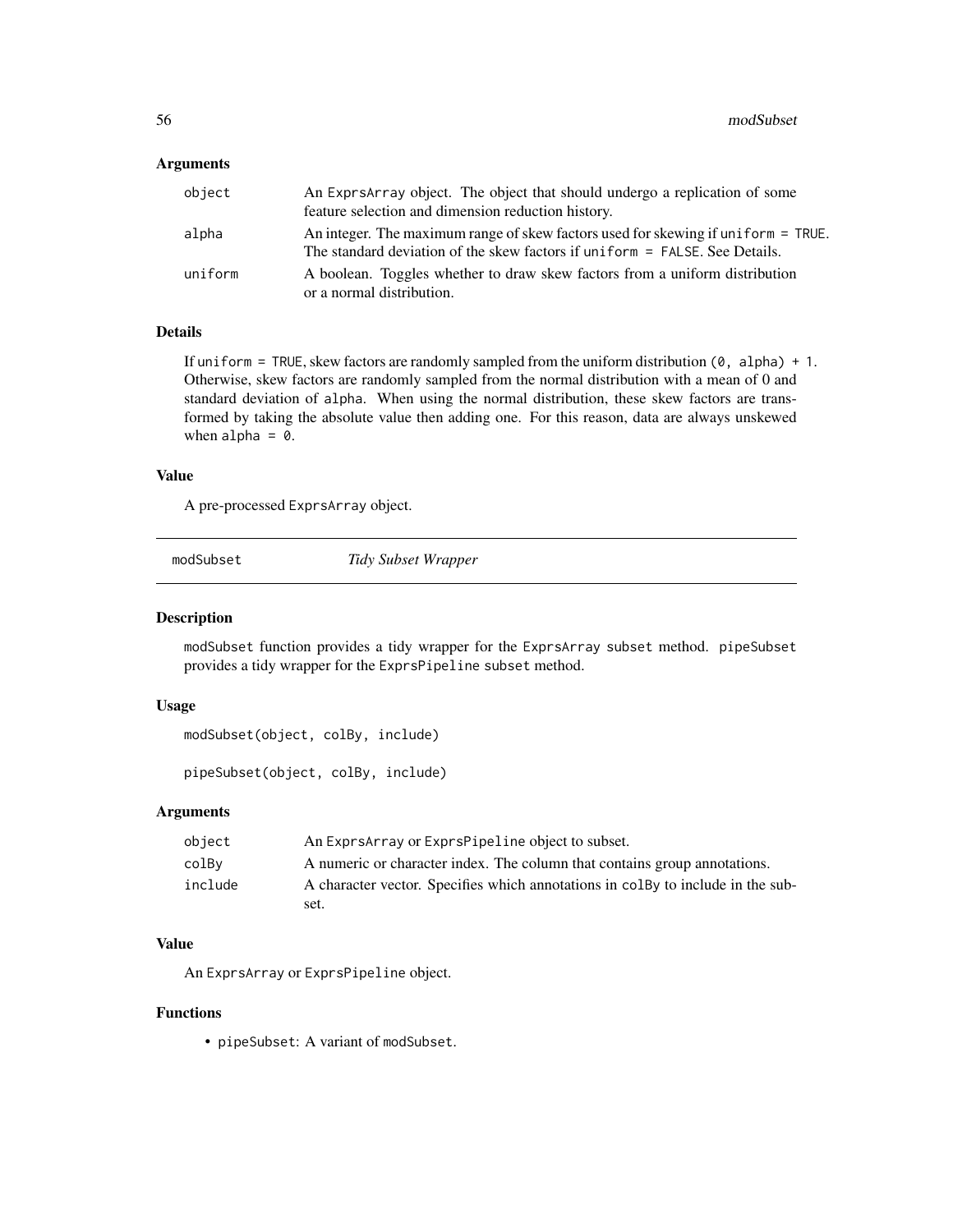### Arguments

| | |
|---|---|
| object | An `ExprsArray` object. The object that should undergo a replication of some feature selection and dimension reduction history. |
| alpha | An integer. The maximum range of skew factors used for skewing if `uniform = TRUE`. The standard deviation of the skew factors if `uniform = FALSE`. See Details. |
| uniform | A boolean. Toggles whether to draw skew factors from a uniform distribution or a normal distribution. |

### Details

If `uniform = TRUE`, skew factors are randomly sampled from the uniform distribution `(0, alpha) + 1`. Otherwise, skew factors are randomly sampled from the normal distribution with a mean of 0 and standard deviation of `alpha`. When using the normal distribution, these skew factors are transformed by taking the absolute value then adding one. For this reason, data are always unskewed when `alpha = 0`.

### Value

A pre-processed `ExprsArray` object.

---

## modSubset — *Tidy Subset Wrapper*

### Description

`modSubset` function provides a tidy wrapper for the `ExprsArray` `subset` method. `pipeSubset` provides a tidy wrapper for the `ExprsPipeline` `subset` method.

### Usage

```
modSubset(object, colBy, include)

pipeSubset(object, colBy, include)
```

### Arguments

| | |
|---|---|
| object | An `ExprsArray` or `ExprsPipeline` object to subset. |
| colBy | A numeric or character index. The column that contains group annotations. |
| include | A character vector. Specifies which annotations in `colBy` to include in the subset. |

### Value

An `ExprsArray` or `ExprsPipeline` object.

### Functions

- `pipeSubset`: A variant of `modSubset`.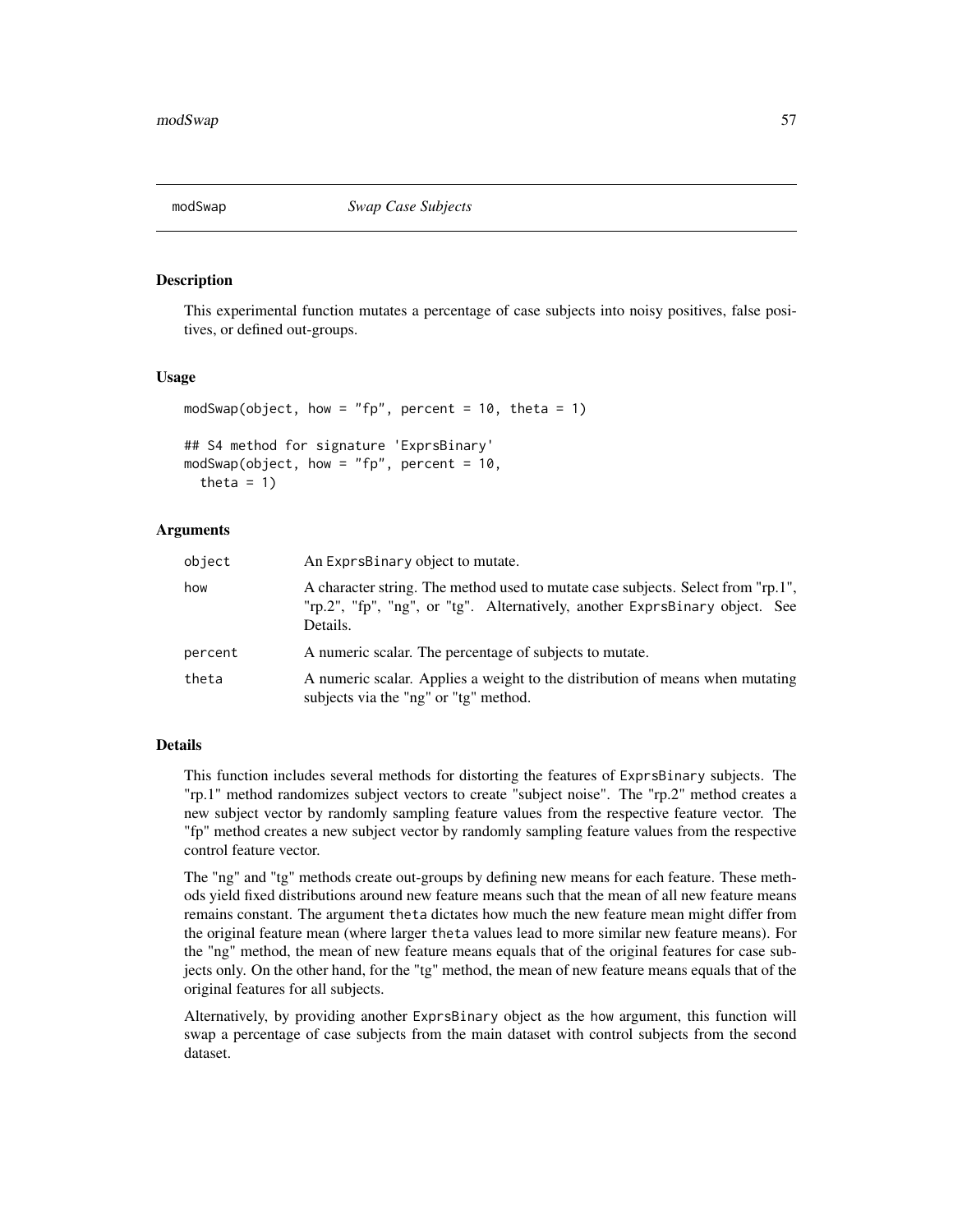# modSwap — *Swap Case Subjects*

## Description

This experimental function mutates a percentage of case subjects into noisy positives, false positives, or defined out-groups.

## Usage

```
modSwap(object, how = "fp", percent = 10, theta = 1)

## S4 method for signature 'ExprsBinary'
modSwap(object, how = "fp", percent = 10,
  theta = 1)
```

## Arguments

| | |
|---|---|
| object | An ExprsBinary object to mutate. |
| how | A character string. The method used to mutate case subjects. Select from "rp.1", "rp.2", "fp", "ng", or "tg". Alternatively, another ExprsBinary object. See Details. |
| percent | A numeric scalar. The percentage of subjects to mutate. |
| theta | A numeric scalar. Applies a weight to the distribution of means when mutating subjects via the "ng" or "tg" method. |

## Details

This function includes several methods for distorting the features of ExprsBinary subjects. The "rp.1" method randomizes subject vectors to create "subject noise". The "rp.2" method creates a new subject vector by randomly sampling feature values from the respective feature vector. The "fp" method creates a new subject vector by randomly sampling feature values from the respective control feature vector.

The "ng" and "tg" methods create out-groups by defining new means for each feature. These methods yield fixed distributions around new feature means such that the mean of all new feature means remains constant. The argument theta dictates how much the new feature mean might differ from the original feature mean (where larger theta values lead to more similar new feature means). For the "ng" method, the mean of new feature means equals that of the original features for case subjects only. On the other hand, for the "tg" method, the mean of new feature means equals that of the original features for all subjects.

Alternatively, by providing another ExprsBinary object as the how argument, this function will swap a percentage of case subjects from the main dataset with control subjects from the second dataset.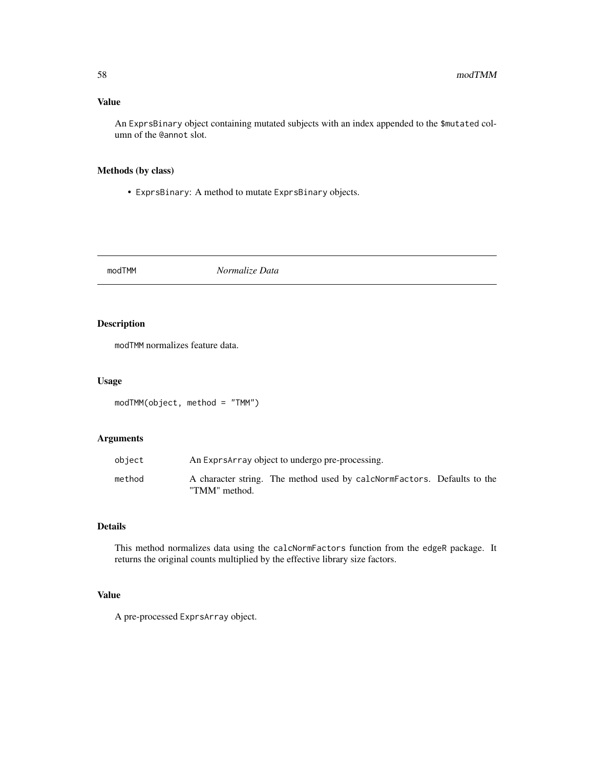## Value

An ExprsBinary object containing mutated subjects with an index appended to the $mutated column of the @annot slot.

## Methods (by class)

- ExprsBinary: A method to mutate ExprsBinary objects.

---

# modTMM *Normalize Data*

---

## Description

modTMM normalizes feature data.

## Usage

```
modTMM(object, method = "TMM")
```

## Arguments

| | |
|---|---|
| object | An ExprsArray object to undergo pre-processing. |
| method | A character string. The method used by calcNormFactors. Defaults to the "TMM" method. |

## Details

This method normalizes data using the calcNormFactors function from the edgeR package. It returns the original counts multiplied by the effective library size factors.

## Value

A pre-processed ExprsArray object.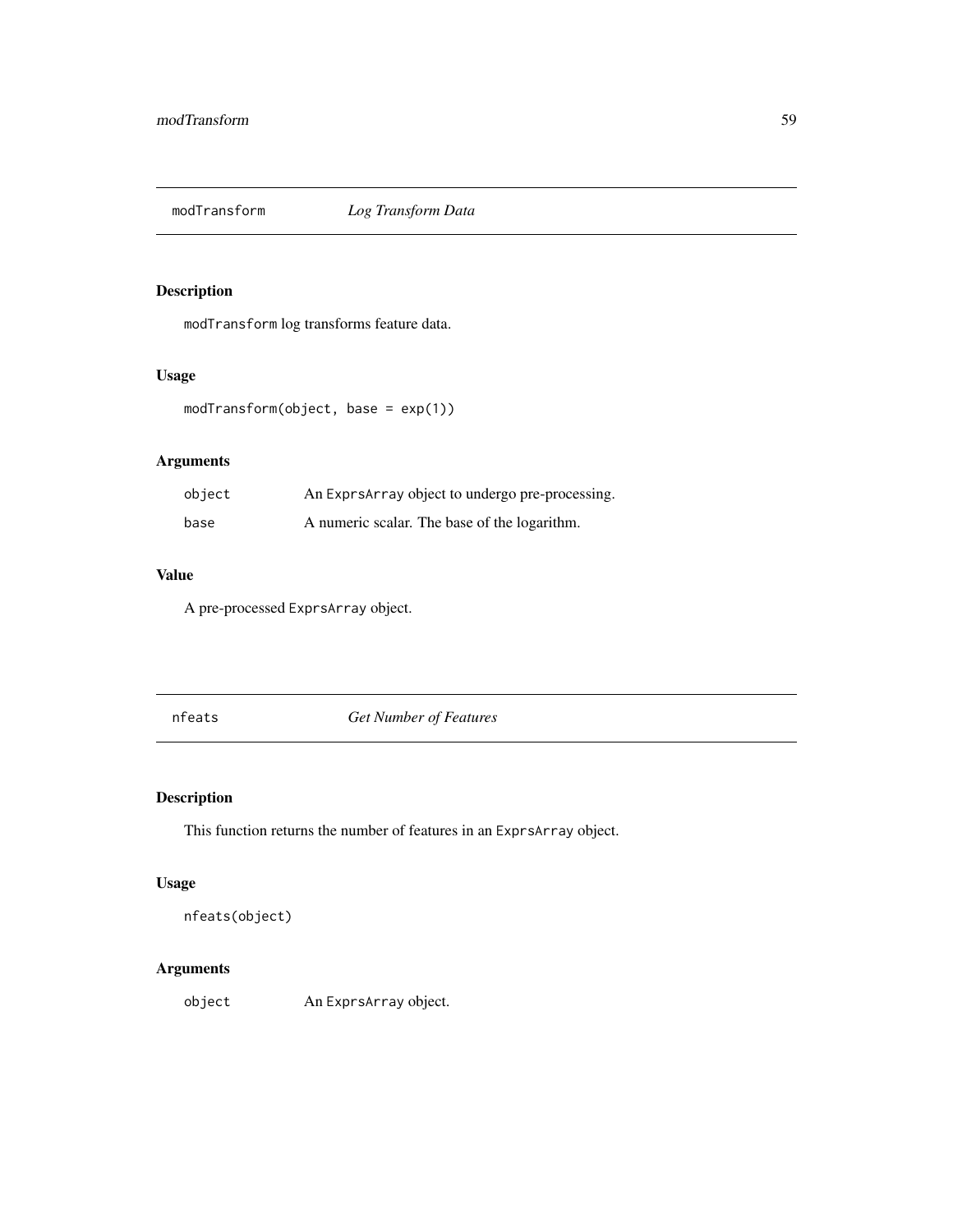## modTransform *Log Transform Data*

### Description

`modTransform` log transforms feature data.

### Usage

```
modTransform(object, base = exp(1))
```

### Arguments

| | |
|---|---|
| `object` | An `ExprsArray` object to undergo pre-processing. |
| `base` | A numeric scalar. The base of the logarithm. |

### Value

A pre-processed `ExprsArray` object.

## nfeats *Get Number of Features*

### Description

This function returns the number of features in an `ExprsArray` object.

### Usage

```
nfeats(object)
```

### Arguments

| | |
|---|---|
| `object` | An `ExprsArray` object. |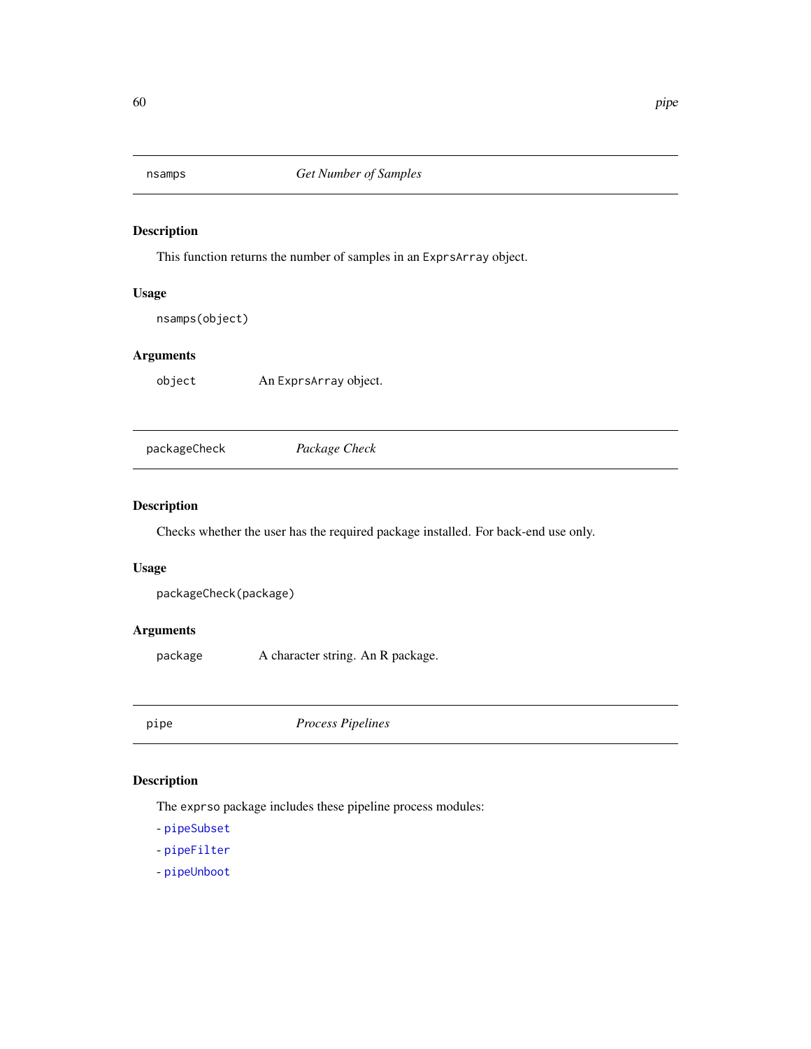## nsamps *Get Number of Samples*

### Description

This function returns the number of samples in an `ExprsArray` object.

### Usage

```
nsamps(object)
```

### Arguments

| | |
|---|---|
| `object` | An `ExprsArray` object. |

## packageCheck *Package Check*

### Description

Checks whether the user has the required package installed. For back-end use only.

### Usage

```
packageCheck(package)
```

### Arguments

| | |
|---|---|
| `package` | A character string. An R package. |

## pipe *Process Pipelines*

### Description

The `exprso` package includes these pipeline process modules:

- `pipeSubset`
- `pipeFilter`
- `pipeUnboot`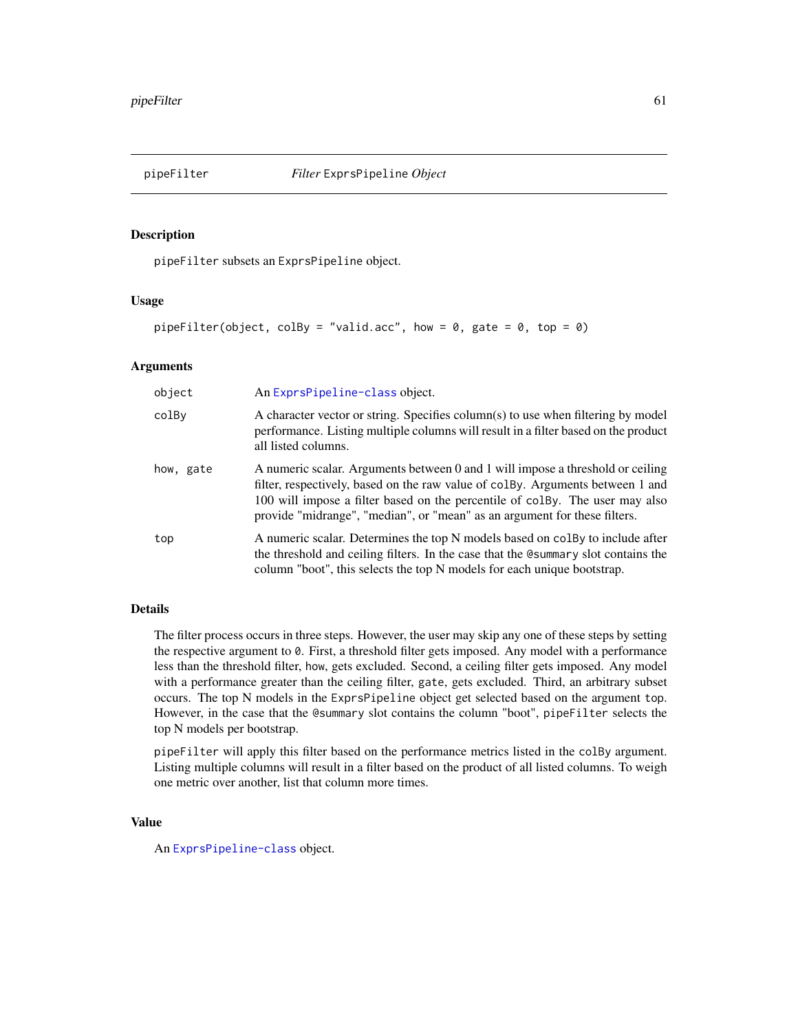## pipeFilter *Filter* ExprsPipeline *Object*

### Description

pipeFilter subsets an ExprsPipeline object.

### Usage

```
pipeFilter(object, colBy = "valid.acc", how = 0, gate = 0, top = 0)
```

### Arguments

| | |
|---|---|
| object | An ExprsPipeline-class object. |
| colBy | A character vector or string. Specifies column(s) to use when filtering by model performance. Listing multiple columns will result in a filter based on the product all listed columns. |
| how, gate | A numeric scalar. Arguments between 0 and 1 will impose a threshold or ceiling filter, respectively, based on the raw value of colBy. Arguments between 1 and 100 will impose a filter based on the percentile of colBy. The user may also provide "midrange", "median", or "mean" as an argument for these filters. |
| top | A numeric scalar. Determines the top N models based on colBy to include after the threshold and ceiling filters. In the case that the @summary slot contains the column "boot", this selects the top N models for each unique bootstrap. |

### Details

The filter process occurs in three steps. However, the user may skip any one of these steps by setting the respective argument to 0. First, a threshold filter gets imposed. Any model with a performance less than the threshold filter, how, gets excluded. Second, a ceiling filter gets imposed. Any model with a performance greater than the ceiling filter, gate, gets excluded. Third, an arbitrary subset occurs. The top N models in the ExprsPipeline object get selected based on the argument top. However, in the case that the @summary slot contains the column "boot", pipeFilter selects the top N models per bootstrap.

pipeFilter will apply this filter based on the performance metrics listed in the colBy argument. Listing multiple columns will result in a filter based on the product of all listed columns. To weigh one metric over another, list that column more times.

### Value

An ExprsPipeline-class object.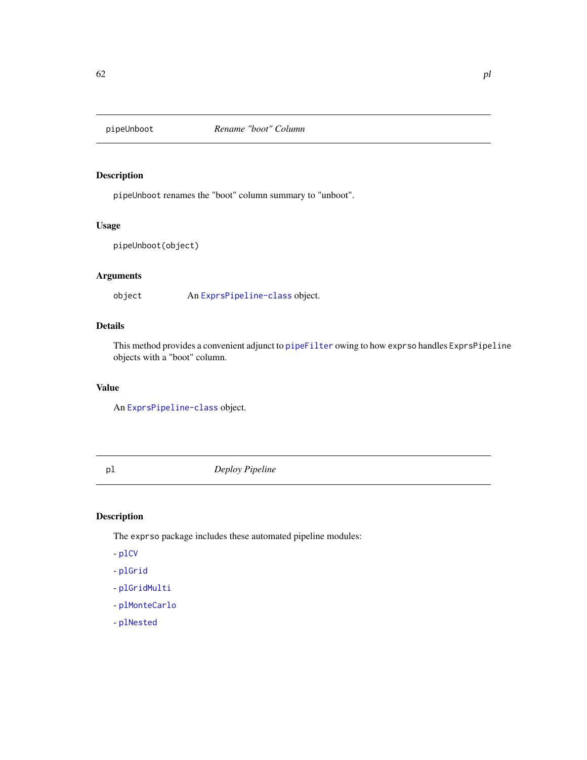## pipeUnboot — *Rename "boot" Column*

### Description

pipeUnboot renames the "boot" column summary to "unboot".

### Usage

```
pipeUnboot(object)
```

### Arguments

object — An ExprsPipeline-class object.

### Details

This method provides a convenient adjunct to pipeFilter owing to how exprso handles ExprsPipeline objects with a "boot" column.

### Value

An ExprsPipeline-class object.

## pl — *Deploy Pipeline*

### Description

The exprso package includes these automated pipeline modules:

- plCV
- plGrid
- plGridMulti
- plMonteCarlo
- plNested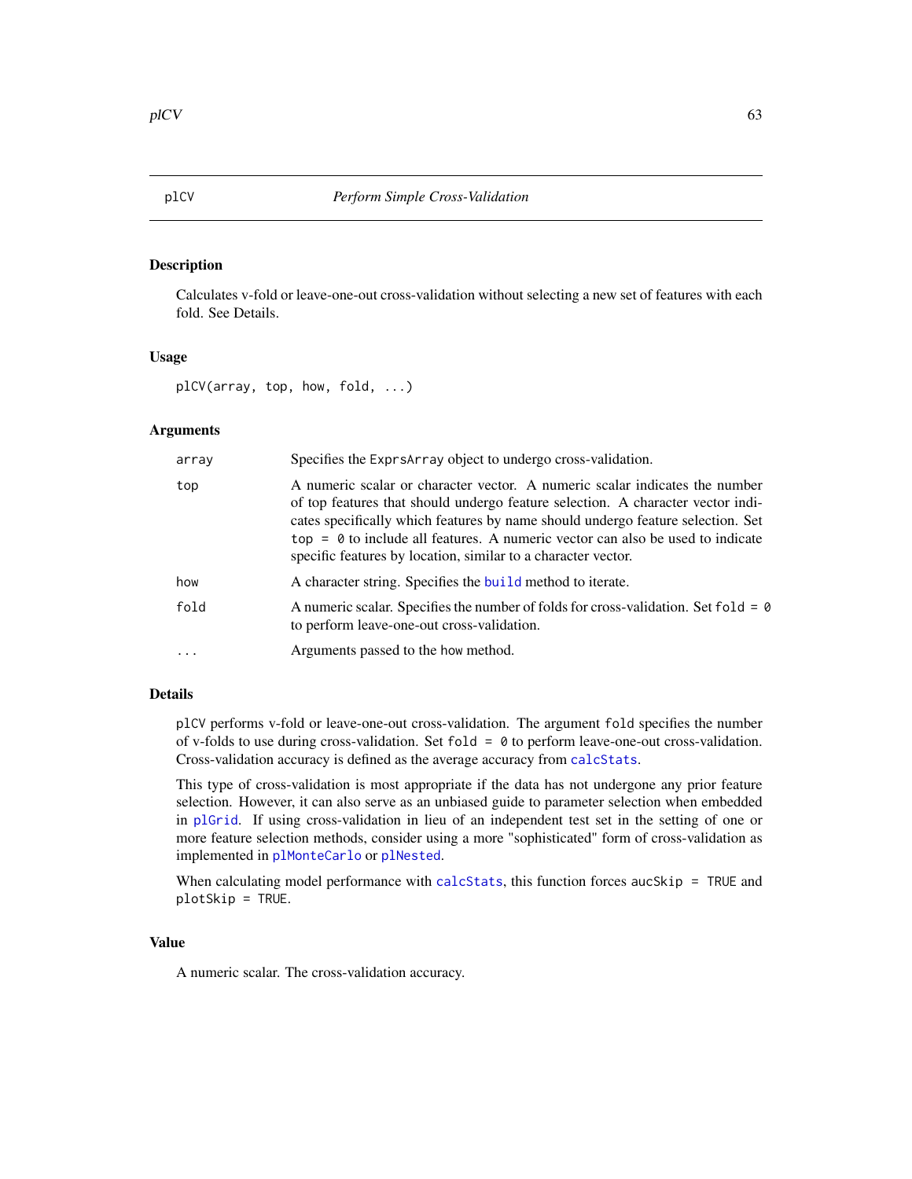# plCV *Perform Simple Cross-Validation*

## Description

Calculates v-fold or leave-one-out cross-validation without selecting a new set of features with each fold. See Details.

## Usage

```
plCV(array, top, how, fold, ...)
```

## Arguments

| | |
|---|---|
| `array` | Specifies the `ExprsArray` object to undergo cross-validation. |
| `top` | A numeric scalar or character vector. A numeric scalar indicates the number of top features that should undergo feature selection. A character vector indicates specifically which features by name should undergo feature selection. Set `top = 0` to include all features. A numeric vector can also be used to indicate specific features by location, similar to a character vector. |
| `how` | A character string. Specifies the `build` method to iterate. |
| `fold` | A numeric scalar. Specifies the number of folds for cross-validation. Set `fold = 0` to perform leave-one-out cross-validation. |
| `...` | Arguments passed to the `how` method. |

## Details

`plCV` performs v-fold or leave-one-out cross-validation. The argument `fold` specifies the number of v-folds to use during cross-validation. Set `fold = 0` to perform leave-one-out cross-validation. Cross-validation accuracy is defined as the average accuracy from `calcStats`.

This type of cross-validation is most appropriate if the data has not undergone any prior feature selection. However, it can also serve as an unbiased guide to parameter selection when embedded in `plGrid`. If using cross-validation in lieu of an independent test set in the setting of one or more feature selection methods, consider using a more "sophisticated" form of cross-validation as implemented in `plMonteCarlo` or `plNested`.

When calculating model performance with `calcStats`, this function forces `aucSkip = TRUE` and `plotSkip = TRUE`.

## Value

A numeric scalar. The cross-validation accuracy.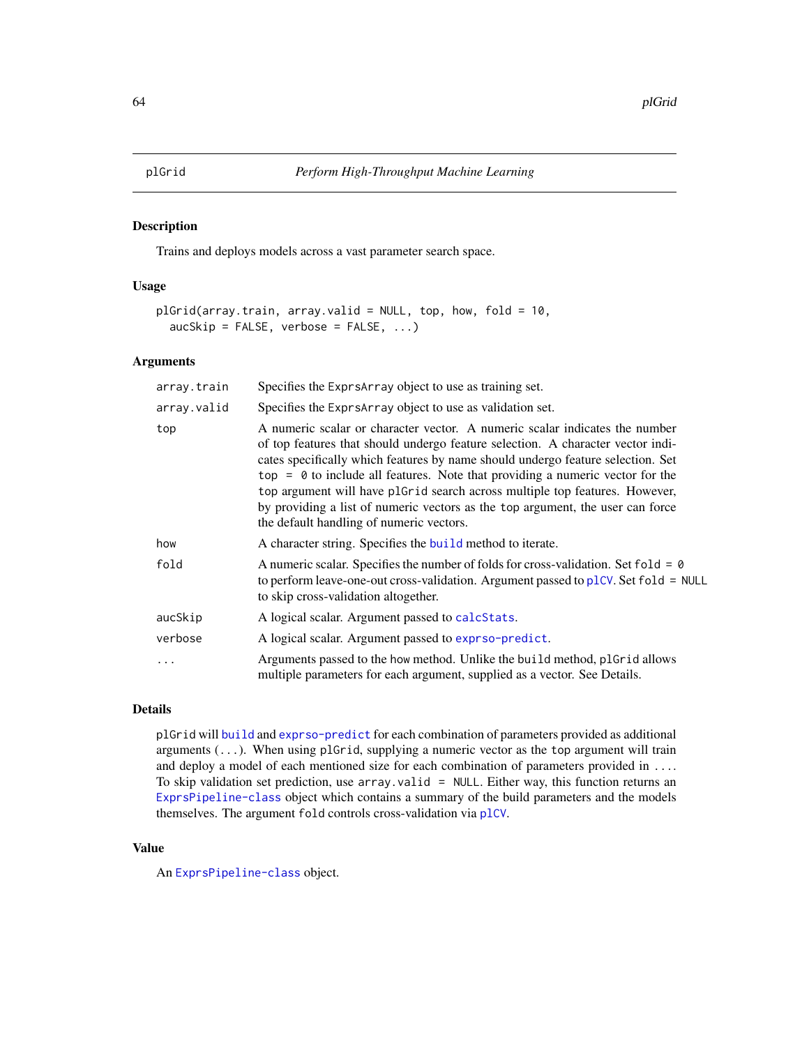## plGrid — *Perform High-Throughput Machine Learning*

### Description

Trains and deploys models across a vast parameter search space.

### Usage

```
plGrid(array.train, array.valid = NULL, top, how, fold = 10,
  aucSkip = FALSE, verbose = FALSE, ...)
```

### Arguments

| Argument | Description |
|---|---|
| `array.train` | Specifies the `ExprsArray` object to use as training set. |
| `array.valid` | Specifies the `ExprsArray` object to use as validation set. |
| `top` | A numeric scalar or character vector. A numeric scalar indicates the number of top features that should undergo feature selection. A character vector indicates specifically which features by name should undergo feature selection. Set `top = 0` to include all features. Note that providing a numeric vector for the `top` argument will have `plGrid` search across multiple top features. However, by providing a list of numeric vectors as the `top` argument, the user can force the default handling of numeric vectors. |
| `how` | A character string. Specifies the `build` method to iterate. |
| `fold` | A numeric scalar. Specifies the number of folds for cross-validation. Set `fold = 0` to perform leave-one-out cross-validation. Argument passed to `plCV`. Set `fold = NULL` to skip cross-validation altogether. |
| `aucSkip` | A logical scalar. Argument passed to `calcStats`. |
| `verbose` | A logical scalar. Argument passed to `exprso-predict`. |
| `...` | Arguments passed to the `how` method. Unlike the `build` method, `plGrid` allows multiple parameters for each argument, supplied as a vector. See Details. |

### Details

`plGrid` will `build` and `exprso-predict` for each combination of parameters provided as additional arguments (`...`). When using `plGrid`, supplying a numeric vector as the `top` argument will train and deploy a model of each mentioned size for each combination of parameters provided in `...`. To skip validation set prediction, use `array.valid = NULL`. Either way, this function returns an `ExprsPipeline-class` object which contains a summary of the build parameters and the models themselves. The argument `fold` controls cross-validation via `plCV`.

### Value

An `ExprsPipeline-class` object.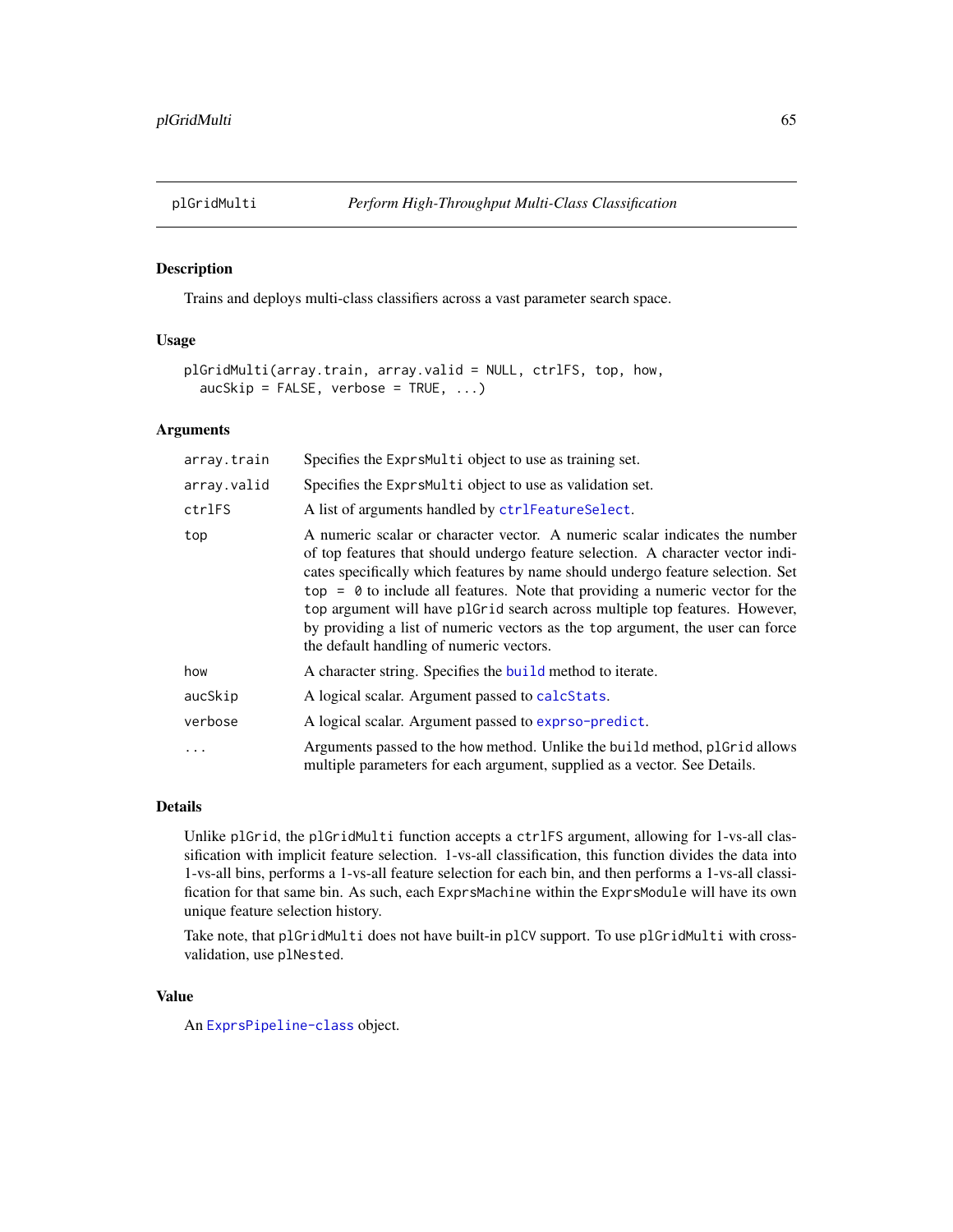plGridMulti *Perform High-Throughput Multi-Class Classification*

## Description

Trains and deploys multi-class classifiers across a vast parameter search space.

## Usage

```
plGridMulti(array.train, array.valid = NULL, ctrlFS, top, how,
  aucSkip = FALSE, verbose = TRUE, ...)
```

## Arguments

| | |
|---|---|
| array.train | Specifies the ExprsMulti object to use as training set. |
| array.valid | Specifies the ExprsMulti object to use as validation set. |
| ctrlFS | A list of arguments handled by ctrlFeatureSelect. |
| top | A numeric scalar or character vector. A numeric scalar indicates the number of top features that should undergo feature selection. A character vector indicates specifically which features by name should undergo feature selection. Set top = 0 to include all features. Note that providing a numeric vector for the top argument will have plGrid search across multiple top features. However, by providing a list of numeric vectors as the top argument, the user can force the default handling of numeric vectors. |
| how | A character string. Specifies the build method to iterate. |
| aucSkip | A logical scalar. Argument passed to calcStats. |
| verbose | A logical scalar. Argument passed to exprso-predict. |
| ... | Arguments passed to the how method. Unlike the build method, plGrid allows multiple parameters for each argument, supplied as a vector. See Details. |

## Details

Unlike plGrid, the plGridMulti function accepts a ctrlFS argument, allowing for 1-vs-all classification with implicit feature selection. 1-vs-all classification, this function divides the data into 1-vs-all bins, performs a 1-vs-all feature selection for each bin, and then performs a 1-vs-all classification for that same bin. As such, each ExprsMachine within the ExprsModule will have its own unique feature selection history.

Take note, that plGridMulti does not have built-in plCV support. To use plGridMulti with cross-validation, use plNested.

## Value

An ExprsPipeline-class object.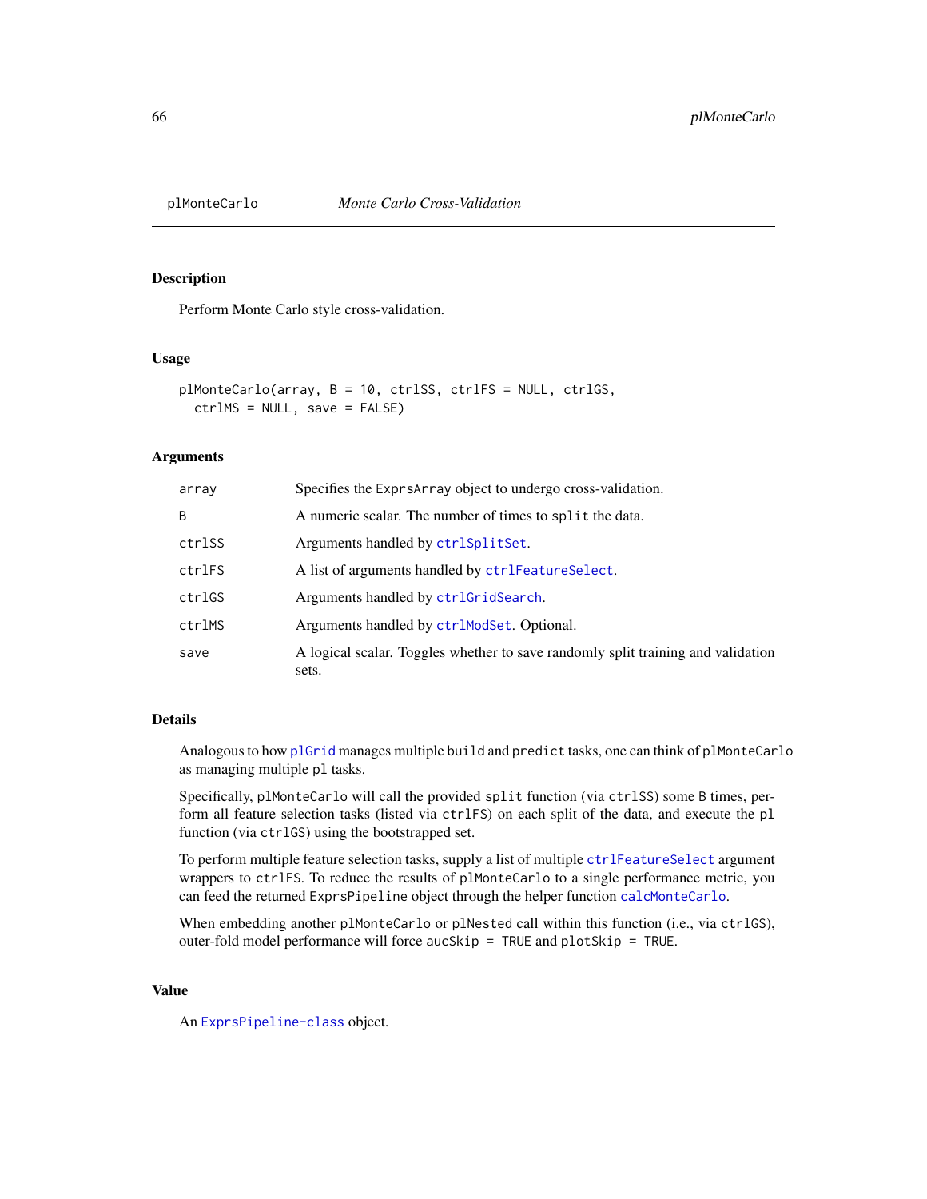## plMonteCarlo *Monte Carlo Cross-Validation*

### Description

Perform Monte Carlo style cross-validation.

### Usage

```
plMonteCarlo(array, B = 10, ctrlSS, ctrlFS = NULL, ctrlGS,
  ctrlMS = NULL, save = FALSE)
```

### Arguments

| | |
|---|---|
| array | Specifies the `ExprsArray` object to undergo cross-validation. |
| B | A numeric scalar. The number of times to `split` the data. |
| ctrlSS | Arguments handled by `ctrlSplitSet`. |
| ctrlFS | A list of arguments handled by `ctrlFeatureSelect`. |
| ctrlGS | Arguments handled by `ctrlGridSearch`. |
| ctrlMS | Arguments handled by `ctrlModSet`. Optional. |
| save | A logical scalar. Toggles whether to save randomly split training and validation sets. |

### Details

Analogous to how `plGrid` manages multiple `build` and `predict` tasks, one can think of `plMonteCarlo` as managing multiple `pl` tasks.

Specifically, `plMonteCarlo` will call the provided `split` function (via `ctrlSS`) some `B` times, perform all feature selection tasks (listed via `ctrlFS`) on each split of the data, and execute the `pl` function (via `ctrlGS`) using the bootstrapped set.

To perform multiple feature selection tasks, supply a list of multiple `ctrlFeatureSelect` argument wrappers to `ctrlFS`. To reduce the results of `plMonteCarlo` to a single performance metric, you can feed the returned `ExprsPipeline` object through the helper function `calcMonteCarlo`.

When embedding another `plMonteCarlo` or `plNested` call within this function (i.e., via `ctrlGS`), outer-fold model performance will force `aucSkip = TRUE` and `plotSkip = TRUE`.

### Value

An `ExprsPipeline-class` object.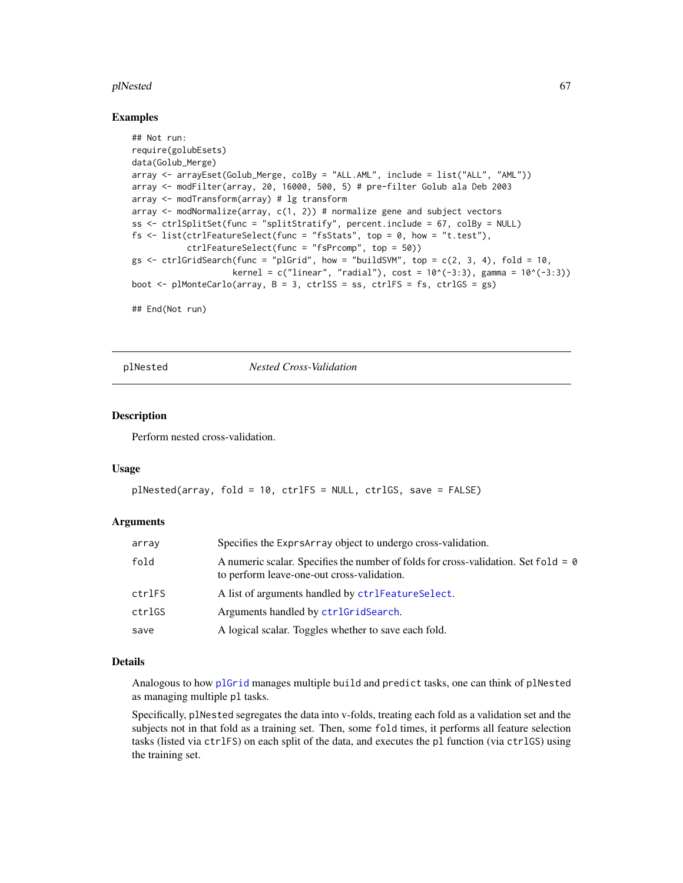## Examples

```
## Not run:
require(golubEsets)
data(Golub_Merge)
array <- arrayEset(Golub_Merge, colBy = "ALL.AML", include = list("ALL", "AML"))
array <- modFilter(array, 20, 16000, 500, 5) # pre-filter Golub ala Deb 2003
array <- modTransform(array) # lg transform
array <- modNormalize(array, c(1, 2)) # normalize gene and subject vectors
ss <- ctrlSplitSet(func = "splitStratify", percent.include = 67, colBy = NULL)
fs <- list(ctrlFeatureSelect(func = "fsStats", top = 0, how = "t.test"),
           ctrlFeatureSelect(func = "fsPrcomp", top = 50))
gs <- ctrlGridSearch(func = "plGrid", how = "buildSVM", top = c(2, 3, 4), fold = 10,
                     kernel = c("linear", "radial"), cost = 10^(-3:3), gamma = 10^(-3:3))
boot <- plMonteCarlo(array, B = 3, ctrlSS = ss, ctrlFS = fs, ctrlGS = gs)

## End(Not run)
```

---

# plNested *Nested Cross-Validation*

## Description

Perform nested cross-validation.

## Usage

```
plNested(array, fold = 10, ctrlFS = NULL, ctrlGS, save = FALSE)
```

## Arguments

| | |
|---|---|
| array | Specifies the ExprsArray object to undergo cross-validation. |
| fold | A numeric scalar. Specifies the number of folds for cross-validation. Set fold = 0 to perform leave-one-out cross-validation. |
| ctrlFS | A list of arguments handled by ctrlFeatureSelect. |
| ctrlGS | Arguments handled by ctrlGridSearch. |
| save | A logical scalar. Toggles whether to save each fold. |

## Details

Analogous to how plGrid manages multiple build and predict tasks, one can think of plNested as managing multiple pl tasks.

Specifically, plNested segregates the data into v-folds, treating each fold as a validation set and the subjects not in that fold as a training set. Then, some fold times, it performs all feature selection tasks (listed via ctrlFS) on each split of the data, and executes the pl function (via ctrlGS) using the training set.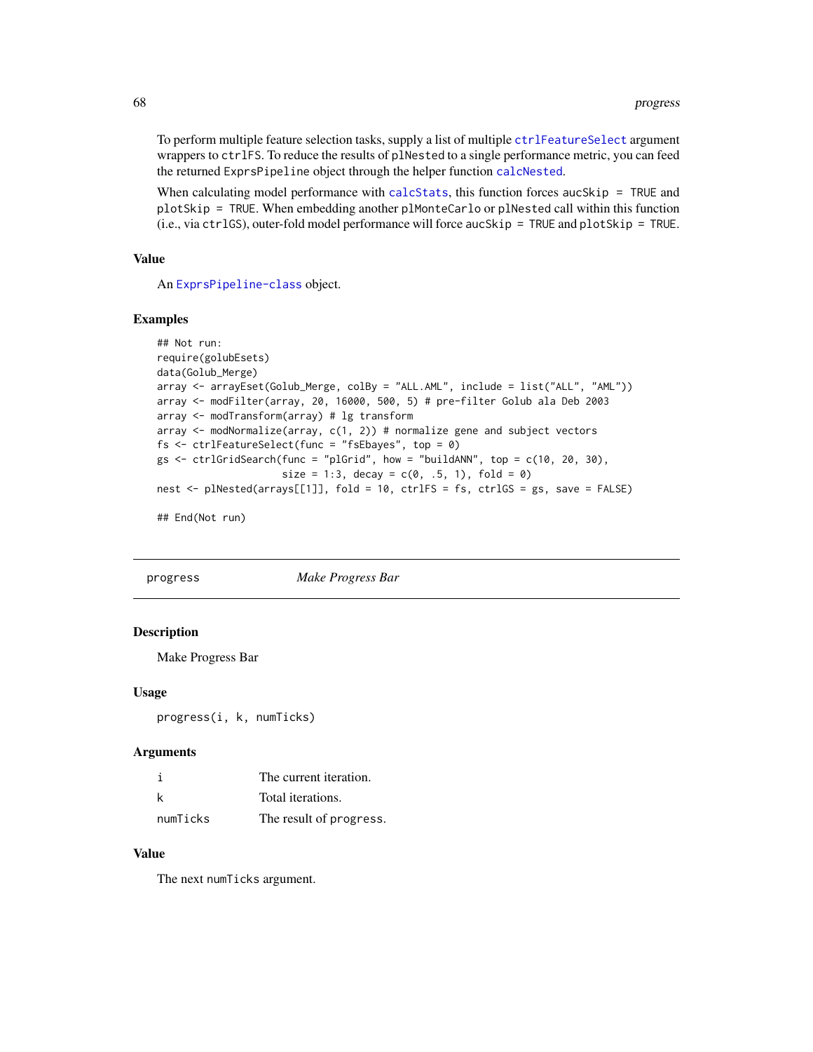To perform multiple feature selection tasks, supply a list of multiple `ctrlFeatureSelect` argument wrappers to `ctrlFS`. To reduce the results of `plNested` to a single performance metric, you can feed the returned `ExprsPipeline` object through the helper function `calcNested`.

When calculating model performance with `calcStats`, this function forces `aucSkip = TRUE` and `plotSkip = TRUE`. When embedding another `plMonteCarlo` or `plNested` call within this function (i.e., via `ctrlGS`), outer-fold model performance will force `aucSkip = TRUE` and `plotSkip = TRUE`.

### Value

An `ExprsPipeline-class` object.

### Examples

```
## Not run:
require(golubEsets)
data(Golub_Merge)
array <- arrayEset(Golub_Merge, colBy = "ALL.AML", include = list("ALL", "AML"))
array <- modFilter(array, 20, 16000, 500, 5) # pre-filter Golub ala Deb 2003
array <- modTransform(array) # lg transform
array <- modNormalize(array, c(1, 2)) # normalize gene and subject vectors
fs <- ctrlFeatureSelect(func = "fsEbayes", top = 0)
gs <- ctrlGridSearch(func = "plGrid", how = "buildANN", top = c(10, 20, 30),
                     size = 1:3, decay = c(0, .5, 1), fold = 0)
nest <- plNested(arrays[[1]], fold = 10, ctrlFS = fs, ctrlGS = gs, save = FALSE)

## End(Not run)
```

---

## progress — *Make Progress Bar*

### Description

Make Progress Bar

### Usage

```
progress(i, k, numTicks)
```

### Arguments

| | |
|---|---|
| `i` | The current iteration. |
| `k` | Total iterations. |
| `numTicks` | The result of `progress`. |

### Value

The next `numTicks` argument.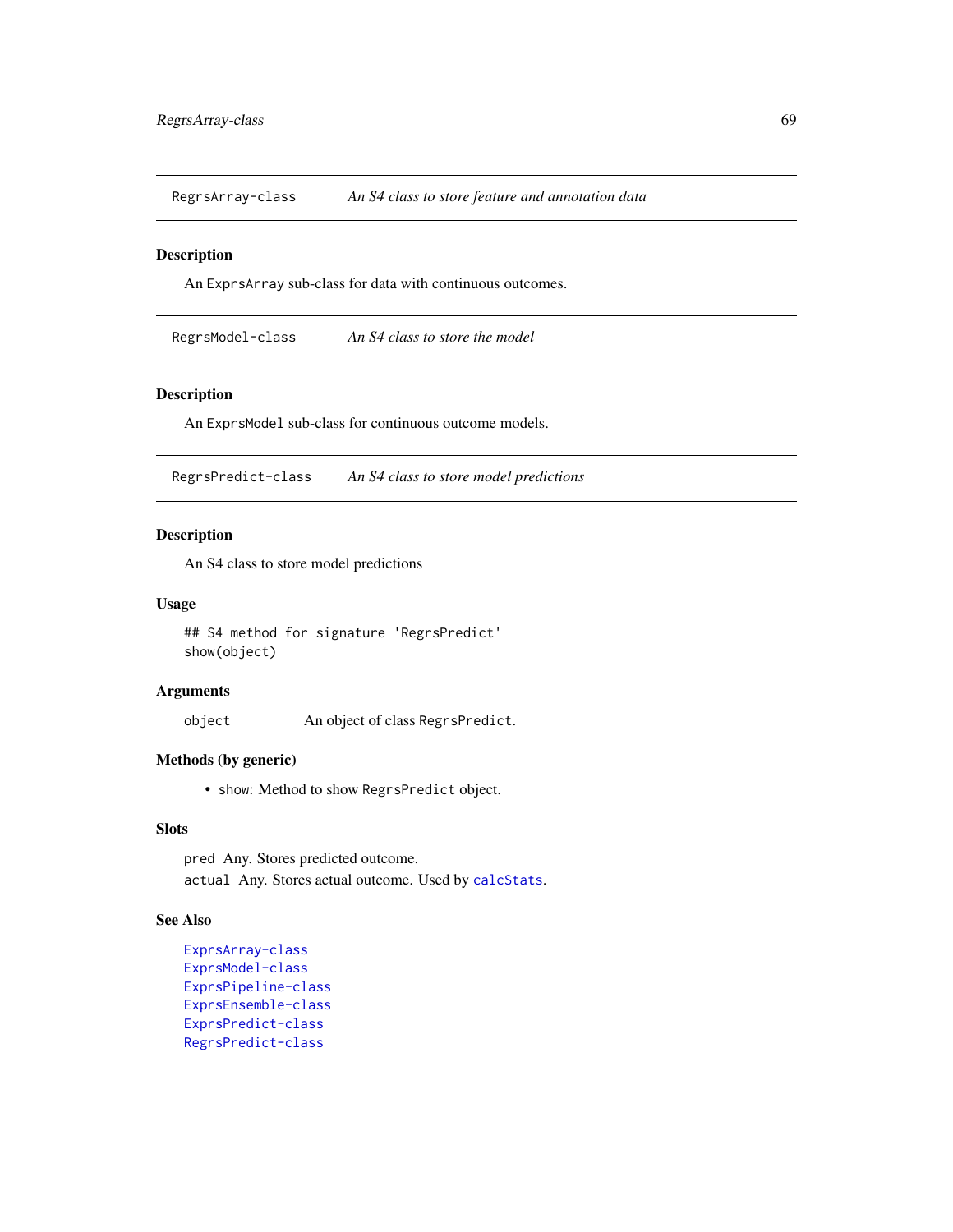## RegrsArray-class — *An S4 class to store feature and annotation data*

### Description

An `ExprsArray` sub-class for data with continuous outcomes.

## RegrsModel-class — *An S4 class to store the model*

### Description

An `ExprsModel` sub-class for continuous outcome models.

## RegrsPredict-class — *An S4 class to store model predictions*

### Description

An S4 class to store model predictions

### Usage

```
## S4 method for signature 'RegrsPredict'
show(object)
```

### Arguments

`object` An object of class `RegrsPredict`.

### Methods (by generic)

- `show`: Method to show `RegrsPredict` object.

### Slots

`pred` Any. Stores predicted outcome.

`actual` Any. Stores actual outcome. Used by `calcStats`.

### See Also

`ExprsArray-class`
`ExprsModel-class`
`ExprsPipeline-class`
`ExprsEnsemble-class`
`ExprsPredict-class`
`RegrsPredict-class`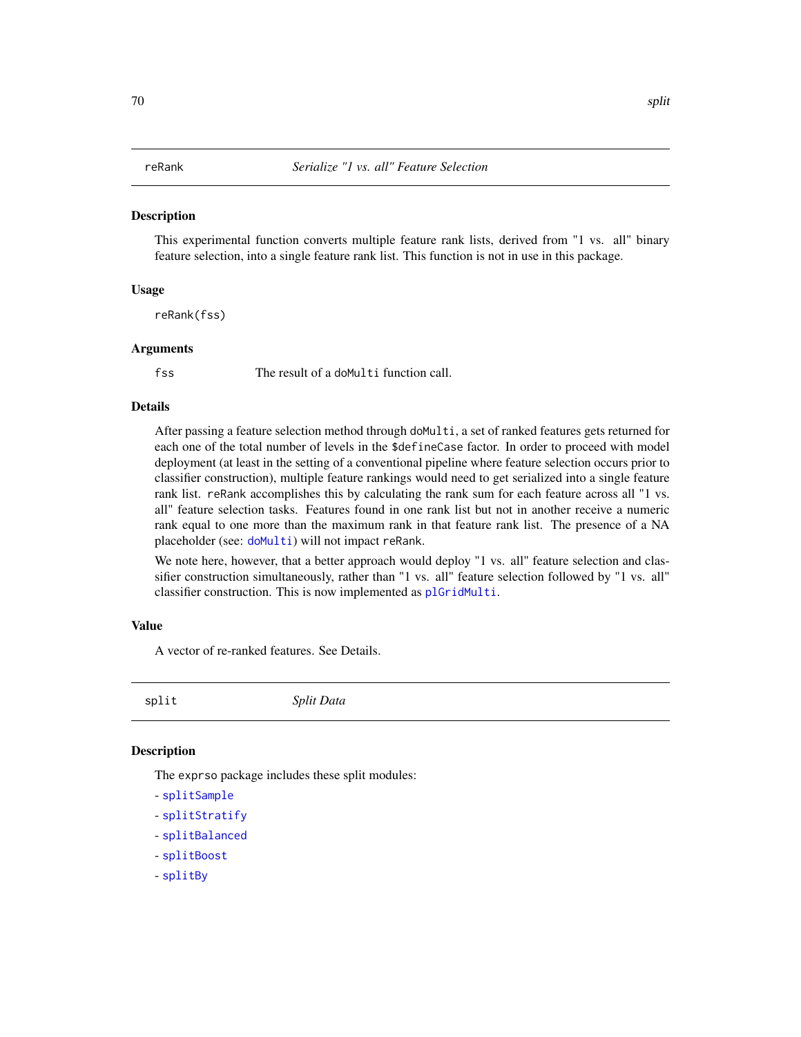## reRank — *Serialize "1 vs. all" Feature Selection*

### Description

This experimental function converts multiple feature rank lists, derived from "1 vs. all" binary feature selection, into a single feature rank list. This function is not in use in this package.

### Usage

```
reRank(fss)
```

### Arguments

`fss` — The result of a `doMulti` function call.

### Details

After passing a feature selection method through `doMulti`, a set of ranked features gets returned for each one of the total number of levels in the `$defineCase` factor. In order to proceed with model deployment (at least in the setting of a conventional pipeline where feature selection occurs prior to classifier construction), multiple feature rankings would need to get serialized into a single feature rank list. `reRank` accomplishes this by calculating the rank sum for each feature across all "1 vs. all" feature selection tasks. Features found in one rank list but not in another receive a numeric rank equal to one more than the maximum rank in that feature rank list. The presence of a NA placeholder (see: `doMulti`) will not impact `reRank`.

We note here, however, that a better approach would deploy "1 vs. all" feature selection and classifier construction simultaneously, rather than "1 vs. all" feature selection followed by "1 vs. all" classifier construction. This is now implemented as `plGridMulti`.

### Value

A vector of re-ranked features. See Details.

## split — *Split Data*

### Description

The `exprso` package includes these split modules:

- `splitSample`
- `splitStratify`
- `splitBalanced`
- `splitBoost`
- `splitBy`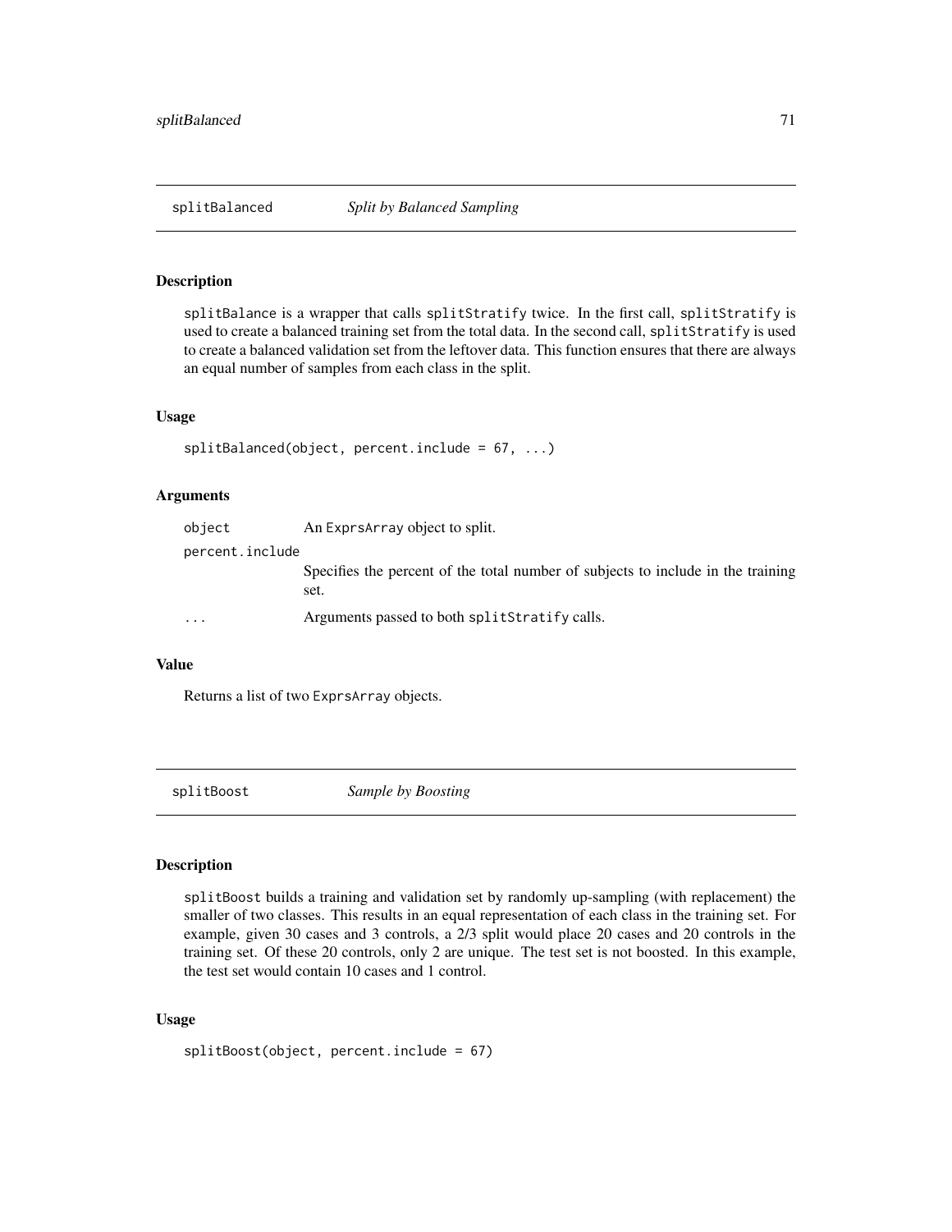## splitBalanced *Split by Balanced Sampling*

### Description

splitBalance is a wrapper that calls splitStratify twice. In the first call, splitStratify is used to create a balanced training set from the total data. In the second call, splitStratify is used to create a balanced validation set from the leftover data. This function ensures that there are always an equal number of samples from each class in the split.

### Usage

```
splitBalanced(object, percent.include = 67, ...)
```

### Arguments

| | |
|---|---|
| object | An ExprsArray object to split. |
| percent.include | Specifies the percent of the total number of subjects to include in the training set. |
| ... | Arguments passed to both splitStratify calls. |

### Value

Returns a list of two ExprsArray objects.

## splitBoost *Sample by Boosting*

### Description

splitBoost builds a training and validation set by randomly up-sampling (with replacement) the smaller of two classes. This results in an equal representation of each class in the training set. For example, given 30 cases and 3 controls, a 2/3 split would place 20 cases and 20 controls in the training set. Of these 20 controls, only 2 are unique. The test set is not boosted. In this example, the test set would contain 10 cases and 1 control.

### Usage

```
splitBoost(object, percent.include = 67)
```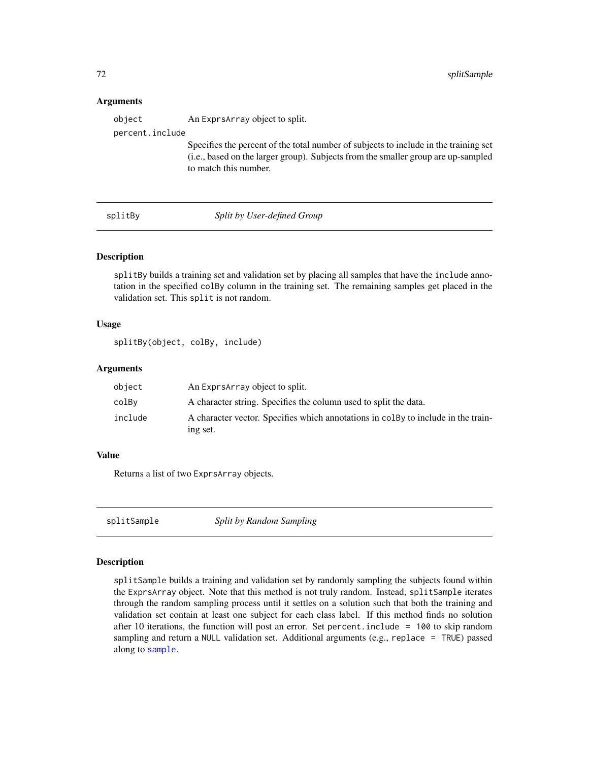### Arguments

`object` An `ExprsArray` object to split.

`percent.include` Specifies the percent of the total number of subjects to include in the training set (i.e., based on the larger group). Subjects from the smaller group are up-sampled to match this number.

---

## splitBy *Split by User-defined Group*

### Description

`splitBy` builds a training set and validation set by placing all samples that have the `include` annotation in the specified `colBy` column in the training set. The remaining samples get placed in the validation set. This `split` is not random.

### Usage

```
splitBy(object, colBy, include)
```

### Arguments

| | |
|---|---|
| `object` | An `ExprsArray` object to split. |
| `colBy` | A character string. Specifies the column used to split the data. |
| `include` | A character vector. Specifies which annotations in `colBy` to include in the training set. |

### Value

Returns a list of two `ExprsArray` objects.

---

## splitSample *Split by Random Sampling*

### Description

`splitSample` builds a training and validation set by randomly sampling the subjects found within the `ExprsArray` object. Note that this method is not truly random. Instead, `splitSample` iterates through the random sampling process until it settles on a solution such that both the training and validation set contain at least one subject for each class label. If this method finds no solution after 10 iterations, the function will post an error. Set `percent.include = 100` to skip random sampling and return a `NULL` validation set. Additional arguments (e.g., `replace = TRUE`) passed along to `sample`.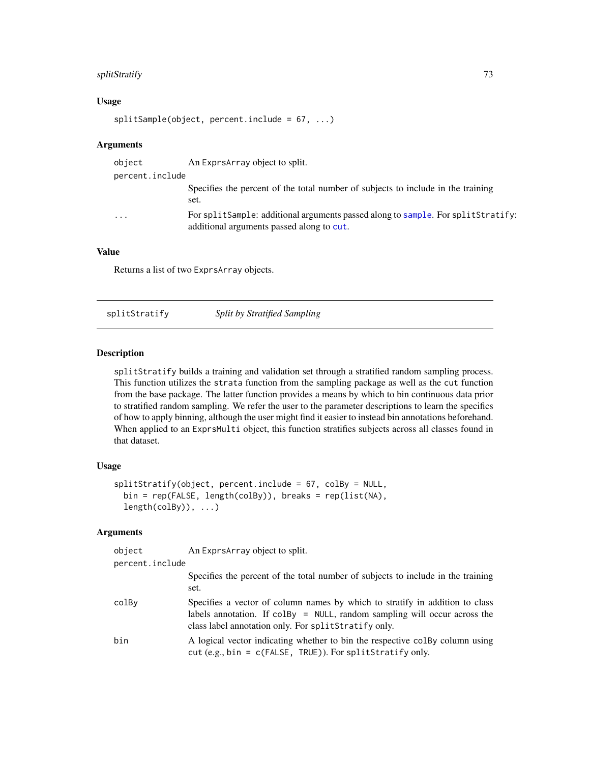### Usage

```
splitSample(object, percent.include = 67, ...)
```

### Arguments

| | |
|---|---|
| `object` | An `ExprsArray` object to split. |
| `percent.include` | Specifies the percent of the total number of subjects to include in the training set. |
| `...` | For `splitSample`: additional arguments passed along to `sample`. For `splitStratify`: additional arguments passed along to `cut`. |

### Value

Returns a list of two `ExprsArray` objects.

---

## splitStratify *Split by Stratified Sampling*

---

### Description

`splitStratify` builds a training and validation set through a stratified random sampling process. This function utilizes the `strata` function from the sampling package as well as the `cut` function from the base package. The latter function provides a means by which to bin continuous data prior to stratified random sampling. We refer the user to the parameter descriptions to learn the specifics of how to apply binning, although the user might find it easier to instead bin annotations beforehand. When applied to an `ExprsMulti` object, this function stratifies subjects across all classes found in that dataset.

### Usage

```
splitStratify(object, percent.include = 67, colBy = NULL,
  bin = rep(FALSE, length(colBy)), breaks = rep(list(NA),
  length(colBy)), ...)
```

### Arguments

| | |
|---|---|
| `object` | An `ExprsArray` object to split. |
| `percent.include` | Specifies the percent of the total number of subjects to include in the training set. |
| `colBy` | Specifies a vector of column names by which to stratify in addition to class labels annotation. If `colBy = NULL`, random sampling will occur across the class label annotation only. For `splitStratify` only. |
| `bin` | A logical vector indicating whether to bin the respective `colBy` column using `cut` (e.g., `bin = c(FALSE, TRUE)`). For `splitStratify` only. |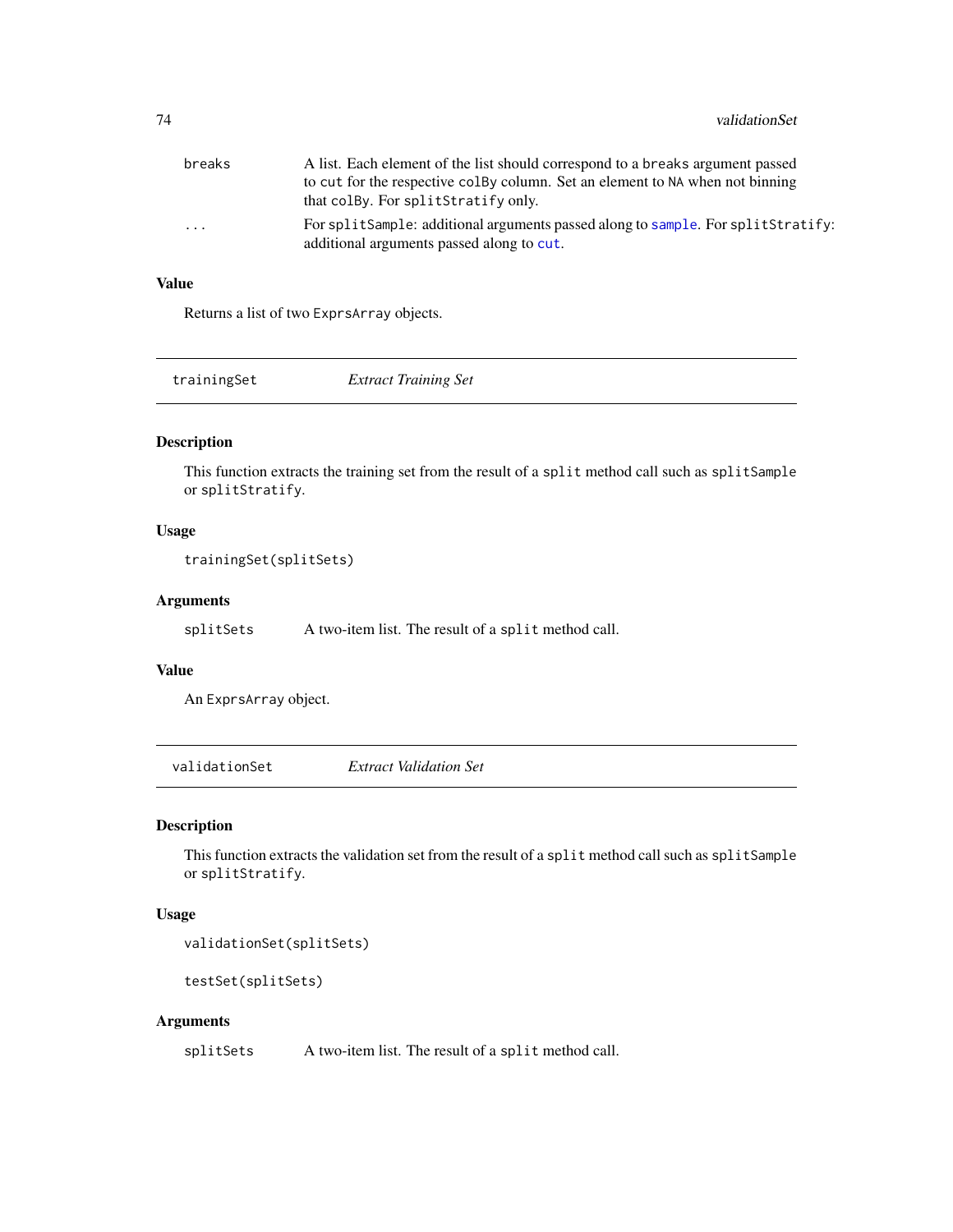| | |
|---|---|
| `breaks` | A list. Each element of the list should correspond to a `breaks` argument passed to `cut` for the respective `colBy` column. Set an element to `NA` when not binning that `colBy`. For `splitStratify` only. |
| `...` | For `splitSample`: additional arguments passed along to `sample`. For `splitStratify`: additional arguments passed along to `cut`. |

### Value

Returns a list of two `ExprsArray` objects.

---

## `trainingSet` *Extract Training Set*

---

### Description

This function extracts the training set from the result of a `split` method call such as `splitSample` or `splitStratify`.

### Usage

```
trainingSet(splitSets)
```

### Arguments

| | |
|---|---|
| `splitSets` | A two-item list. The result of a `split` method call. |

### Value

An `ExprsArray` object.

---

## `validationSet` *Extract Validation Set*

---

### Description

This function extracts the validation set from the result of a `split` method call such as `splitSample` or `splitStratify`.

### Usage

```
validationSet(splitSets)

testSet(splitSets)
```

### Arguments

| | |
|---|---|
| `splitSets` | A two-item list. The result of a `split` method call. |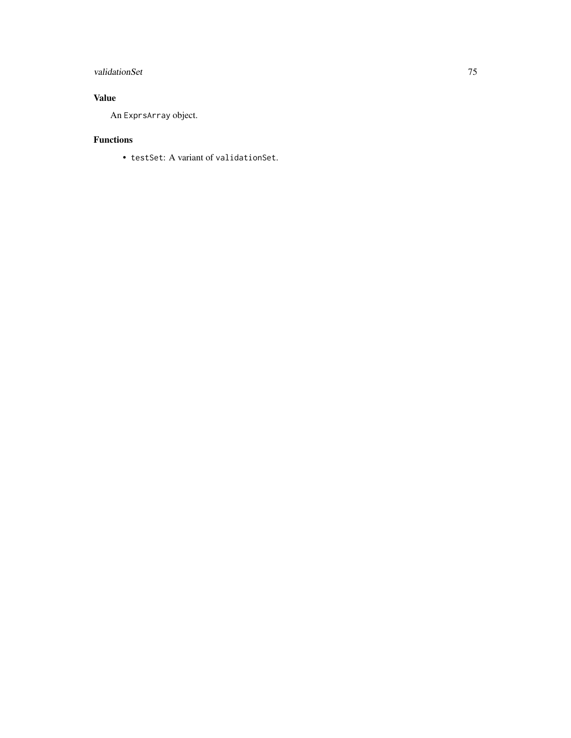## Value

An `ExprsArray` object.

## Functions

- `testSet`: A variant of `validationSet`.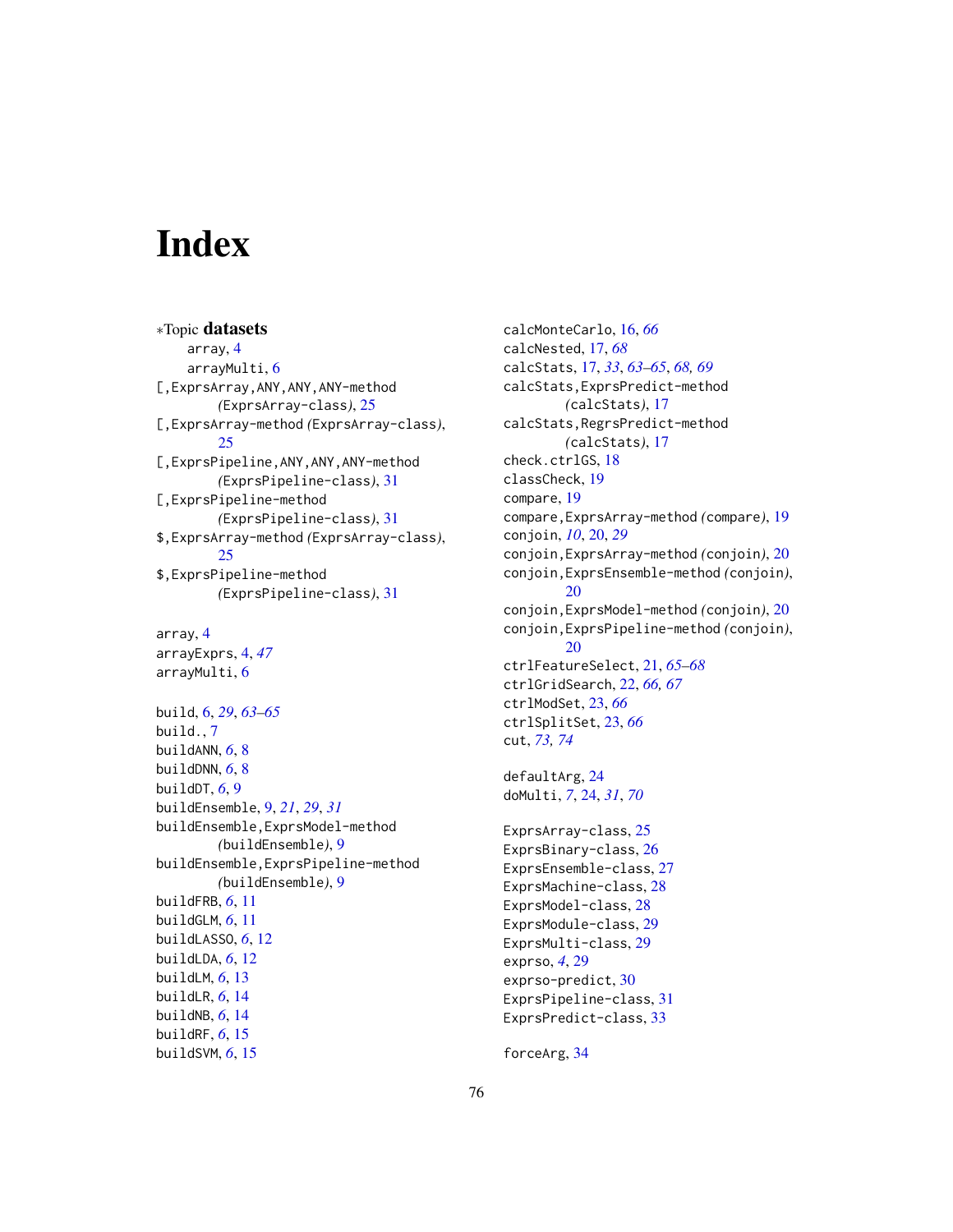# Index

∗Topic **datasets**
- array, 4
- arrayMulti, 6

[,ExprsArray,ANY,ANY,ANY-method *(*ExprsArray-class*)*, 25
[,ExprsArray-method *(*ExprsArray-class*)*, 25
[,ExprsPipeline,ANY,ANY,ANY-method *(*ExprsPipeline-class*)*, 31
[,ExprsPipeline-method *(*ExprsPipeline-class*)*, 31
$,ExprsArray-method *(*ExprsArray-class*)*, 25
$,ExprsPipeline-method *(*ExprsPipeline-class*)*, 31

array, 4
arrayExprs, 4, *47*
arrayMulti, 6

build, 6, *29*, *63–65*
build., 7
buildANN, *6*, 8
buildDNN, *6*, 8
buildDT, *6*, 9
buildEnsemble, 9, *21*, *29*, *31*
buildEnsemble,ExprsModel-method *(*buildEnsemble*)*, 9
buildEnsemble,ExprsPipeline-method *(*buildEnsemble*)*, 9
buildFRB, *6*, 11
buildGLM, *6*, 11
buildLASSO, *6*, 12
buildLDA, *6*, 12
buildLM, *6*, 13
buildLR, *6*, 14
buildNB, *6*, 14
buildRF, *6*, 15
buildSVM, *6*, 15

calcMonteCarlo, 16, *66*
calcNested, 17, *68*
calcStats, 17, *33*, *63–65*, *68, 69*
calcStats,ExprsPredict-method *(*calcStats*)*, 17
calcStats,RegrsPredict-method *(*calcStats*)*, 17
check.ctrlGS, 18
classCheck, 19
compare, 19
compare,ExprsArray-method *(*compare*)*, 19
conjoin, *10*, 20, *29*
conjoin,ExprsArray-method *(*conjoin*)*, 20
conjoin,ExprsEnsemble-method *(*conjoin*)*, 20
conjoin,ExprsModel-method *(*conjoin*)*, 20
conjoin,ExprsPipeline-method *(*conjoin*)*, 20
ctrlFeatureSelect, 21, *65–68*
ctrlGridSearch, 22, *66, 67*
ctrlModSet, 23, *66*
ctrlSplitSet, 23, *66*
cut, *73, 74*

defaultArg, 24
doMulti, *7*, 24, *31*, *70*

ExprsArray-class, 25
ExprsBinary-class, 26
ExprsEnsemble-class, 27
ExprsMachine-class, 28
ExprsModel-class, 28
ExprsModule-class, 29
ExprsMulti-class, 29
exprso, *4*, 29
exprso-predict, 30
ExprsPipeline-class, 31
ExprsPredict-class, 33

forceArg, 34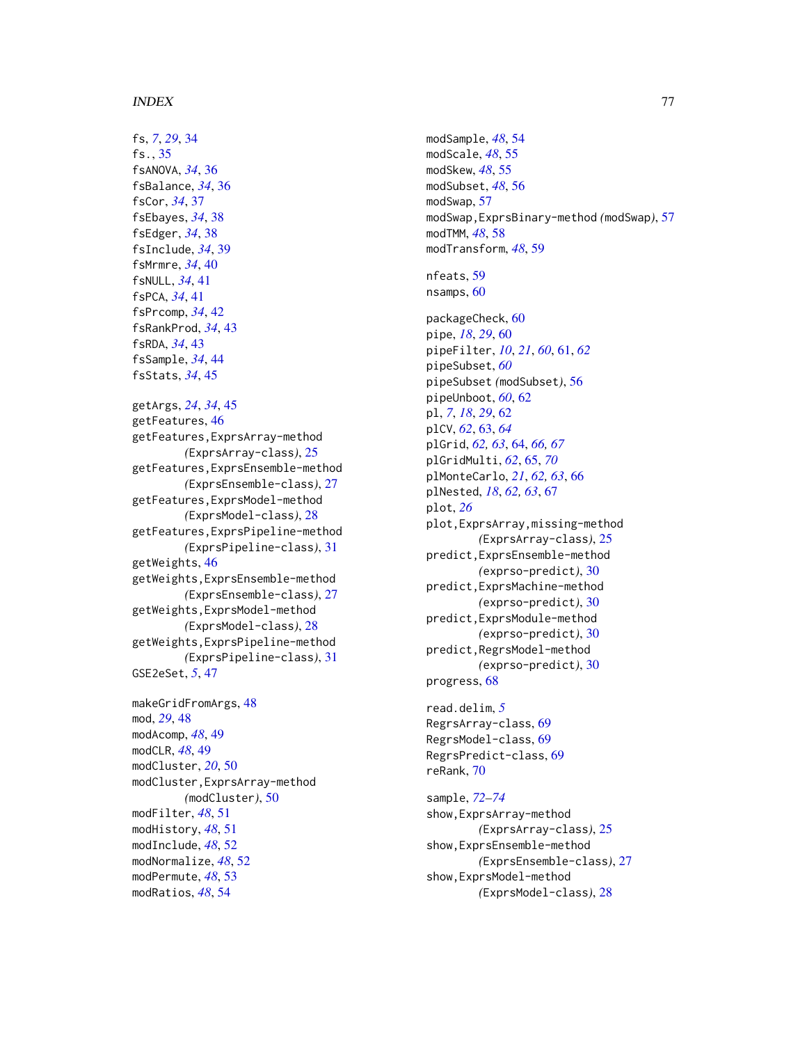fs, *7*, *29*, 34
fs., 35
fsANOVA, *34*, 36
fsBalance, *34*, 36
fsCor, *34*, 37
fsEbayes, *34*, 38
fsEdger, *34*, 38
fsInclude, *34*, 39
fsMrmre, *34*, 40
fsNULL, *34*, 41
fsPCA, *34*, 41
fsPrcomp, *34*, 42
fsRankProd, *34*, 43
fsRDA, *34*, 43
fsSample, *34*, 44
fsStats, *34*, 45

getArgs, *24*, *34*, 45
getFeatures, 46
getFeatures,ExprsArray-method *(*ExprsArray-class*)*, 25
getFeatures,ExprsEnsemble-method *(*ExprsEnsemble-class*)*, 27
getFeatures,ExprsModel-method *(*ExprsModel-class*)*, 28
getFeatures,ExprsPipeline-method *(*ExprsPipeline-class*)*, 31
getWeights, 46
getWeights,ExprsEnsemble-method *(*ExprsEnsemble-class*)*, 27
getWeights,ExprsModel-method *(*ExprsModel-class*)*, 28
getWeights,ExprsPipeline-method *(*ExprsPipeline-class*)*, 31
GSE2eSet, *5*, 47

makeGridFromArgs, 48
mod, *29*, 48
modAcomp, *48*, 49
modCLR, *48*, 49
modCluster, *20*, 50
modCluster,ExprsArray-method *(*modCluster*)*, 50
modFilter, *48*, 51
modHistory, *48*, 51
modInclude, *48*, 52
modNormalize, *48*, 52
modPermute, *48*, 53
modRatios, *48*, 54
modSample, *48*, 54
modScale, *48*, 55
modSkew, *48*, 55
modSubset, *48*, 56
modSwap, 57
modSwap,ExprsBinary-method *(*modSwap*)*, 57
modTMM, *48*, 58
modTransform, *48*, 59

nfeats, 59
nsamps, 60

packageCheck, 60
pipe, *18*, *29*, 60
pipeFilter, *10*, *21*, *60*, 61, *62*
pipeSubset, *60*
pipeSubset *(*modSubset*)*, 56
pipeUnboot, *60*, 62
pl, *7*, *18*, *29*, 62
plCV, *62*, 63, *64*
plGrid, *62, 63*, 64, *66, 67*
plGridMulti, *62*, 65, *70*
plMonteCarlo, *21*, *62, 63*, 66
plNested, *18*, *62, 63*, 67
plot, *26*
plot,ExprsArray,missing-method *(*ExprsArray-class*)*, 25
predict,ExprsEnsemble-method *(*exprso-predict*)*, 30
predict,ExprsMachine-method *(*exprso-predict*)*, 30
predict,ExprsModule-method *(*exprso-predict*)*, 30
predict,RegrsModel-method *(*exprso-predict*)*, 30
progress, 68

read.delim, *5*
RegrsArray-class, 69
RegrsModel-class, 69
RegrsPredict-class, 69
reRank, 70

sample, *72–74*
show,ExprsArray-method *(*ExprsArray-class*)*, 25
show,ExprsEnsemble-method *(*ExprsEnsemble-class*)*, 27
show,ExprsModel-method *(*ExprsModel-class*)*, 28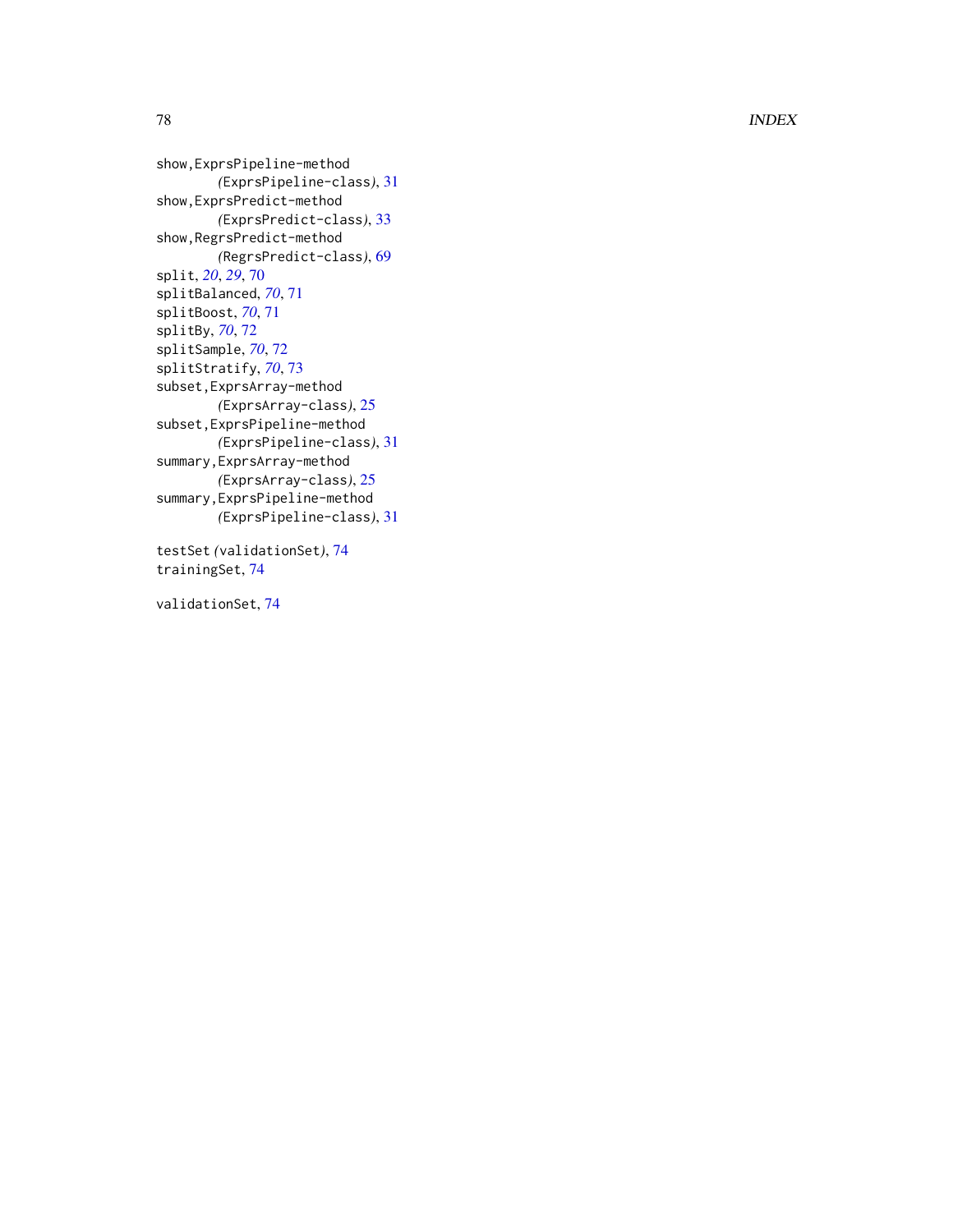show,ExprsPipeline-method
        *(*ExprsPipeline-class*)*, 31
show,ExprsPredict-method
        *(*ExprsPredict-class*)*, 33
show,RegrsPredict-method
        *(*RegrsPredict-class*)*, 69
split, *20*, *29*, 70
splitBalanced, *70*, 71
splitBoost, *70*, 71
splitBy, *70*, 72
splitSample, *70*, 72
splitStratify, *70*, 73
subset,ExprsArray-method
        *(*ExprsArray-class*)*, 25
subset,ExprsPipeline-method
        *(*ExprsPipeline-class*)*, 31
summary,ExprsArray-method
        *(*ExprsArray-class*)*, 25
summary,ExprsPipeline-method
        *(*ExprsPipeline-class*)*, 31

testSet *(*validationSet*)*, 74
trainingSet, 74

validationSet, 74